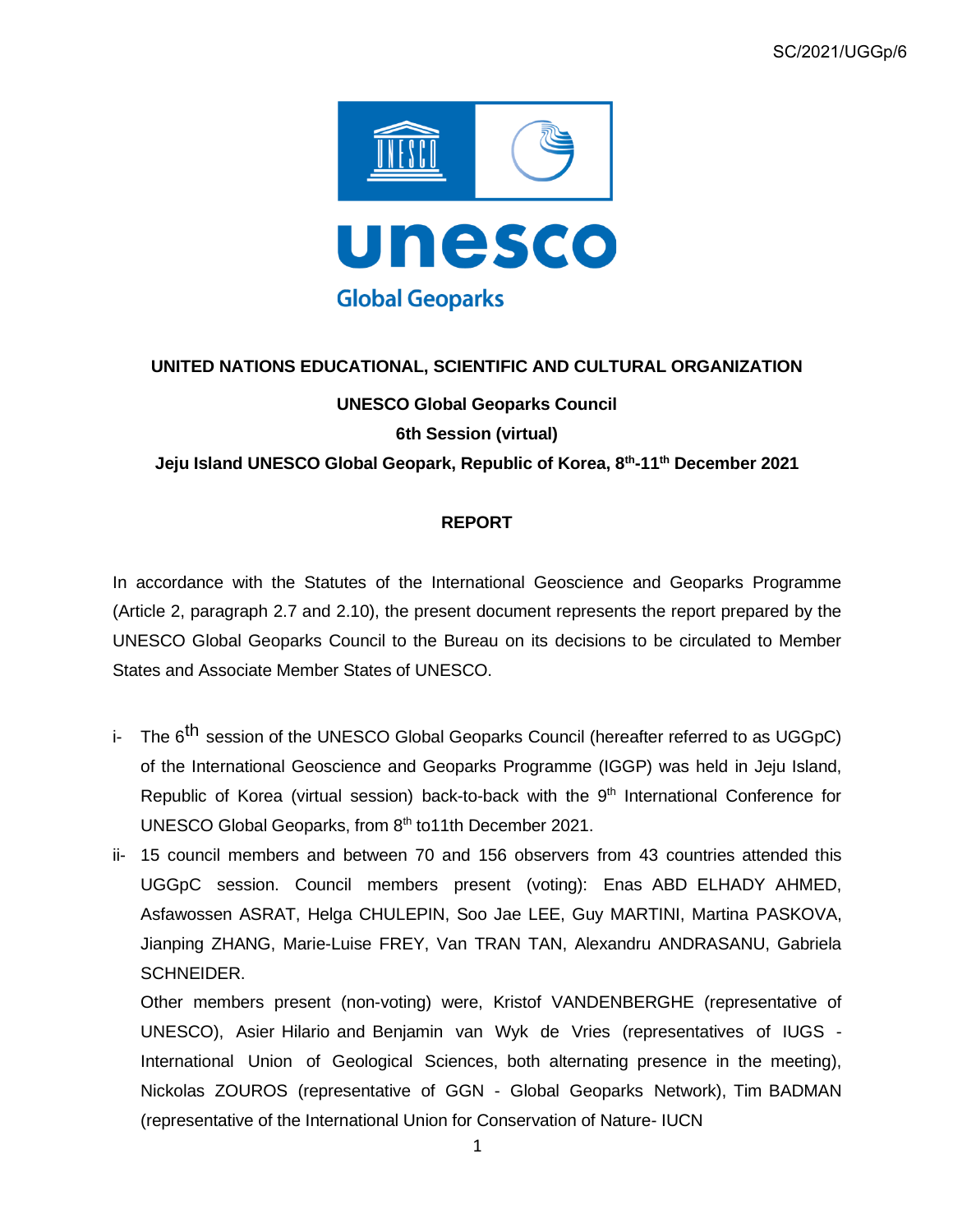SC/2021/UGGp/6

**UNITED NATIONS EDUCATIONAL, SCIENTIFIC AND CULTURAL ORGANIZATION**

**UNESCO Global Geoparks Council**

**6th Session (virtual)**

**Jeju Island UNESCO Global Geopark, Republic of Korea, 8th-11th December 2021**

# REPORT

In accordance with the Statutes of the International Geoscience and Geoparks Programme (Article 2, paragraph 2.7 and 2.10), the present document represents the report prepared by the UNESCO Global Geoparks Council to the Bureau on its decisions to be circulated to Member States and Associate Member States of UNESCO.

i- The 6th session of the UNESCO Global Geoparks Council (hereafter referred to as UGGpC) of the International Geoscience and Geoparks Programme (IGGP) was held in Jeju Island, Republic of Korea (virtual session) back-to-back with the 9th International Conference for UNESCO Global Geoparks, from 8th to11th December 2021.

ii- 15 council members and between 70 and 156 observers from 43 countries attended this UGGpC session. Council members present (voting): Enas ABD ELHADY AHMED, Asfawossen ASRAT, Helga CHULEPIN, Soo Jae LEE, Guy MARTINI, Martina PASKOVA, Jianping ZHANG, Marie-Luise FREY, Van TRAN TAN, Alexandru ANDRASANU, Gabriela SCHNEIDER.

Other members present (non-voting) were, Kristof VANDENBERGHE (representative of UNESCO), Asier Hilario and Benjamin van Wyk de Vries (representatives of IUGS - International Union of Geological Sciences, both alternating presence in the meeting), Nickolas ZOUROS (representative of GGN - Global Geoparks Network), Tim BADMAN (representative of the International Union for Conservation of Nature- IUCN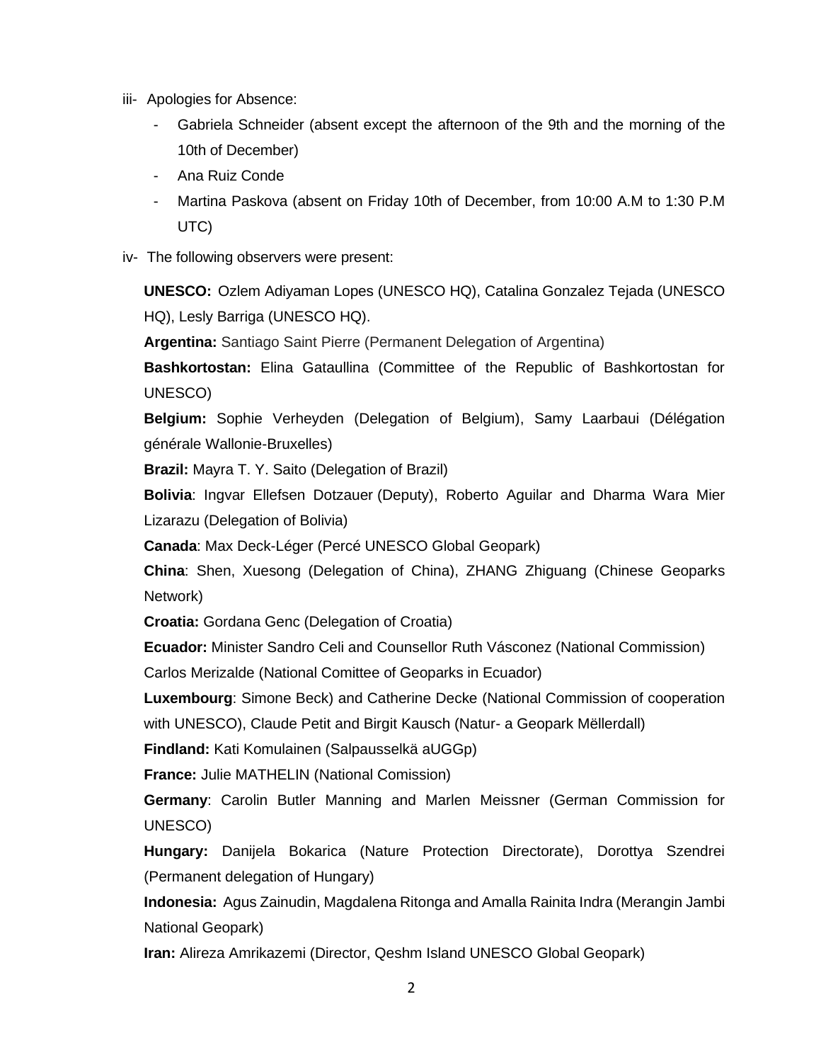iii- Apologies for Absence:

- Gabriela Schneider (absent except the afternoon of the 9th and the morning of the 10th of December)
- Ana Ruiz Conde
- Martina Paskova (absent on Friday 10th of December, from 10:00 A.M to 1:30 P.M UTC)

iv- The following observers were present:

**UNESCO:** Ozlem Adiyaman Lopes (UNESCO HQ), Catalina Gonzalez Tejada (UNESCO HQ), Lesly Barriga (UNESCO HQ).

**Argentina:** Santiago Saint Pierre (Permanent Delegation of Argentina)

**Bashkortostan:** Elina Gataullina (Committee of the Republic of Bashkortostan for UNESCO)

**Belgium:** Sophie Verheyden (Delegation of Belgium), Samy Laarbaui (Délégation générale Wallonie-Bruxelles)

**Brazil:** Mayra T. Y. Saito (Delegation of Brazil)

**Bolivia**: Ingvar Ellefsen Dotzauer (Deputy), Roberto Aguilar and Dharma Wara Mier Lizarazu (Delegation of Bolivia)

**Canada**: Max Deck-Léger (Percé UNESCO Global Geopark)

**China**: Shen, Xuesong (Delegation of China), ZHANG Zhiguang (Chinese Geoparks Network)

**Croatia:** Gordana Genc (Delegation of Croatia)

**Ecuador:** Minister Sandro Celi and Counsellor Ruth Vásconez (National Commission) Carlos Merizalde (National Comittee of Geoparks in Ecuador)

**Luxembourg**: Simone Beck) and Catherine Decke (National Commission of cooperation with UNESCO), Claude Petit and Birgit Kausch (Natur- a Geopark Mëllerdall)

**Findland:** Kati Komulainen (Salpausselkä aUGGp)

**France:** Julie MATHELIN (National Comission)

**Germany**: Carolin Butler Manning and Marlen Meissner (German Commission for UNESCO)

**Hungary:** Danijela Bokarica (Nature Protection Directorate), Dorottya Szendrei (Permanent delegation of Hungary)

**Indonesia:** Agus Zainudin, Magdalena Ritonga and Amalla Rainita Indra (Merangin Jambi National Geopark)

**Iran:** Alireza Amrikazemi (Director, Qeshm Island UNESCO Global Geopark)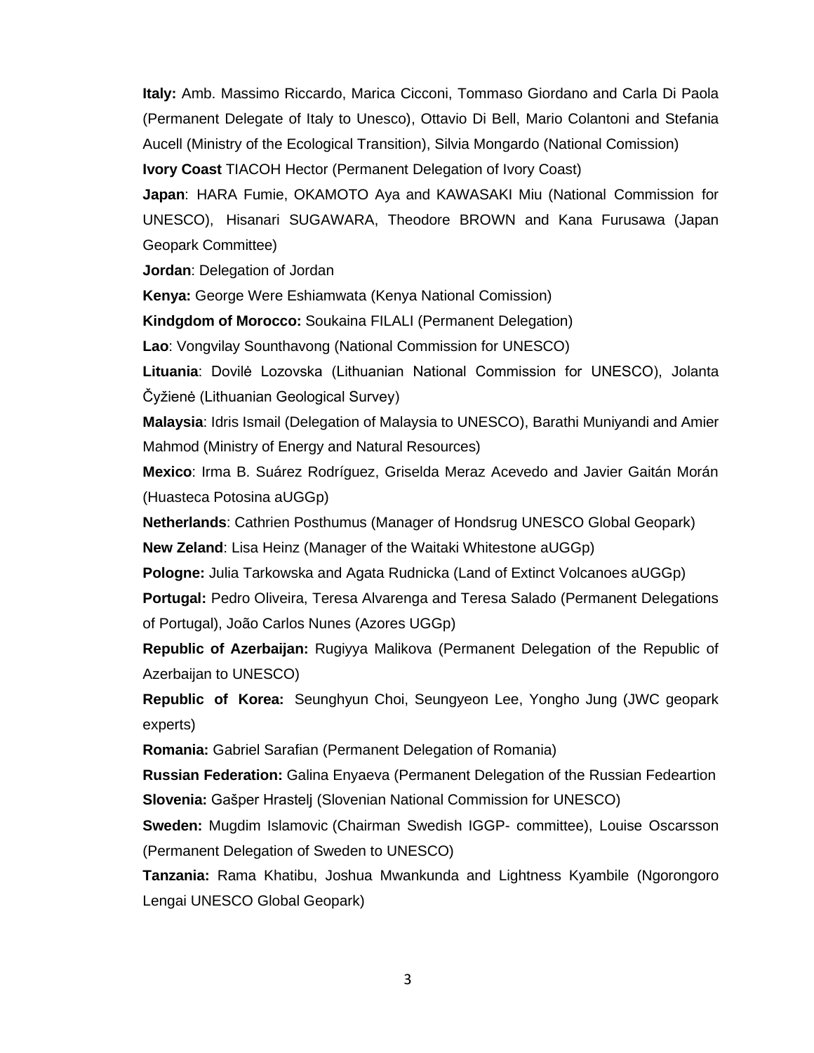**Italy:** Amb. Massimo Riccardo, Marica Cicconi, Tommaso Giordano and Carla Di Paola (Permanent Delegate of Italy to Unesco), Ottavio Di Bell, Mario Colantoni and Stefania Aucell (Ministry of the Ecological Transition), Silvia Mongardo (National Comission)

**Ivory Coast** TIACOH Hector (Permanent Delegation of Ivory Coast)

**Japan**: HARA Fumie, OKAMOTO Aya and KAWASAKI Miu (National Commission for UNESCO), Hisanari SUGAWARA, Theodore BROWN and Kana Furusawa (Japan Geopark Committee)

**Jordan**: Delegation of Jordan

**Kenya:** George Were Eshiamwata (Kenya National Comission)

**Kindgdom of Morocco:** Soukaina FILALI (Permanent Delegation)

**Lao**: Vongvilay Sounthavong (National Commission for UNESCO)

**Lituania**: Dovilė Lozovska (Lithuanian National Commission for UNESCO), Jolanta Čyžienė (Lithuanian Geological Survey)

**Malaysia**: Idris Ismail (Delegation of Malaysia to UNESCO), Barathi Muniyandi and Amier Mahmod (Ministry of Energy and Natural Resources)

**Mexico**: Irma B. Suárez Rodríguez, Griselda Meraz Acevedo and Javier Gaitán Morán (Huasteca Potosina aUGGp)

**Netherlands**: Cathrien Posthumus (Manager of Hondsrug UNESCO Global Geopark)

**New Zeland**: Lisa Heinz (Manager of the Waitaki Whitestone aUGGp)

**Pologne:** Julia Tarkowska and Agata Rudnicka (Land of Extinct Volcanoes aUGGp)

**Portugal:** Pedro Oliveira, Teresa Alvarenga and Teresa Salado (Permanent Delegations of Portugal), João Carlos Nunes (Azores UGGp)

**Republic of Azerbaijan:** Rugiyya Malikova (Permanent Delegation of the Republic of Azerbaijan to UNESCO)

**Republic of Korea:** Seunghyun Choi, Seungyeon Lee, Yongho Jung (JWC geopark experts)

**Romania:** Gabriel Sarafian (Permanent Delegation of Romania)

**Russian Federation:** Galina Enyaeva (Permanent Delegation of the Russian Fedeartion

**Slovenia:** Gašper Hrastelj (Slovenian National Commission for UNESCO)

**Sweden:** Mugdim Islamovic (Chairman Swedish IGGP- committee), Louise Oscarsson (Permanent Delegation of Sweden to UNESCO)

**Tanzania:** Rama Khatibu, Joshua Mwankunda and Lightness Kyambile (Ngorongoro Lengai UNESCO Global Geopark)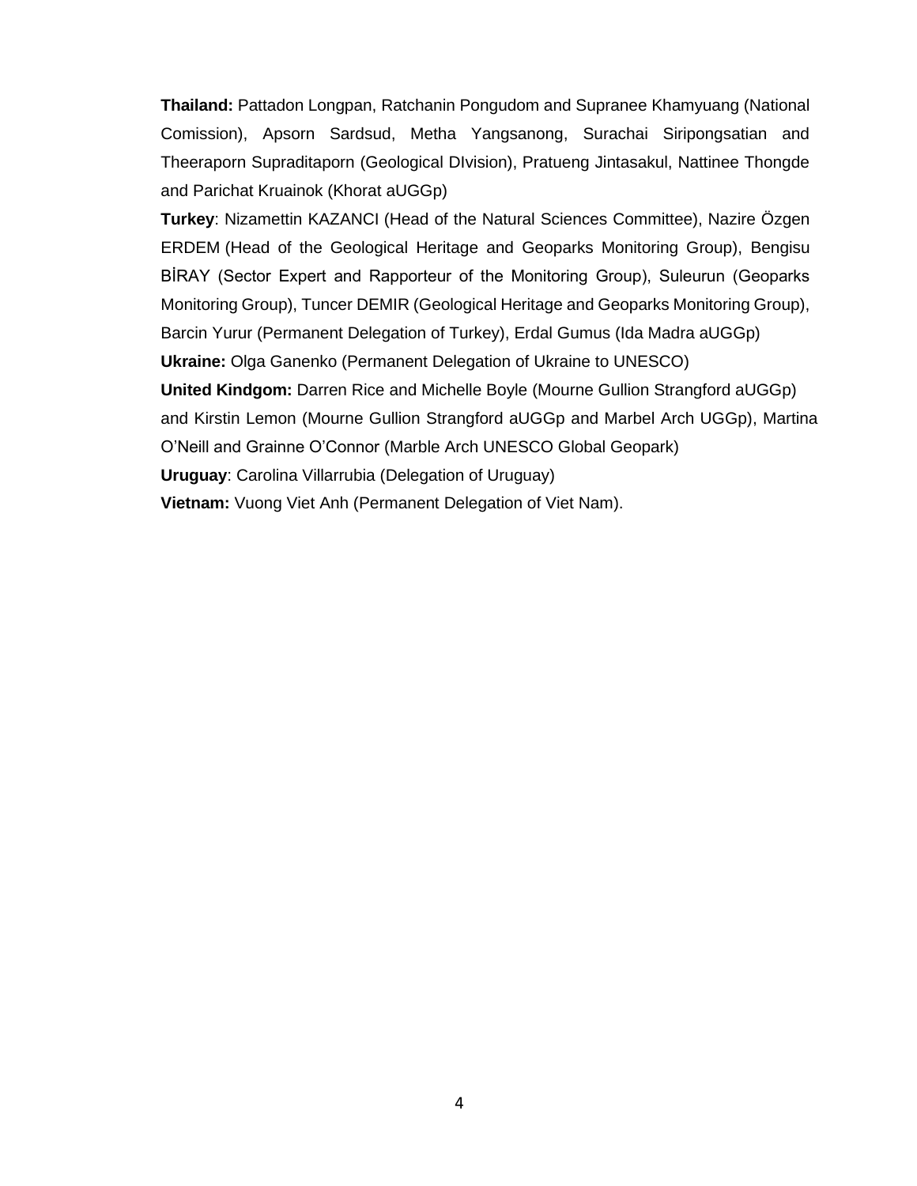**Thailand:** Pattadon Longpan, Ratchanin Pongudom and Supranee Khamyuang (National Comission), Apsorn Sardsud, Metha Yangsanong, Surachai Siripongsatian and Theeraporn Supraditaporn (Geological DIvision), Pratueng Jintasakul, Nattinee Thongde and Parichat Kruainok (Khorat aUGGp)

**Turkey**: Nizamettin KAZANCI (Head of the Natural Sciences Committee), Nazire Özgen ERDEM (Head of the Geological Heritage and Geoparks Monitoring Group), Bengisu BİRAY (Sector Expert and Rapporteur of the Monitoring Group), Suleurun (Geoparks Monitoring Group), Tuncer DEMIR (Geological Heritage and Geoparks Monitoring Group), Barcin Yurur (Permanent Delegation of Turkey), Erdal Gumus (Ida Madra aUGGp)

**Ukraine:** Olga Ganenko (Permanent Delegation of Ukraine to UNESCO)

**United Kindgom:** Darren Rice and Michelle Boyle (Mourne Gullion Strangford aUGGp) and Kirstin Lemon (Mourne Gullion Strangford aUGGp and Marbel Arch UGGp), Martina O'Neill and Grainne O'Connor (Marble Arch UNESCO Global Geopark)

**Uruguay**: Carolina Villarrubia (Delegation of Uruguay)

**Vietnam:** Vuong Viet Anh (Permanent Delegation of Viet Nam).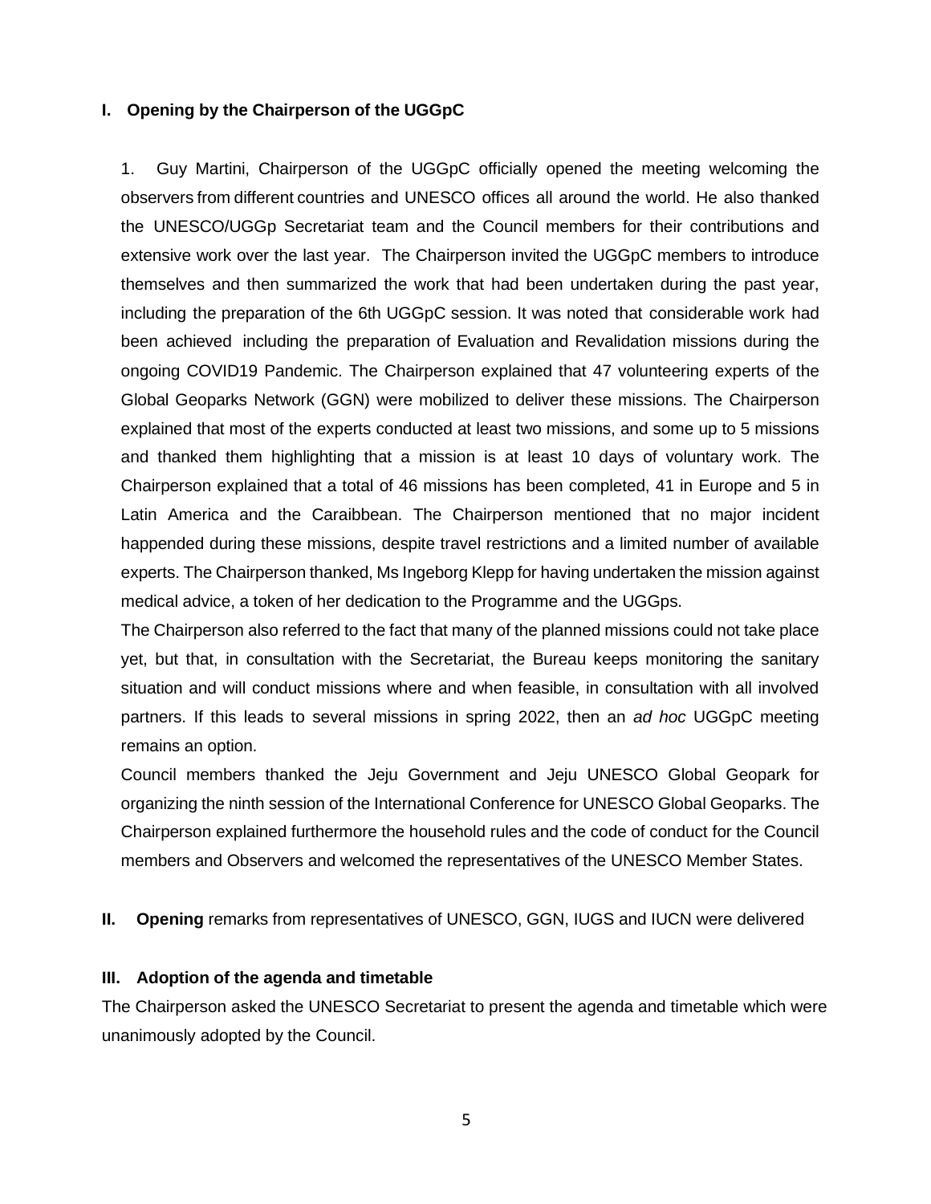## I. Opening by the Chairperson of the UGGpC

1. Guy Martini, Chairperson of the UGGpC officially opened the meeting welcoming the observers from different countries and UNESCO offices all around the world. He also thanked the UNESCO/UGGp Secretariat team and the Council members for their contributions and extensive work over the last year. The Chairperson invited the UGGpC members to introduce themselves and then summarized the work that had been undertaken during the past year, including the preparation of the 6th UGGpC session. It was noted that considerable work had been achieved including the preparation of Evaluation and Revalidation missions during the ongoing COVID19 Pandemic. The Chairperson explained that 47 volunteering experts of the Global Geoparks Network (GGN) were mobilized to deliver these missions. The Chairperson explained that most of the experts conducted at least two missions, and some up to 5 missions and thanked them highlighting that a mission is at least 10 days of voluntary work. The Chairperson explained that a total of 46 missions has been completed, 41 in Europe and 5 in Latin America and the Caraibbean. The Chairperson mentioned that no major incident happended during these missions, despite travel restrictions and a limited number of available experts. The Chairperson thanked, Ms Ingeborg Klepp for having undertaken the mission against medical advice, a token of her dedication to the Programme and the UGGps.

The Chairperson also referred to the fact that many of the planned missions could not take place yet, but that, in consultation with the Secretariat, the Bureau keeps monitoring the sanitary situation and will conduct missions where and when feasible, in consultation with all involved partners. If this leads to several missions in spring 2022, then an *ad hoc* UGGpC meeting remains an option.

Council members thanked the Jeju Government and Jeju UNESCO Global Geopark for organizing the ninth session of the International Conference for UNESCO Global Geoparks. The Chairperson explained furthermore the household rules and the code of conduct for the Council members and Observers and welcomed the representatives of the UNESCO Member States.

## II. **Opening** remarks from representatives of UNESCO, GGN, IUGS and IUCN were delivered

## III. Adoption of the agenda and timetable

The Chairperson asked the UNESCO Secretariat to present the agenda and timetable which were unanimously adopted by the Council.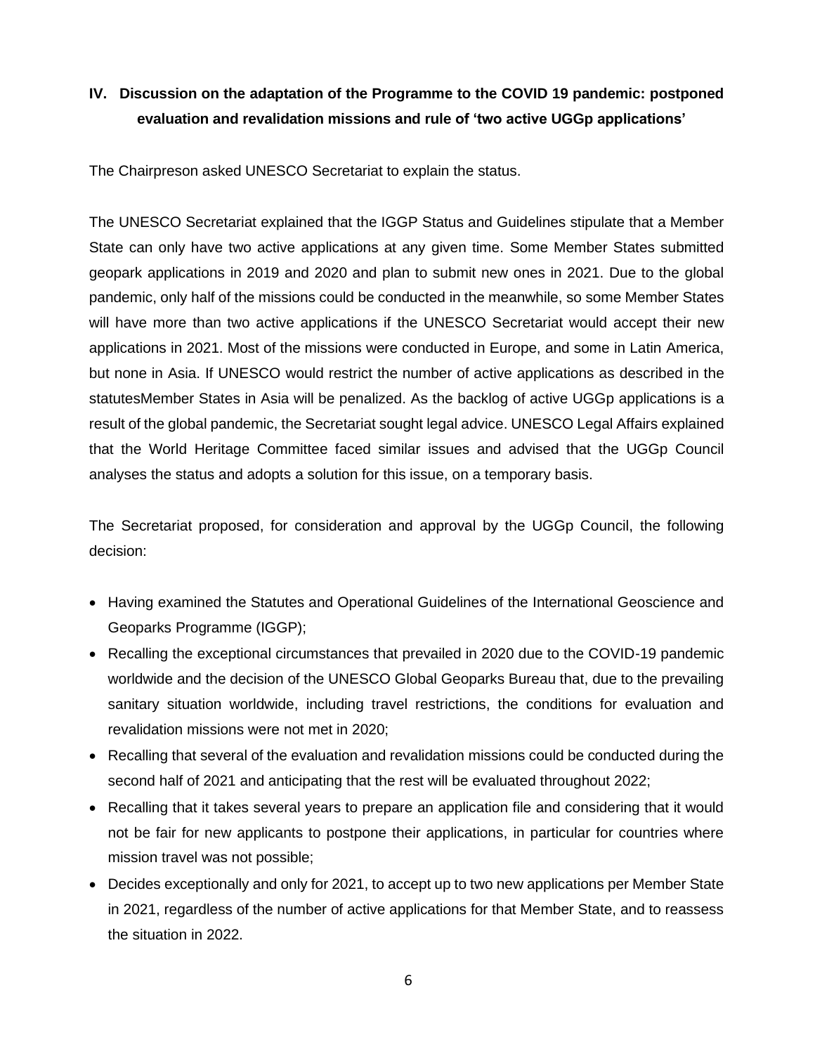## IV. Discussion on the adaptation of the Programme to the COVID 19 pandemic: postponed evaluation and revalidation missions and rule of 'two active UGGp applications'

The Chairpreson asked UNESCO Secretariat to explain the status.

The UNESCO Secretariat explained that the IGGP Status and Guidelines stipulate that a Member State can only have two active applications at any given time. Some Member States submitted geopark applications in 2019 and 2020 and plan to submit new ones in 2021. Due to the global pandemic, only half of the missions could be conducted in the meanwhile, so some Member States will have more than two active applications if the UNESCO Secretariat would accept their new applications in 2021. Most of the missions were conducted in Europe, and some in Latin America, but none in Asia. If UNESCO would restrict the number of active applications as described in the statutesMember States in Asia will be penalized. As the backlog of active UGGp applications is a result of the global pandemic, the Secretariat sought legal advice. UNESCO Legal Affairs explained that the World Heritage Committee faced similar issues and advised that the UGGp Council analyses the status and adopts a solution for this issue, on a temporary basis.

The Secretariat proposed, for consideration and approval by the UGGp Council, the following decision:

- Having examined the Statutes and Operational Guidelines of the International Geoscience and Geoparks Programme (IGGP);
- Recalling the exceptional circumstances that prevailed in 2020 due to the COVID-19 pandemic worldwide and the decision of the UNESCO Global Geoparks Bureau that, due to the prevailing sanitary situation worldwide, including travel restrictions, the conditions for evaluation and revalidation missions were not met in 2020;
- Recalling that several of the evaluation and revalidation missions could be conducted during the second half of 2021 and anticipating that the rest will be evaluated throughout 2022;
- Recalling that it takes several years to prepare an application file and considering that it would not be fair for new applicants to postpone their applications, in particular for countries where mission travel was not possible;
- Decides exceptionally and only for 2021, to accept up to two new applications per Member State in 2021, regardless of the number of active applications for that Member State, and to reassess the situation in 2022.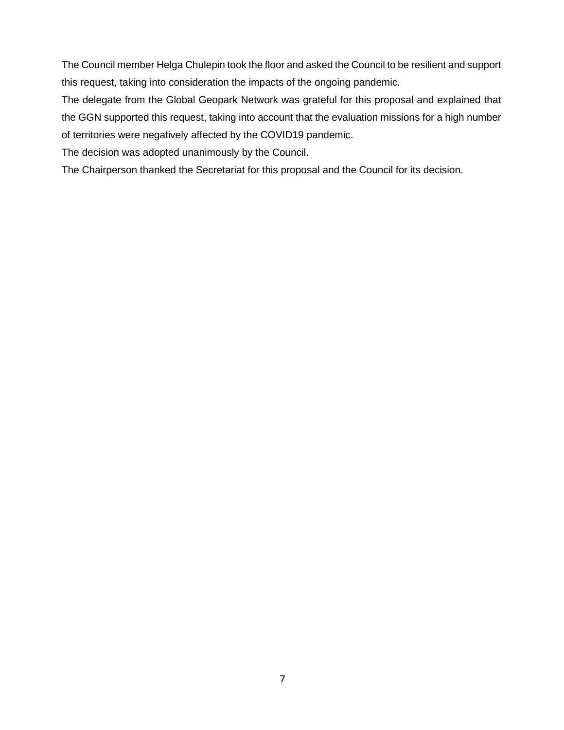The Council member Helga Chulepin took the floor and asked the Council to be resilient and support this request, taking into consideration the impacts of the ongoing pandemic.

The delegate from the Global Geopark Network was grateful for this proposal and explained that the GGN supported this request, taking into account that the evaluation missions for a high number of territories were negatively affected by the COVID19 pandemic.

The decision was adopted unanimously by the Council.

The Chairperson thanked the Secretariat for this proposal and the Council for its decision.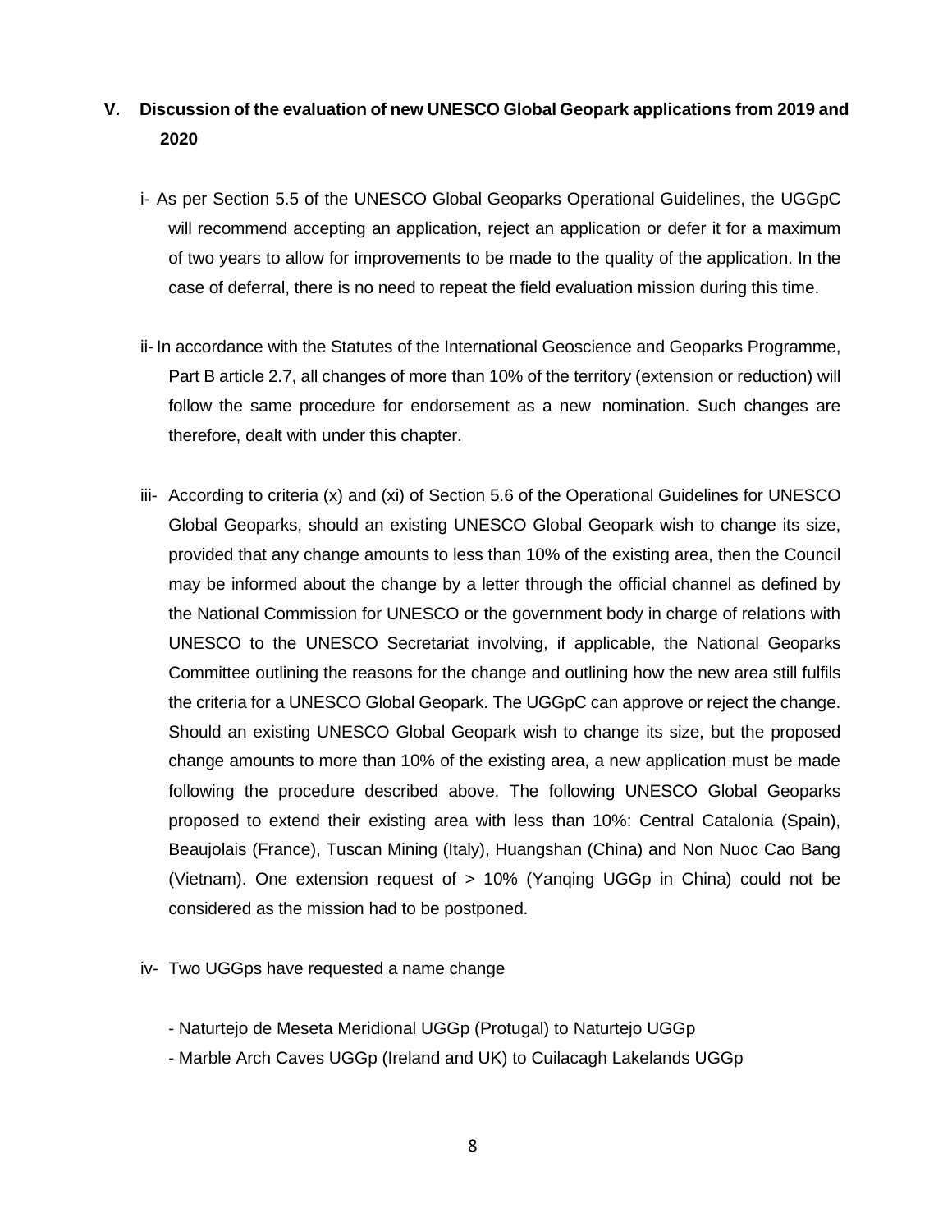## V. Discussion of the evaluation of new UNESCO Global Geopark applications from 2019 and 2020

i- As per Section 5.5 of the UNESCO Global Geoparks Operational Guidelines, the UGGpC will recommend accepting an application, reject an application or defer it for a maximum of two years to allow for improvements to be made to the quality of the application. In the case of deferral, there is no need to repeat the field evaluation mission during this time.

ii- In accordance with the Statutes of the International Geoscience and Geoparks Programme, Part B article 2.7, all changes of more than 10% of the territory (extension or reduction) will follow the same procedure for endorsement as a new nomination. Such changes are therefore, dealt with under this chapter.

iii- According to criteria (x) and (xi) of Section 5.6 of the Operational Guidelines for UNESCO Global Geoparks, should an existing UNESCO Global Geopark wish to change its size, provided that any change amounts to less than 10% of the existing area, then the Council may be informed about the change by a letter through the official channel as defined by the National Commission for UNESCO or the government body in charge of relations with UNESCO to the UNESCO Secretariat involving, if applicable, the National Geoparks Committee outlining the reasons for the change and outlining how the new area still fulfils the criteria for a UNESCO Global Geopark. The UGGpC can approve or reject the change. Should an existing UNESCO Global Geopark wish to change its size, but the proposed change amounts to more than 10% of the existing area, a new application must be made following the procedure described above. The following UNESCO Global Geoparks proposed to extend their existing area with less than 10%: Central Catalonia (Spain), Beaujolais (France), Tuscan Mining (Italy), Huangshan (China) and Non Nuoc Cao Bang (Vietnam). One extension request of > 10% (Yanqing UGGp in China) could not be considered as the mission had to be postponed.

iv- Two UGGps have requested a name change

- Naturtejo de Meseta Meridional UGGp (Protugal) to Naturtejo UGGp
- Marble Arch Caves UGGp (Ireland and UK) to Cuilacagh Lakelands UGGp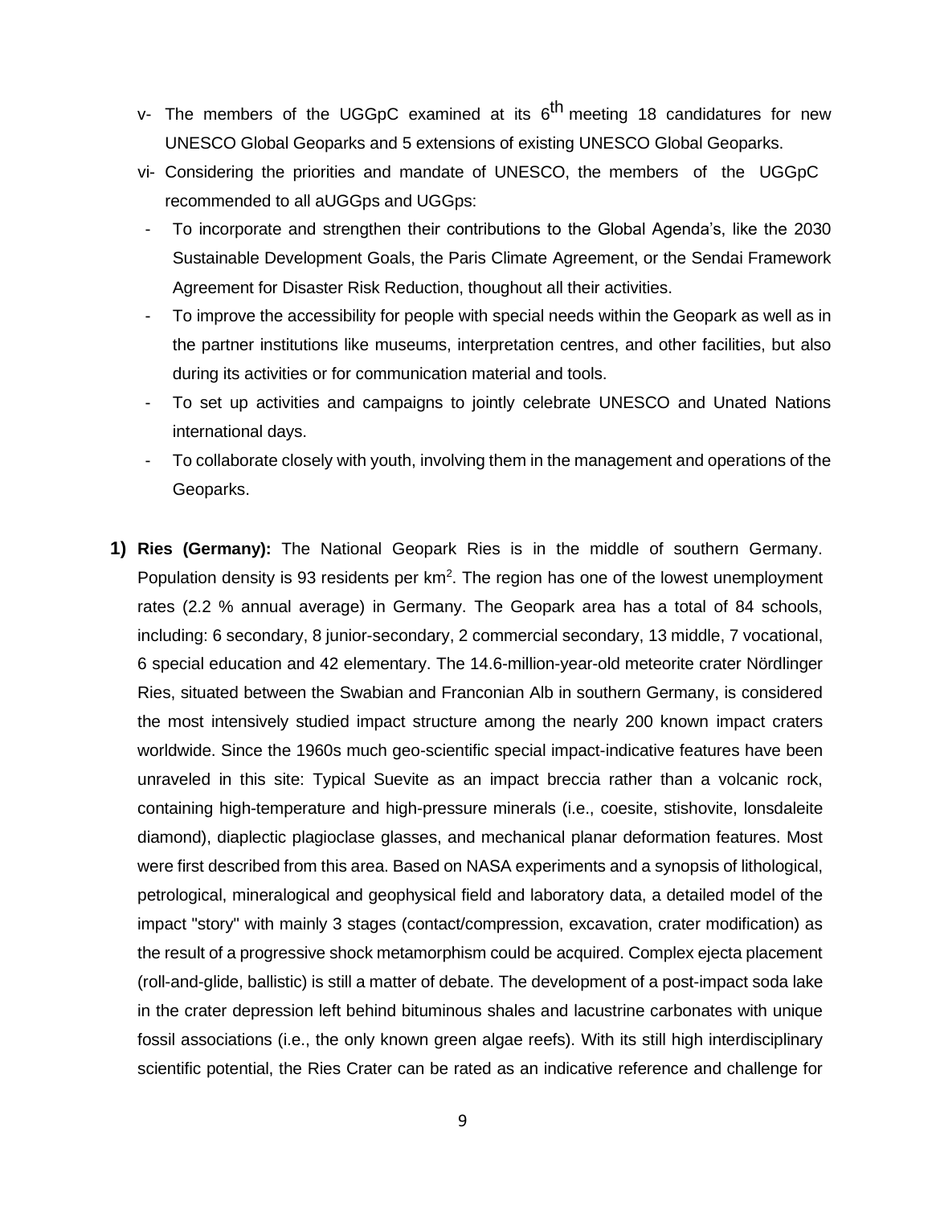v- The members of the UGGpC examined at its 6th meeting 18 candidatures for new UNESCO Global Geoparks and 5 extensions of existing UNESCO Global Geoparks.

vi- Considering the priorities and mandate of UNESCO, the members of the UGGpC recommended to all aUGGps and UGGps:

- To incorporate and strengthen their contributions to the Global Agenda's, like the 2030 Sustainable Development Goals, the Paris Climate Agreement, or the Sendai Framework Agreement for Disaster Risk Reduction, thoughout all their activities.
- To improve the accessibility for people with special needs within the Geopark as well as in the partner institutions like museums, interpretation centres, and other facilities, but also during its activities or for communication material and tools.
- To set up activities and campaigns to jointly celebrate UNESCO and Unated Nations international days.
- To collaborate closely with youth, involving them in the management and operations of the Geoparks.

1) **Ries (Germany):** The National Geopark Ries is in the middle of southern Germany. Population density is 93 residents per km$^2$. The region has one of the lowest unemployment rates (2.2 % annual average) in Germany. The Geopark area has a total of 84 schools, including: 6 secondary, 8 junior-secondary, 2 commercial secondary, 13 middle, 7 vocational, 6 special education and 42 elementary. The 14.6-million-year-old meteorite crater Nördlinger Ries, situated between the Swabian and Franconian Alb in southern Germany, is considered the most intensively studied impact structure among the nearly 200 known impact craters worldwide. Since the 1960s much geo-scientific special impact-indicative features have been unraveled in this site: Typical Suevite as an impact breccia rather than a volcanic rock, containing high-temperature and high-pressure minerals (i.e., coesite, stishovite, lonsdaleite diamond), diaplectic plagioclase glasses, and mechanical planar deformation features. Most were first described from this area. Based on NASA experiments and a synopsis of lithological, petrological, mineralogical and geophysical field and laboratory data, a detailed model of the impact "story" with mainly 3 stages (contact/compression, excavation, crater modification) as the result of a progressive shock metamorphism could be acquired. Complex ejecta placement (roll-and-glide, ballistic) is still a matter of debate. The development of a post-impact soda lake in the crater depression left behind bituminous shales and lacustrine carbonates with unique fossil associations (i.e., the only known green algae reefs). With its still high interdisciplinary scientific potential, the Ries Crater can be rated as an indicative reference and challenge for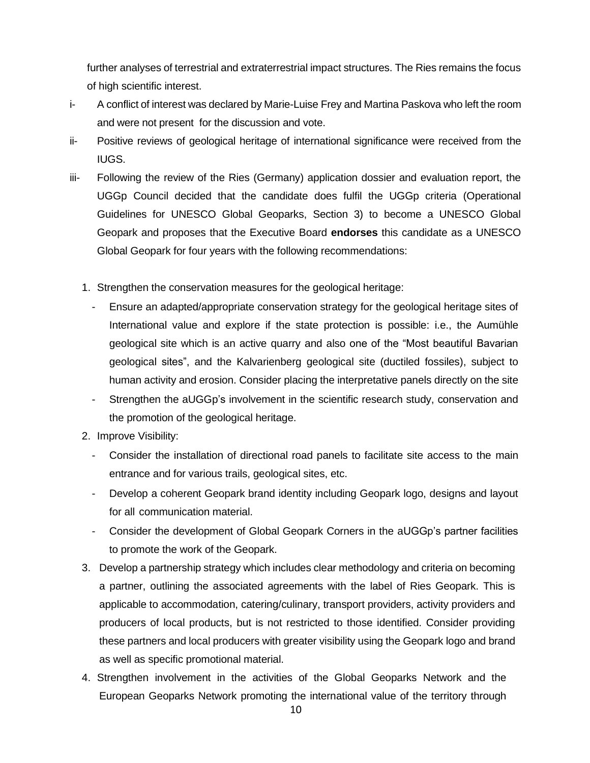further analyses of terrestrial and extraterrestrial impact structures. The Ries remains the focus of high scientific interest.

i- A conflict of interest was declared by Marie-Luise Frey and Martina Paskova who left the room and were not present for the discussion and vote.

ii- Positive reviews of geological heritage of international significance were received from the IUGS.

iii- Following the review of the Ries (Germany) application dossier and evaluation report, the UGGp Council decided that the candidate does fulfil the UGGp criteria (Operational Guidelines for UNESCO Global Geoparks, Section 3) to become a UNESCO Global Geopark and proposes that the Executive Board **endorses** this candidate as a UNESCO Global Geopark for four years with the following recommendations:

1. Strengthen the conservation measures for the geological heritage:
   - Ensure an adapted/appropriate conservation strategy for the geological heritage sites of International value and explore if the state protection is possible: i.e., the Aumühle geological site which is an active quarry and also one of the "Most beautiful Bavarian geological sites", and the Kalvarienberg geological site (ductiled fossiles), subject to human activity and erosion. Consider placing the interpretative panels directly on the site
   - Strengthen the aUGGp's involvement in the scientific research study, conservation and the promotion of the geological heritage.
2. Improve Visibility:
   - Consider the installation of directional road panels to facilitate site access to the main entrance and for various trails, geological sites, etc.
   - Develop a coherent Geopark brand identity including Geopark logo, designs and layout for all communication material.
   - Consider the development of Global Geopark Corners in the aUGGp's partner facilities to promote the work of the Geopark.
3. Develop a partnership strategy which includes clear methodology and criteria on becoming a partner, outlining the associated agreements with the label of Ries Geopark. This is applicable to accommodation, catering/culinary, transport providers, activity providers and producers of local products, but is not restricted to those identified. Consider providing these partners and local producers with greater visibility using the Geopark logo and brand as well as specific promotional material.
4. Strengthen involvement in the activities of the Global Geoparks Network and the European Geoparks Network promoting the international value of the territory through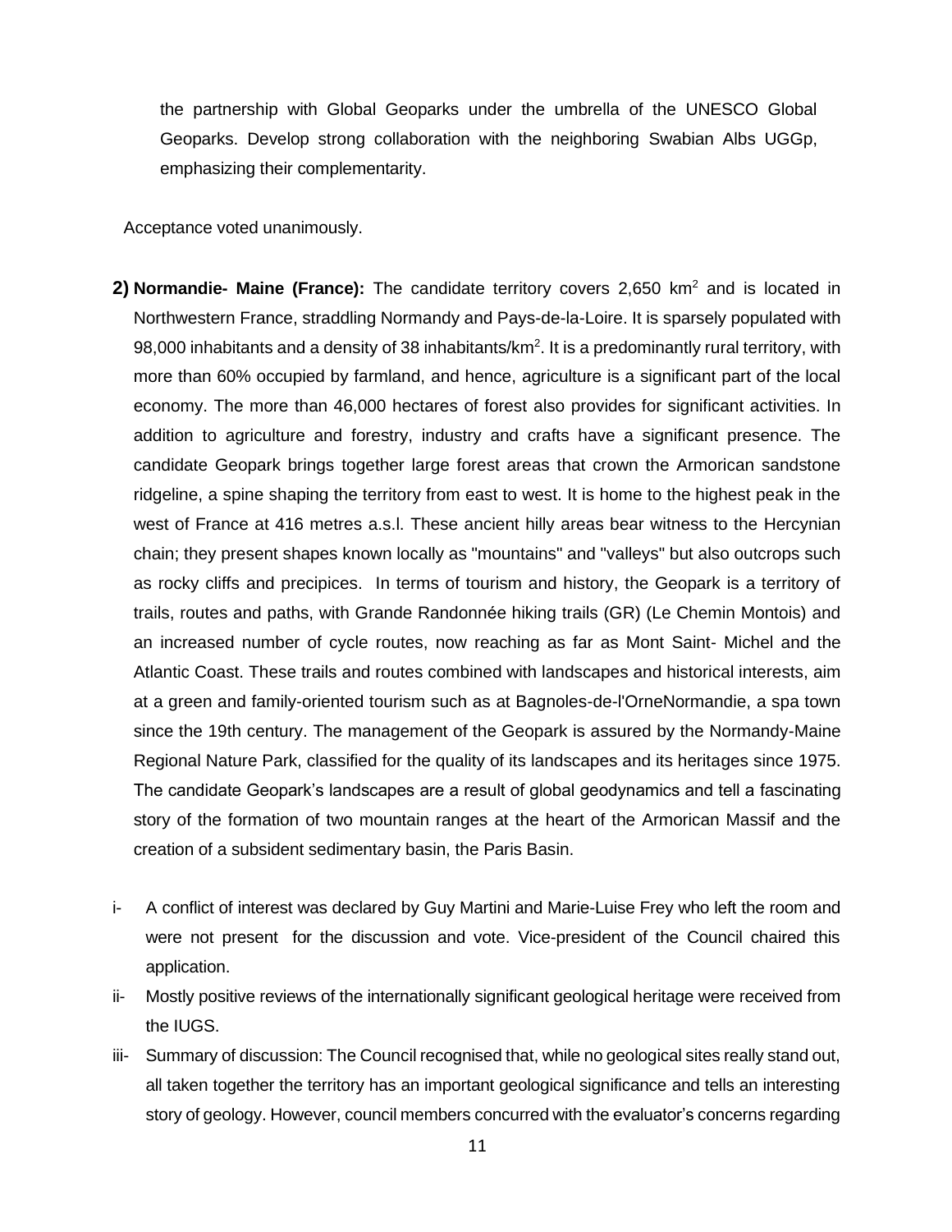the partnership with Global Geoparks under the umbrella of the UNESCO Global Geoparks. Develop strong collaboration with the neighboring Swabian Albs UGGp, emphasizing their complementarity.

Acceptance voted unanimously.

**2) Normandie- Maine (France):** The candidate territory covers 2,650 km$^2$ and is located in Northwestern France, straddling Normandy and Pays-de-la-Loire. It is sparsely populated with 98,000 inhabitants and a density of 38 inhabitants/km$^2$. It is a predominantly rural territory, with more than 60% occupied by farmland, and hence, agriculture is a significant part of the local economy. The more than 46,000 hectares of forest also provides for significant activities. In addition to agriculture and forestry, industry and crafts have a significant presence. The candidate Geopark brings together large forest areas that crown the Armorican sandstone ridgeline, a spine shaping the territory from east to west. It is home to the highest peak in the west of France at 416 metres a.s.l. These ancient hilly areas bear witness to the Hercynian chain; they present shapes known locally as "mountains" and "valleys" but also outcrops such as rocky cliffs and precipices. In terms of tourism and history, the Geopark is a territory of trails, routes and paths, with Grande Randonnée hiking trails (GR) (Le Chemin Montois) and an increased number of cycle routes, now reaching as far as Mont Saint- Michel and the Atlantic Coast. These trails and routes combined with landscapes and historical interests, aim at a green and family-oriented tourism such as at Bagnoles-de-l'OrneNormandie, a spa town since the 19th century. The management of the Geopark is assured by the Normandy-Maine Regional Nature Park, classified for the quality of its landscapes and its heritages since 1975. The candidate Geopark's landscapes are a result of global geodynamics and tell a fascinating story of the formation of two mountain ranges at the heart of the Armorican Massif and the creation of a subsident sedimentary basin, the Paris Basin.

i- A conflict of interest was declared by Guy Martini and Marie-Luise Frey who left the room and were not present for the discussion and vote. Vice-president of the Council chaired this application.

ii- Mostly positive reviews of the internationally significant geological heritage were received from the IUGS.

iii- Summary of discussion: The Council recognised that, while no geological sites really stand out, all taken together the territory has an important geological significance and tells an interesting story of geology. However, council members concurred with the evaluator's concerns regarding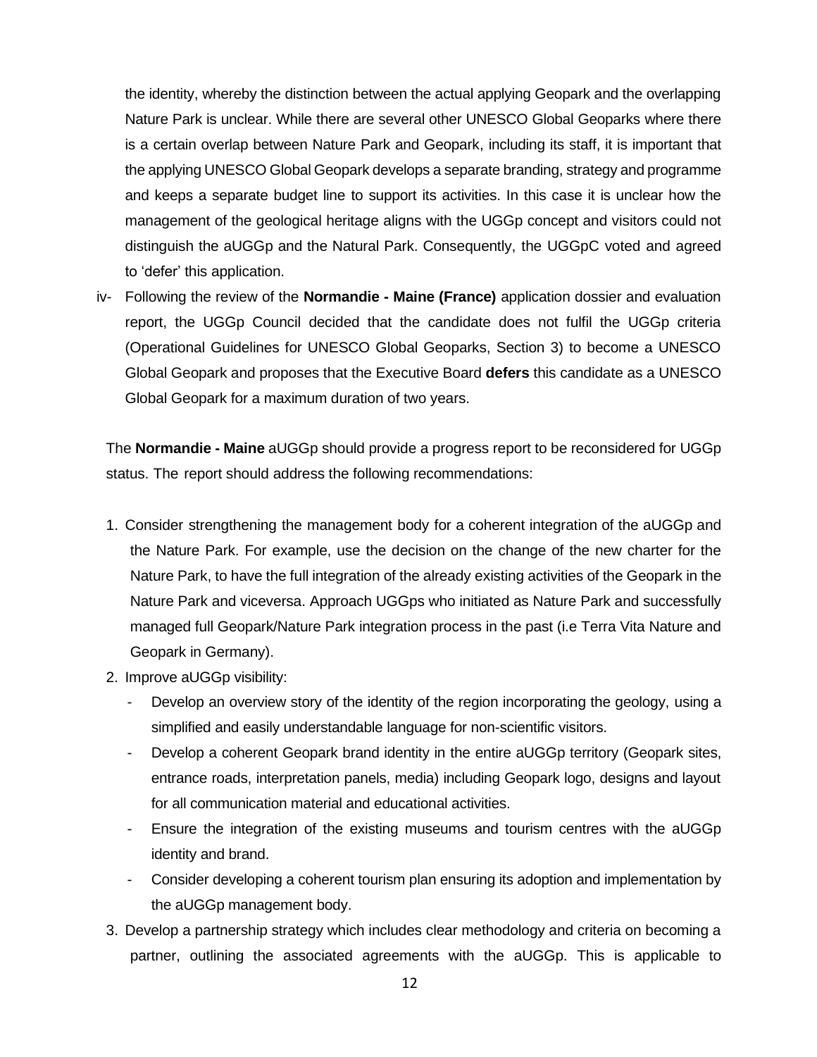the identity, whereby the distinction between the actual applying Geopark and the overlapping Nature Park is unclear. While there are several other UNESCO Global Geoparks where there is a certain overlap between Nature Park and Geopark, including its staff, it is important that the applying UNESCO Global Geopark develops a separate branding, strategy and programme and keeps a separate budget line to support its activities. In this case it is unclear how the management of the geological heritage aligns with the UGGp concept and visitors could not distinguish the aUGGp and the Natural Park. Consequently, the UGGpC voted and agreed to 'defer' this application.

iv- Following the review of the **Normandie - Maine (France)** application dossier and evaluation report, the UGGp Council decided that the candidate does not fulfil the UGGp criteria (Operational Guidelines for UNESCO Global Geoparks, Section 3) to become a UNESCO Global Geopark and proposes that the Executive Board **defers** this candidate as a UNESCO Global Geopark for a maximum duration of two years.

The **Normandie - Maine** aUGGp should provide a progress report to be reconsidered for UGGp status. The report should address the following recommendations:

1. Consider strengthening the management body for a coherent integration of the aUGGp and the Nature Park. For example, use the decision on the change of the new charter for the Nature Park, to have the full integration of the already existing activities of the Geopark in the Nature Park and viceversa. Approach UGGps who initiated as Nature Park and successfully managed full Geopark/Nature Park integration process in the past (i.e Terra Vita Nature and Geopark in Germany).
2. Improve aUGGp visibility:
   - Develop an overview story of the identity of the region incorporating the geology, using a simplified and easily understandable language for non-scientific visitors.
   - Develop a coherent Geopark brand identity in the entire aUGGp territory (Geopark sites, entrance roads, interpretation panels, media) including Geopark logo, designs and layout for all communication material and educational activities.
   - Ensure the integration of the existing museums and tourism centres with the aUGGp identity and brand.
   - Consider developing a coherent tourism plan ensuring its adoption and implementation by the aUGGp management body.
3. Develop a partnership strategy which includes clear methodology and criteria on becoming a partner, outlining the associated agreements with the aUGGp. This is applicable to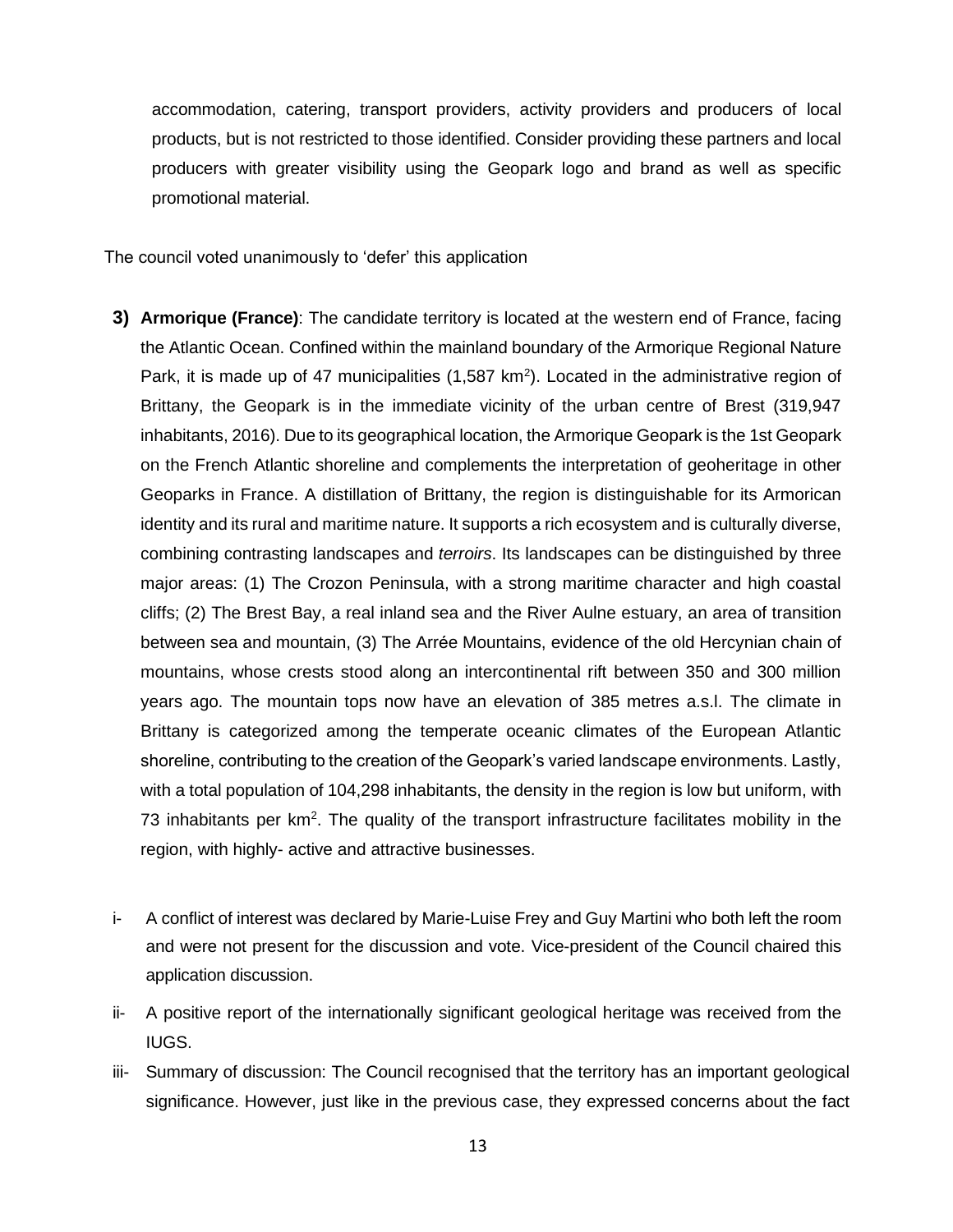accommodation, catering, transport providers, activity providers and producers of local products, but is not restricted to those identified. Consider providing these partners and local producers with greater visibility using the Geopark logo and brand as well as specific promotional material.

The council voted unanimously to 'defer' this application

**3) Armorique (France)**: The candidate territory is located at the western end of France, facing the Atlantic Ocean. Confined within the mainland boundary of the Armorique Regional Nature Park, it is made up of 47 municipalities (1,587 km$^2$). Located in the administrative region of Brittany, the Geopark is in the immediate vicinity of the urban centre of Brest (319,947 inhabitants, 2016). Due to its geographical location, the Armorique Geopark is the 1st Geopark on the French Atlantic shoreline and complements the interpretation of geoheritage in other Geoparks in France. A distillation of Brittany, the region is distinguishable for its Armorican identity and its rural and maritime nature. It supports a rich ecosystem and is culturally diverse, combining contrasting landscapes and *terroirs*. Its landscapes can be distinguished by three major areas: (1) The Crozon Peninsula, with a strong maritime character and high coastal cliffs; (2) The Brest Bay, a real inland sea and the River Aulne estuary, an area of transition between sea and mountain, (3) The Arrée Mountains, evidence of the old Hercynian chain of mountains, whose crests stood along an intercontinental rift between 350 and 300 million years ago. The mountain tops now have an elevation of 385 metres a.s.l. The climate in Brittany is categorized among the temperate oceanic climates of the European Atlantic shoreline, contributing to the creation of the Geopark's varied landscape environments. Lastly, with a total population of 104,298 inhabitants, the density in the region is low but uniform, with 73 inhabitants per km$^2$. The quality of the transport infrastructure facilitates mobility in the region, with highly- active and attractive businesses.

i- A conflict of interest was declared by Marie-Luise Frey and Guy Martini who both left the room and were not present for the discussion and vote. Vice-president of the Council chaired this application discussion.

ii- A positive report of the internationally significant geological heritage was received from the IUGS.

iii- Summary of discussion: The Council recognised that the territory has an important geological significance. However, just like in the previous case, they expressed concerns about the fact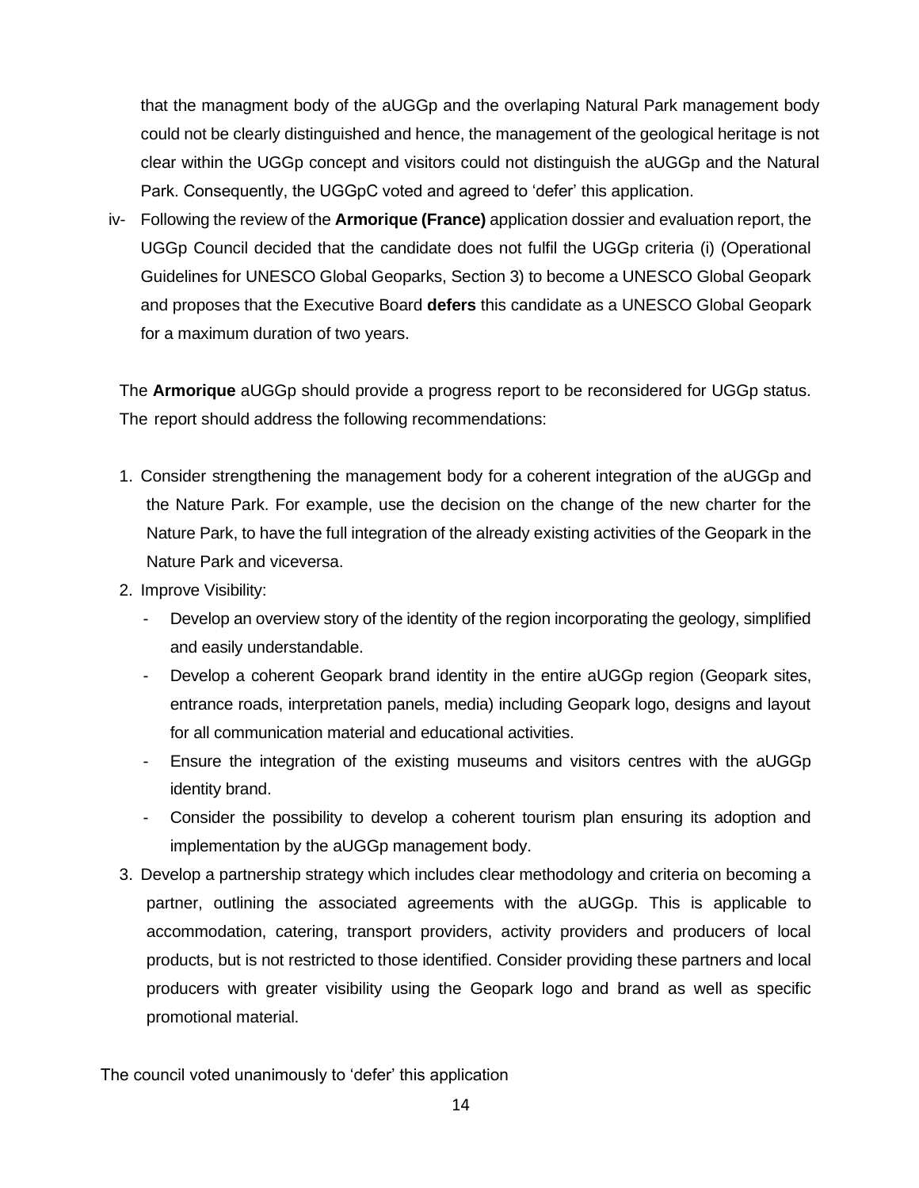that the managment body of the aUGGp and the overlaping Natural Park management body could not be clearly distinguished and hence, the management of the geological heritage is not clear within the UGGp concept and visitors could not distinguish the aUGGp and the Natural Park. Consequently, the UGGpC voted and agreed to 'defer' this application.

iv- Following the review of the **Armorique (France)** application dossier and evaluation report, the UGGp Council decided that the candidate does not fulfil the UGGp criteria (i) (Operational Guidelines for UNESCO Global Geoparks, Section 3) to become a UNESCO Global Geopark and proposes that the Executive Board **defers** this candidate as a UNESCO Global Geopark for a maximum duration of two years.

The **Armorique** aUGGp should provide a progress report to be reconsidered for UGGp status. The report should address the following recommendations:

1. Consider strengthening the management body for a coherent integration of the aUGGp and the Nature Park. For example, use the decision on the change of the new charter for the Nature Park, to have the full integration of the already existing activities of the Geopark in the Nature Park and viceversa.
2. Improve Visibility:
   - Develop an overview story of the identity of the region incorporating the geology, simplified and easily understandable.
   - Develop a coherent Geopark brand identity in the entire aUGGp region (Geopark sites, entrance roads, interpretation panels, media) including Geopark logo, designs and layout for all communication material and educational activities.
   - Ensure the integration of the existing museums and visitors centres with the aUGGp identity brand.
   - Consider the possibility to develop a coherent tourism plan ensuring its adoption and implementation by the aUGGp management body.
3. Develop a partnership strategy which includes clear methodology and criteria on becoming a partner, outlining the associated agreements with the aUGGp. This is applicable to accommodation, catering, transport providers, activity providers and producers of local products, but is not restricted to those identified. Consider providing these partners and local producers with greater visibility using the Geopark logo and brand as well as specific promotional material.

The council voted unanimously to 'defer' this application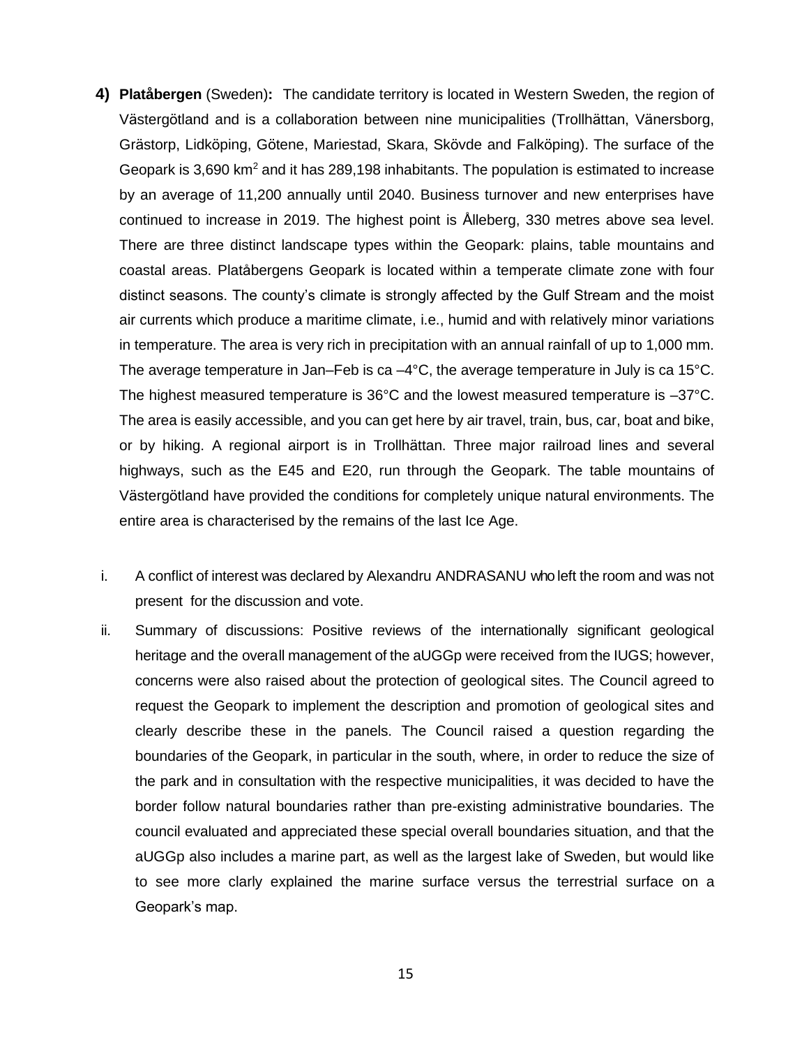4) **Platåbergen** (Sweden)**:** The candidate territory is located in Western Sweden, the region of Västergötland and is a collaboration between nine municipalities (Trollhättan, Vänersborg, Grästorp, Lidköping, Götene, Mariestad, Skara, Skövde and Falköping). The surface of the Geopark is 3,690 km$^2$ and it has 289,198 inhabitants. The population is estimated to increase by an average of 11,200 annually until 2040. Business turnover and new enterprises have continued to increase in 2019. The highest point is Ålleberg, 330 metres above sea level. There are three distinct landscape types within the Geopark: plains, table mountains and coastal areas. Platåbergens Geopark is located within a temperate climate zone with four distinct seasons. The county's climate is strongly affected by the Gulf Stream and the moist air currents which produce a maritime climate, i.e., humid and with relatively minor variations in temperature. The area is very rich in precipitation with an annual rainfall of up to 1,000 mm. The average temperature in Jan–Feb is ca –4°C, the average temperature in July is ca 15°C. The highest measured temperature is 36°C and the lowest measured temperature is –37°C. The area is easily accessible, and you can get here by air travel, train, bus, car, boat and bike, or by hiking. A regional airport is in Trollhättan. Three major railroad lines and several highways, such as the E45 and E20, run through the Geopark. The table mountains of Västergötland have provided the conditions for completely unique natural environments. The entire area is characterised by the remains of the last Ice Age.

i. A conflict of interest was declared by Alexandru ANDRASANU who left the room and was not present for the discussion and vote.

ii. Summary of discussions: Positive reviews of the internationally significant geological heritage and the overall management of the aUGGp were received from the IUGS; however, concerns were also raised about the protection of geological sites. The Council agreed to request the Geopark to implement the description and promotion of geological sites and clearly describe these in the panels. The Council raised a question regarding the boundaries of the Geopark, in particular in the south, where, in order to reduce the size of the park and in consultation with the respective municipalities, it was decided to have the border follow natural boundaries rather than pre-existing administrative boundaries. The council evaluated and appreciated these special overall boundaries situation, and that the aUGGp also includes a marine part, as well as the largest lake of Sweden, but would like to see more clarly explained the marine surface versus the terrestrial surface on a Geopark's map.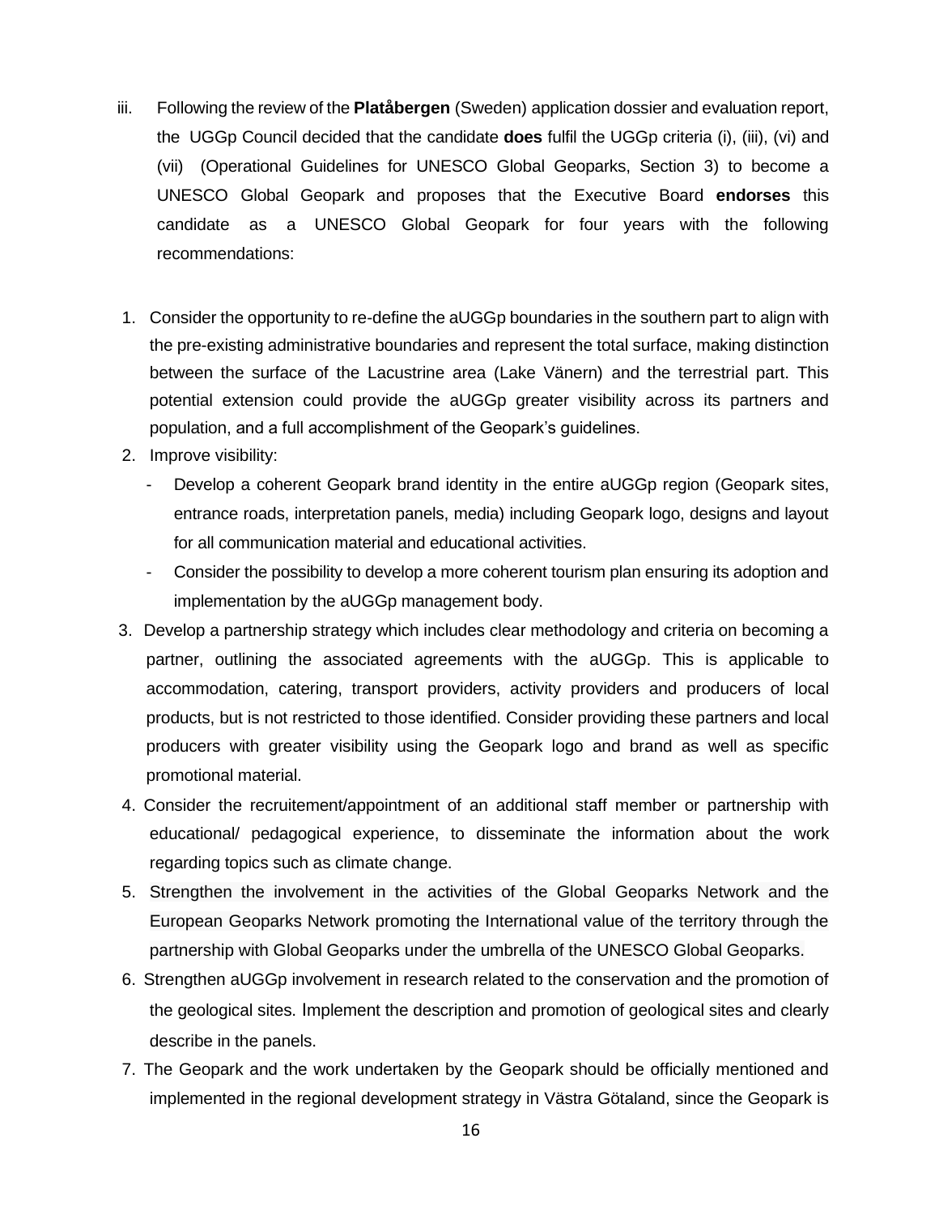iii. Following the review of the **Platåbergen** (Sweden) application dossier and evaluation report, the UGGp Council decided that the candidate **does** fulfil the UGGp criteria (i), (iii), (vi) and (vii) (Operational Guidelines for UNESCO Global Geoparks, Section 3) to become a UNESCO Global Geopark and proposes that the Executive Board **endorses** this candidate as a UNESCO Global Geopark for four years with the following recommendations:

1. Consider the opportunity to re-define the aUGGp boundaries in the southern part to align with the pre-existing administrative boundaries and represent the total surface, making distinction between the surface of the Lacustrine area (Lake Vänern) and the terrestrial part. This potential extension could provide the aUGGp greater visibility across its partners and population, and a full accomplishment of the Geopark's guidelines.
2. Improve visibility:
   - Develop a coherent Geopark brand identity in the entire aUGGp region (Geopark sites, entrance roads, interpretation panels, media) including Geopark logo, designs and layout for all communication material and educational activities.
   - Consider the possibility to develop a more coherent tourism plan ensuring its adoption and implementation by the aUGGp management body.
3. Develop a partnership strategy which includes clear methodology and criteria on becoming a partner, outlining the associated agreements with the aUGGp. This is applicable to accommodation, catering, transport providers, activity providers and producers of local products, but is not restricted to those identified. Consider providing these partners and local producers with greater visibility using the Geopark logo and brand as well as specific promotional material.
4. Consider the recruitement/appointment of an additional staff member or partnership with educational/ pedagogical experience, to disseminate the information about the work regarding topics such as climate change.
5. Strengthen the involvement in the activities of the Global Geoparks Network and the European Geoparks Network promoting the International value of the territory through the partnership with Global Geoparks under the umbrella of the UNESCO Global Geoparks.
6. Strengthen aUGGp involvement in research related to the conservation and the promotion of the geological sites. Implement the description and promotion of geological sites and clearly describe in the panels.
7. The Geopark and the work undertaken by the Geopark should be officially mentioned and implemented in the regional development strategy in Västra Götaland, since the Geopark is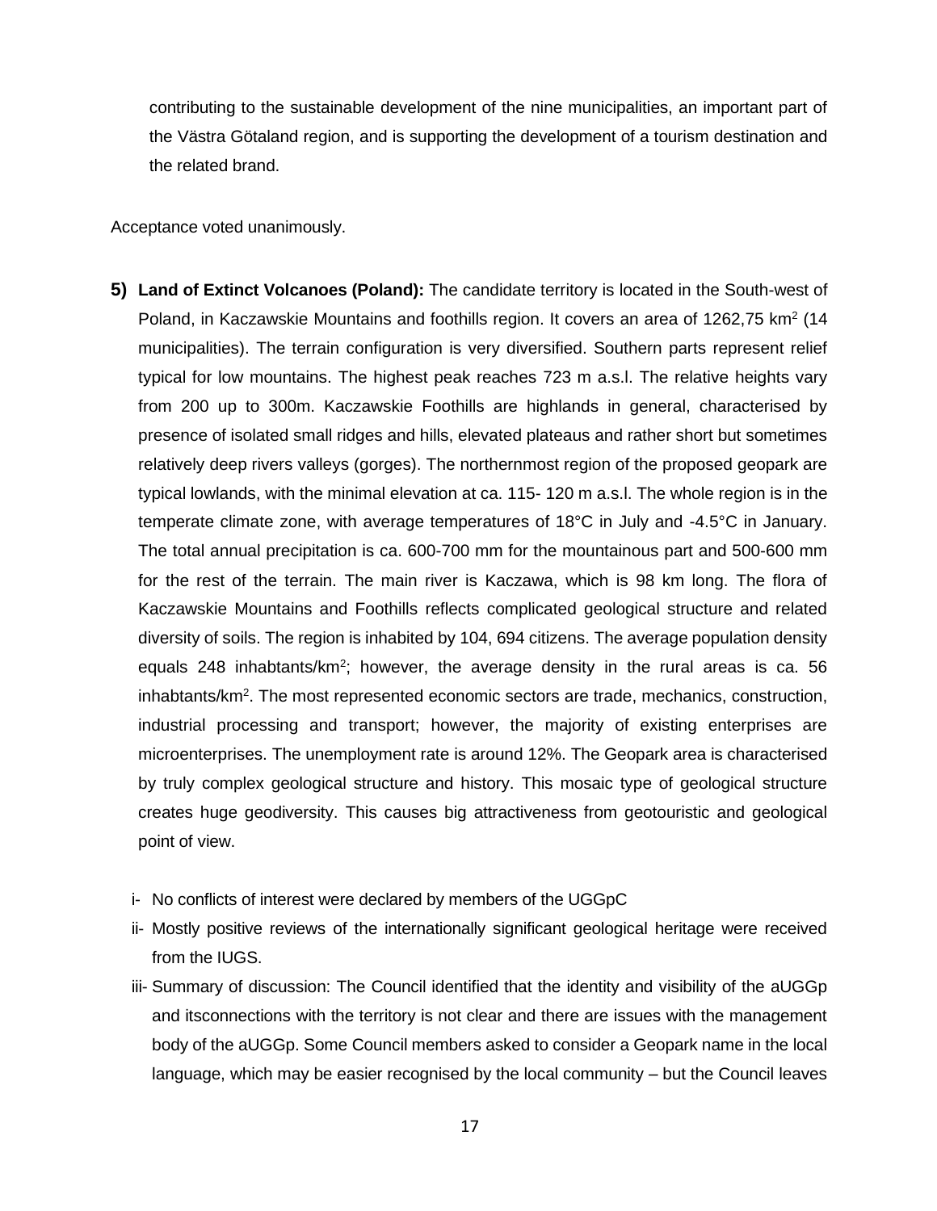contributing to the sustainable development of the nine municipalities, an important part of the Västra Götaland region, and is supporting the development of a tourism destination and the related brand.

Acceptance voted unanimously.

5) **Land of Extinct Volcanoes (Poland):** The candidate territory is located in the South-west of Poland, in Kaczawskie Mountains and foothills region. It covers an area of 1262,75 km$^2$ (14 municipalities). The terrain configuration is very diversified. Southern parts represent relief typical for low mountains. The highest peak reaches 723 m a.s.l. The relative heights vary from 200 up to 300m. Kaczawskie Foothills are highlands in general, characterised by presence of isolated small ridges and hills, elevated plateaus and rather short but sometimes relatively deep rivers valleys (gorges). The northernmost region of the proposed geopark are typical lowlands, with the minimal elevation at ca. 115- 120 m a.s.l. The whole region is in the temperate climate zone, with average temperatures of 18°C in July and -4.5°C in January. The total annual precipitation is ca. 600-700 mm for the mountainous part and 500-600 mm for the rest of the terrain. The main river is Kaczawa, which is 98 km long. The flora of Kaczawskie Mountains and Foothills reflects complicated geological structure and related diversity of soils. The region is inhabited by 104, 694 citizens. The average population density equals 248 inhabtants/km$^2$; however, the average density in the rural areas is ca. 56 inhabtants/km$^2$. The most represented economic sectors are trade, mechanics, construction, industrial processing and transport; however, the majority of existing enterprises are microenterprises. The unemployment rate is around 12%. The Geopark area is characterised by truly complex geological structure and history. This mosaic type of geological structure creates huge geodiversity. This causes big attractiveness from geotouristic and geological point of view.

   i- No conflicts of interest were declared by members of the UGGpC
   ii- Mostly positive reviews of the internationally significant geological heritage were received from the IUGS.
   iii- Summary of discussion: The Council identified that the identity and visibility of the aUGGp and itsconnections with the territory is not clear and there are issues with the management body of the aUGGp. Some Council members asked to consider a Geopark name in the local language, which may be easier recognised by the local community – but the Council leaves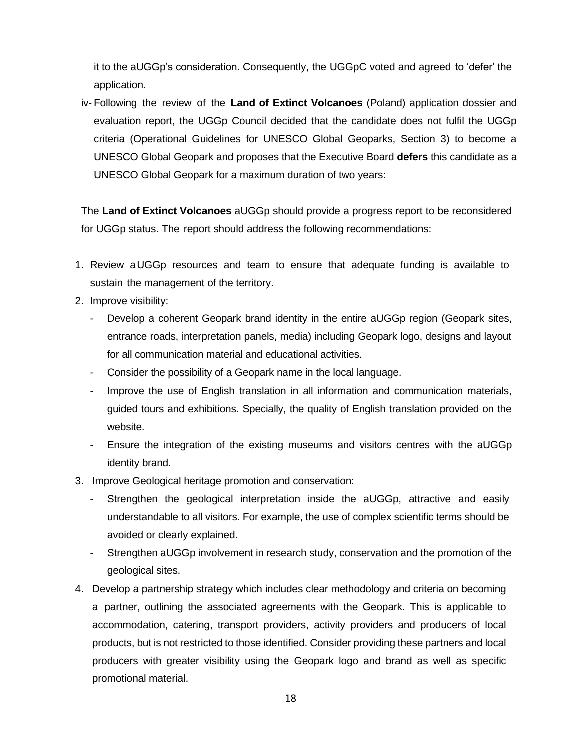it to the aUGGp's consideration. Consequently, the UGGpC voted and agreed to 'defer' the application.

iv- Following the review of the **Land of Extinct Volcanoes** (Poland) application dossier and evaluation report, the UGGp Council decided that the candidate does not fulfil the UGGp criteria (Operational Guidelines for UNESCO Global Geoparks, Section 3) to become a UNESCO Global Geopark and proposes that the Executive Board **defers** this candidate as a UNESCO Global Geopark for a maximum duration of two years:

The **Land of Extinct Volcanoes** aUGGp should provide a progress report to be reconsidered for UGGp status. The report should address the following recommendations:

1. Review aUGGp resources and team to ensure that adequate funding is available to sustain the management of the territory.
2. Improve visibility:
   - Develop a coherent Geopark brand identity in the entire aUGGp region (Geopark sites, entrance roads, interpretation panels, media) including Geopark logo, designs and layout for all communication material and educational activities.
   - Consider the possibility of a Geopark name in the local language.
   - Improve the use of English translation in all information and communication materials, guided tours and exhibitions. Specially, the quality of English translation provided on the website.
   - Ensure the integration of the existing museums and visitors centres with the aUGGp identity brand.
3. Improve Geological heritage promotion and conservation:
   - Strengthen the geological interpretation inside the aUGGp, attractive and easily understandable to all visitors. For example, the use of complex scientific terms should be avoided or clearly explained.
   - Strengthen aUGGp involvement in research study, conservation and the promotion of the geological sites.
4. Develop a partnership strategy which includes clear methodology and criteria on becoming a partner, outlining the associated agreements with the Geopark. This is applicable to accommodation, catering, transport providers, activity providers and producers of local products, but is not restricted to those identified. Consider providing these partners and local producers with greater visibility using the Geopark logo and brand as well as specific promotional material.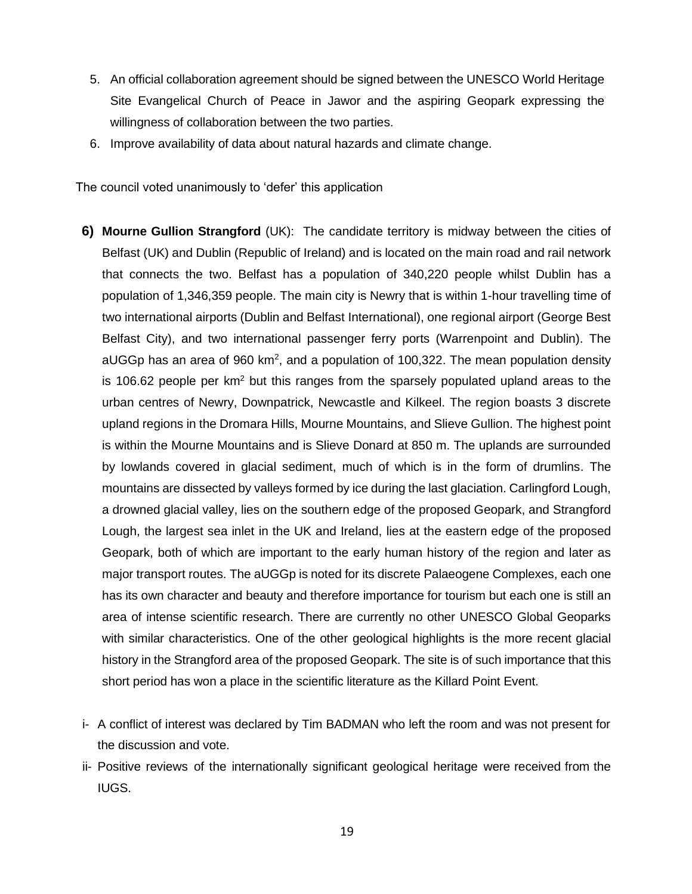5. An official collaboration agreement should be signed between the UNESCO World Heritage Site Evangelical Church of Peace in Jawor and the aspiring Geopark expressing the willingness of collaboration between the two parties.
6. Improve availability of data about natural hazards and climate change.

The council voted unanimously to 'defer' this application

**6) Mourne Gullion Strangford** (UK): The candidate territory is midway between the cities of Belfast (UK) and Dublin (Republic of Ireland) and is located on the main road and rail network that connects the two. Belfast has a population of 340,220 people whilst Dublin has a population of 1,346,359 people. The main city is Newry that is within 1-hour travelling time of two international airports (Dublin and Belfast International), one regional airport (George Best Belfast City), and two international passenger ferry ports (Warrenpoint and Dublin). The aUGGp has an area of 960 km$^2$, and a population of 100,322. The mean population density is 106.62 people per km$^2$ but this ranges from the sparsely populated upland areas to the urban centres of Newry, Downpatrick, Newcastle and Kilkeel. The region boasts 3 discrete upland regions in the Dromara Hills, Mourne Mountains, and Slieve Gullion. The highest point is within the Mourne Mountains and is Slieve Donard at 850 m. The uplands are surrounded by lowlands covered in glacial sediment, much of which is in the form of drumlins. The mountains are dissected by valleys formed by ice during the last glaciation. Carlingford Lough, a drowned glacial valley, lies on the southern edge of the proposed Geopark, and Strangford Lough, the largest sea inlet in the UK and Ireland, lies at the eastern edge of the proposed Geopark, both of which are important to the early human history of the region and later as major transport routes. The aUGGp is noted for its discrete Palaeogene Complexes, each one has its own character and beauty and therefore importance for tourism but each one is still an area of intense scientific research. There are currently no other UNESCO Global Geoparks with similar characteristics. One of the other geological highlights is the more recent glacial history in the Strangford area of the proposed Geopark. The site is of such importance that this short period has won a place in the scientific literature as the Killard Point Event.

i- A conflict of interest was declared by Tim BADMAN who left the room and was not present for the discussion and vote.

ii- Positive reviews of the internationally significant geological heritage were received from the IUGS.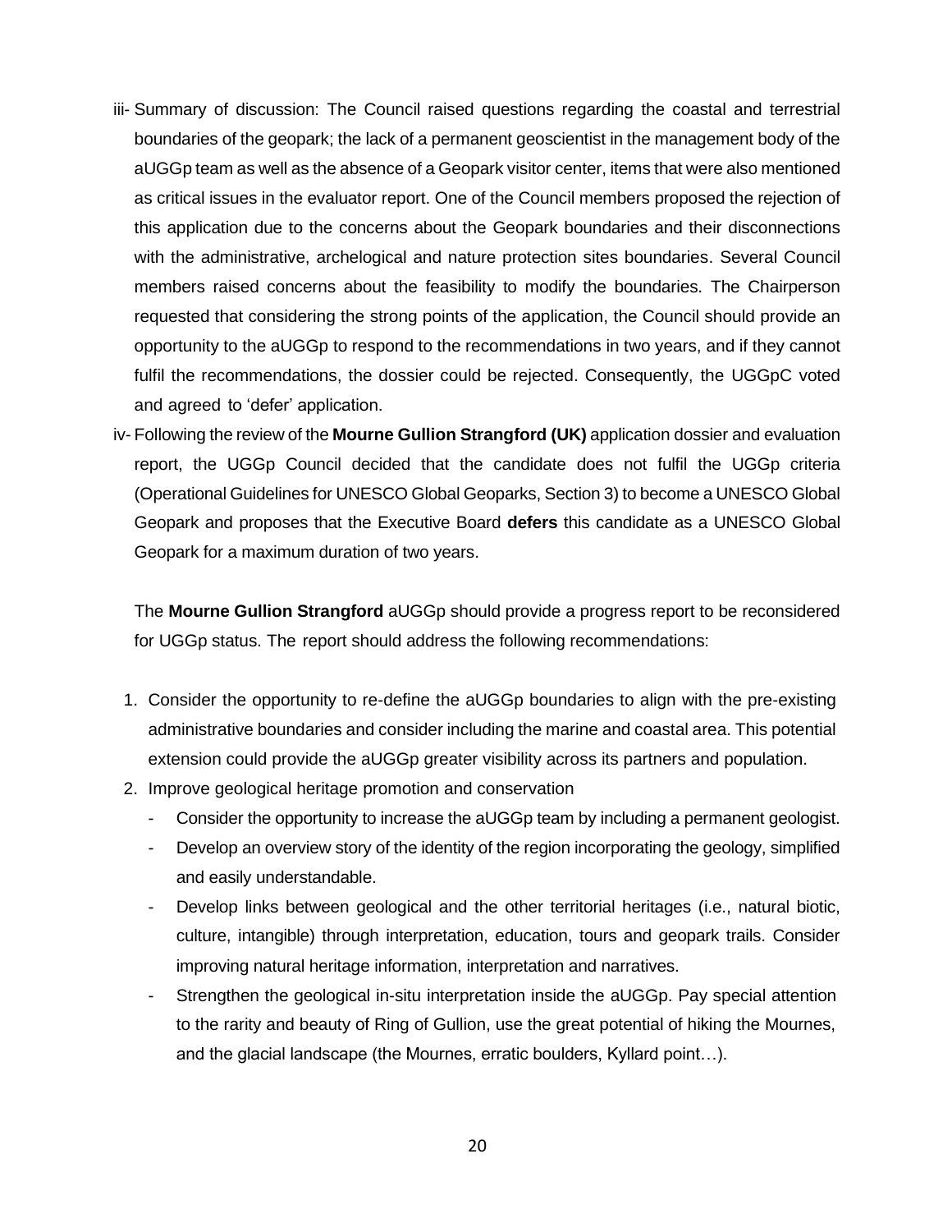iii- Summary of discussion: The Council raised questions regarding the coastal and terrestrial boundaries of the geopark; the lack of a permanent geoscientist in the management body of the aUGGp team as well as the absence of a Geopark visitor center, items that were also mentioned as critical issues in the evaluator report. One of the Council members proposed the rejection of this application due to the concerns about the Geopark boundaries and their disconnections with the administrative, archelogical and nature protection sites boundaries. Several Council members raised concerns about the feasibility to modify the boundaries. The Chairperson requested that considering the strong points of the application, the Council should provide an opportunity to the aUGGp to respond to the recommendations in two years, and if they cannot fulfil the recommendations, the dossier could be rejected. Consequently, the UGGpC voted and agreed to 'defer' application.

iv- Following the review of the **Mourne Gullion Strangford (UK)** application dossier and evaluation report, the UGGp Council decided that the candidate does not fulfil the UGGp criteria (Operational Guidelines for UNESCO Global Geoparks, Section 3) to become a UNESCO Global Geopark and proposes that the Executive Board **defers** this candidate as a UNESCO Global Geopark for a maximum duration of two years.

The **Mourne Gullion Strangford** aUGGp should provide a progress report to be reconsidered for UGGp status. The report should address the following recommendations:

1. Consider the opportunity to re-define the aUGGp boundaries to align with the pre-existing administrative boundaries and consider including the marine and coastal area. This potential extension could provide the aUGGp greater visibility across its partners and population.
2. Improve geological heritage promotion and conservation
   - Consider the opportunity to increase the aUGGp team by including a permanent geologist.
   - Develop an overview story of the identity of the region incorporating the geology, simplified and easily understandable.
   - Develop links between geological and the other territorial heritages (i.e., natural biotic, culture, intangible) through interpretation, education, tours and geopark trails. Consider improving natural heritage information, interpretation and narratives.
   - Strengthen the geological in-situ interpretation inside the aUGGp. Pay special attention to the rarity and beauty of Ring of Gullion, use the great potential of hiking the Mournes, and the glacial landscape (the Mournes, erratic boulders, Kyllard point…).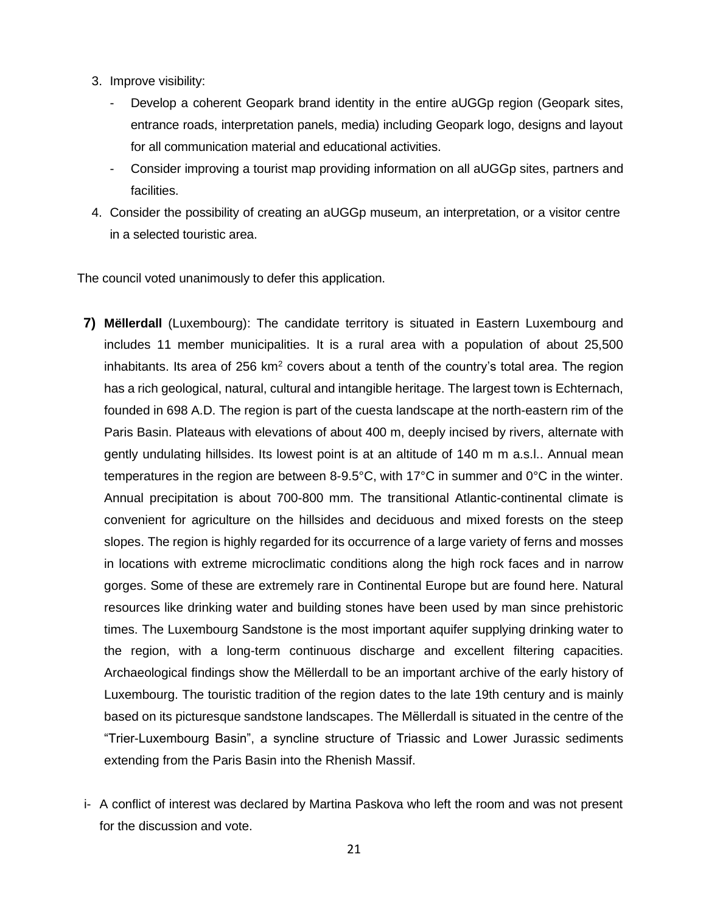3. Improve visibility:
   - Develop a coherent Geopark brand identity in the entire aUGGp region (Geopark sites, entrance roads, interpretation panels, media) including Geopark logo, designs and layout for all communication material and educational activities.
   - Consider improving a tourist map providing information on all aUGGp sites, partners and facilities.
4. Consider the possibility of creating an aUGGp museum, an interpretation, or a visitor centre in a selected touristic area.

The council voted unanimously to defer this application.

**7) Mëllerdall** (Luxembourg): The candidate territory is situated in Eastern Luxembourg and includes 11 member municipalities. It is a rural area with a population of about 25,500 inhabitants. Its area of 256 km$^2$ covers about a tenth of the country's total area. The region has a rich geological, natural, cultural and intangible heritage. The largest town is Echternach, founded in 698 A.D. The region is part of the cuesta landscape at the north-eastern rim of the Paris Basin. Plateaus with elevations of about 400 m, deeply incised by rivers, alternate with gently undulating hillsides. Its lowest point is at an altitude of 140 m m a.s.l.. Annual mean temperatures in the region are between 8-9.5°C, with 17°C in summer and 0°C in the winter. Annual precipitation is about 700-800 mm. The transitional Atlantic-continental climate is convenient for agriculture on the hillsides and deciduous and mixed forests on the steep slopes. The region is highly regarded for its occurrence of a large variety of ferns and mosses in locations with extreme microclimatic conditions along the high rock faces and in narrow gorges. Some of these are extremely rare in Continental Europe but are found here. Natural resources like drinking water and building stones have been used by man since prehistoric times. The Luxembourg Sandstone is the most important aquifer supplying drinking water to the region, with a long-term continuous discharge and excellent filtering capacities. Archaeological findings show the Mëllerdall to be an important archive of the early history of Luxembourg. The touristic tradition of the region dates to the late 19th century and is mainly based on its picturesque sandstone landscapes. The Mëllerdall is situated in the centre of the "Trier-Luxembourg Basin", a syncline structure of Triassic and Lower Jurassic sediments extending from the Paris Basin into the Rhenish Massif.

i- A conflict of interest was declared by Martina Paskova who left the room and was not present for the discussion and vote.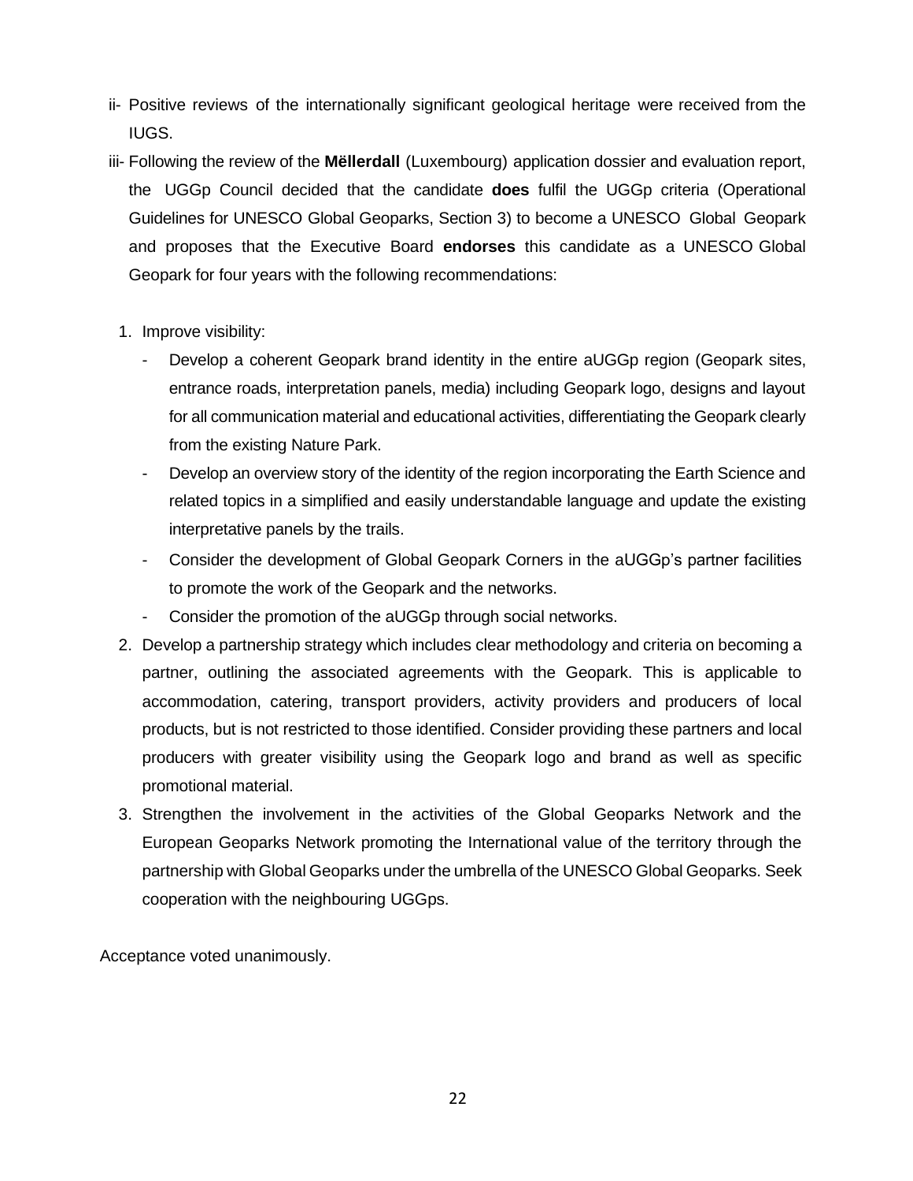ii- Positive reviews of the internationally significant geological heritage were received from the IUGS.

iii- Following the review of the **Mëllerdall** (Luxembourg) application dossier and evaluation report, the UGGp Council decided that the candidate **does** fulfil the UGGp criteria (Operational Guidelines for UNESCO Global Geoparks, Section 3) to become a UNESCO Global Geopark and proposes that the Executive Board **endorses** this candidate as a UNESCO Global Geopark for four years with the following recommendations:

1. Improve visibility:
   - Develop a coherent Geopark brand identity in the entire aUGGp region (Geopark sites, entrance roads, interpretation panels, media) including Geopark logo, designs and layout for all communication material and educational activities, differentiating the Geopark clearly from the existing Nature Park.
   - Develop an overview story of the identity of the region incorporating the Earth Science and related topics in a simplified and easily understandable language and update the existing interpretative panels by the trails.
   - Consider the development of Global Geopark Corners in the aUGGp's partner facilities to promote the work of the Geopark and the networks.
   - Consider the promotion of the aUGGp through social networks.
2. Develop a partnership strategy which includes clear methodology and criteria on becoming a partner, outlining the associated agreements with the Geopark. This is applicable to accommodation, catering, transport providers, activity providers and producers of local products, but is not restricted to those identified. Consider providing these partners and local producers with greater visibility using the Geopark logo and brand as well as specific promotional material.
3. Strengthen the involvement in the activities of the Global Geoparks Network and the European Geoparks Network promoting the International value of the territory through the partnership with Global Geoparks under the umbrella of the UNESCO Global Geoparks. Seek cooperation with the neighbouring UGGps.

Acceptance voted unanimously.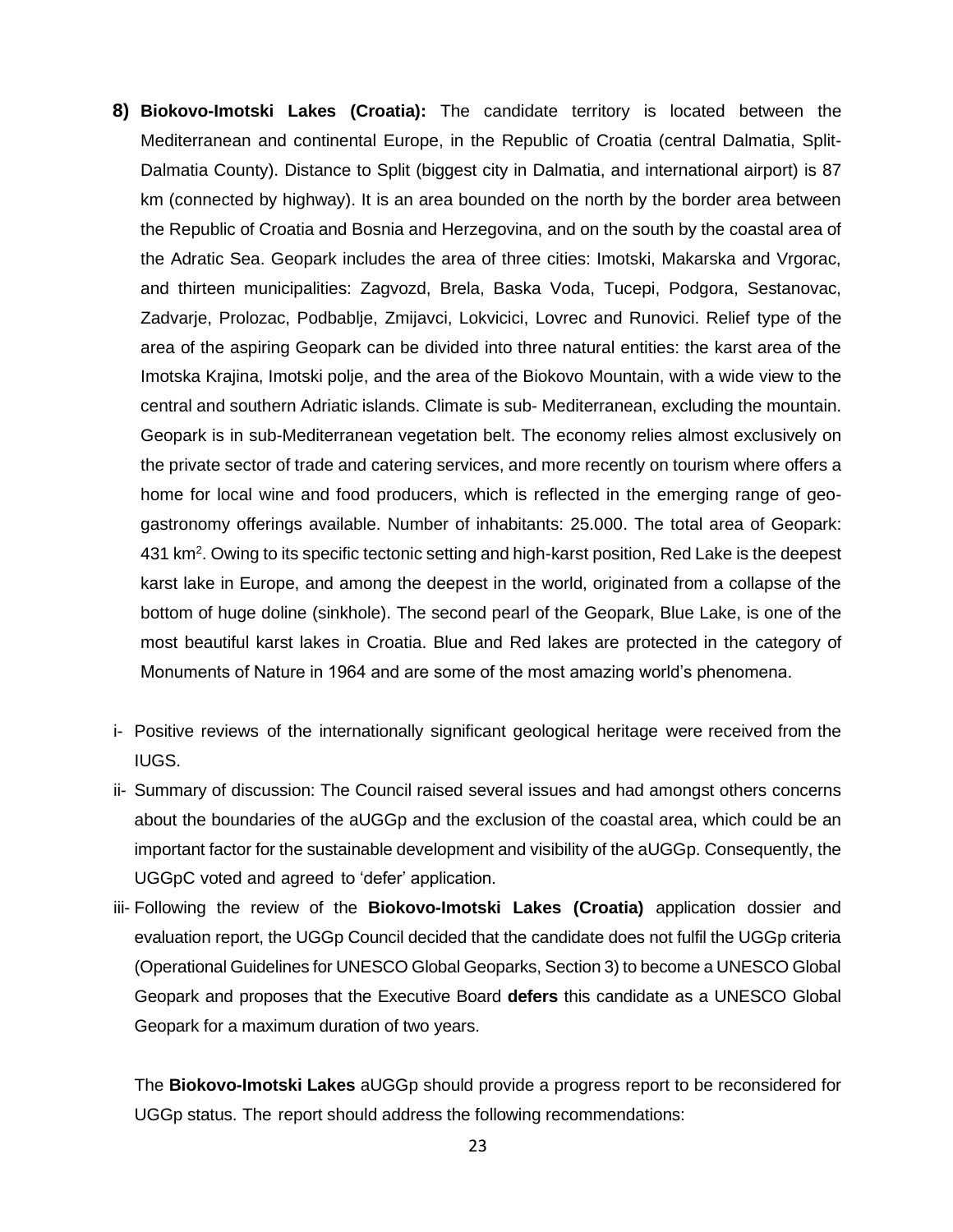8) **Biokovo-Imotski Lakes (Croatia):** The candidate territory is located between the Mediterranean and continental Europe, in the Republic of Croatia (central Dalmatia, Split-Dalmatia County). Distance to Split (biggest city in Dalmatia, and international airport) is 87 km (connected by highway). It is an area bounded on the north by the border area between the Republic of Croatia and Bosnia and Herzegovina, and on the south by the coastal area of the Adratic Sea. Geopark includes the area of three cities: Imotski, Makarska and Vrgorac, and thirteen municipalities: Zagvozd, Brela, Baska Voda, Tucepi, Podgora, Sestanovac, Zadvarje, Prolozac, Podbablje, Zmijavci, Lokvicici, Lovrec and Runovici. Relief type of the area of the aspiring Geopark can be divided into three natural entities: the karst area of the Imotska Krajina, Imotski polje, and the area of the Biokovo Mountain, with a wide view to the central and southern Adriatic islands. Climate is sub- Mediterranean, excluding the mountain. Geopark is in sub-Mediterranean vegetation belt. The economy relies almost exclusively on the private sector of trade and catering services, and more recently on tourism where offers a home for local wine and food producers, which is reflected in the emerging range of geo-gastronomy offerings available. Number of inhabitants: 25.000. The total area of Geopark: 431 km$^2$. Owing to its specific tectonic setting and high-karst position, Red Lake is the deepest karst lake in Europe, and among the deepest in the world, originated from a collapse of the bottom of huge doline (sinkhole). The second pearl of the Geopark, Blue Lake, is one of the most beautiful karst lakes in Croatia. Blue and Red lakes are protected in the category of Monuments of Nature in 1964 and are some of the most amazing world's phenomena.

i- Positive reviews of the internationally significant geological heritage were received from the IUGS.

ii- Summary of discussion: The Council raised several issues and had amongst others concerns about the boundaries of the aUGGp and the exclusion of the coastal area, which could be an important factor for the sustainable development and visibility of the aUGGp. Consequently, the UGGpC voted and agreed to 'defer' application.

iii- Following the review of the **Biokovo-Imotski Lakes (Croatia)** application dossier and evaluation report, the UGGp Council decided that the candidate does not fulfil the UGGp criteria (Operational Guidelines for UNESCO Global Geoparks, Section 3) to become a UNESCO Global Geopark and proposes that the Executive Board **defers** this candidate as a UNESCO Global Geopark for a maximum duration of two years.

The **Biokovo-Imotski Lakes** aUGGp should provide a progress report to be reconsidered for UGGp status. The report should address the following recommendations: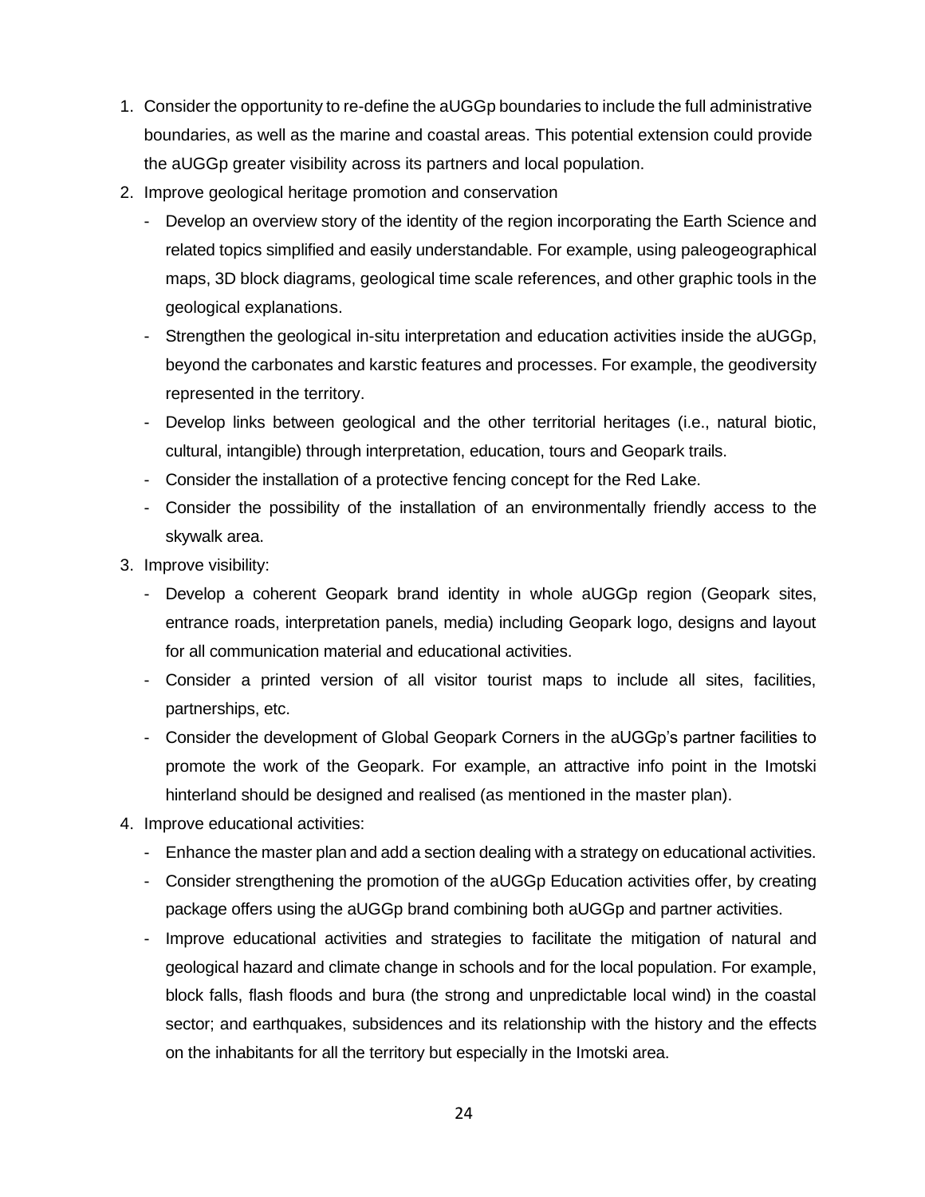1. Consider the opportunity to re-define the aUGGp boundaries to include the full administrative boundaries, as well as the marine and coastal areas. This potential extension could provide the aUGGp greater visibility across its partners and local population.
2. Improve geological heritage promotion and conservation
   - Develop an overview story of the identity of the region incorporating the Earth Science and related topics simplified and easily understandable. For example, using paleogeographical maps, 3D block diagrams, geological time scale references, and other graphic tools in the geological explanations.
   - Strengthen the geological in-situ interpretation and education activities inside the aUGGp, beyond the carbonates and karstic features and processes. For example, the geodiversity represented in the territory.
   - Develop links between geological and the other territorial heritages (i.e., natural biotic, cultural, intangible) through interpretation, education, tours and Geopark trails.
   - Consider the installation of a protective fencing concept for the Red Lake.
   - Consider the possibility of the installation of an environmentally friendly access to the skywalk area.
3. Improve visibility:
   - Develop a coherent Geopark brand identity in whole aUGGp region (Geopark sites, entrance roads, interpretation panels, media) including Geopark logo, designs and layout for all communication material and educational activities.
   - Consider a printed version of all visitor tourist maps to include all sites, facilities, partnerships, etc.
   - Consider the development of Global Geopark Corners in the aUGGp's partner facilities to promote the work of the Geopark. For example, an attractive info point in the Imotski hinterland should be designed and realised (as mentioned in the master plan).
4. Improve educational activities:
   - Enhance the master plan and add a section dealing with a strategy on educational activities.
   - Consider strengthening the promotion of the aUGGp Education activities offer, by creating package offers using the aUGGp brand combining both aUGGp and partner activities.
   - Improve educational activities and strategies to facilitate the mitigation of natural and geological hazard and climate change in schools and for the local population. For example, block falls, flash floods and bura (the strong and unpredictable local wind) in the coastal sector; and earthquakes, subsidences and its relationship with the history and the effects on the inhabitants for all the territory but especially in the Imotski area.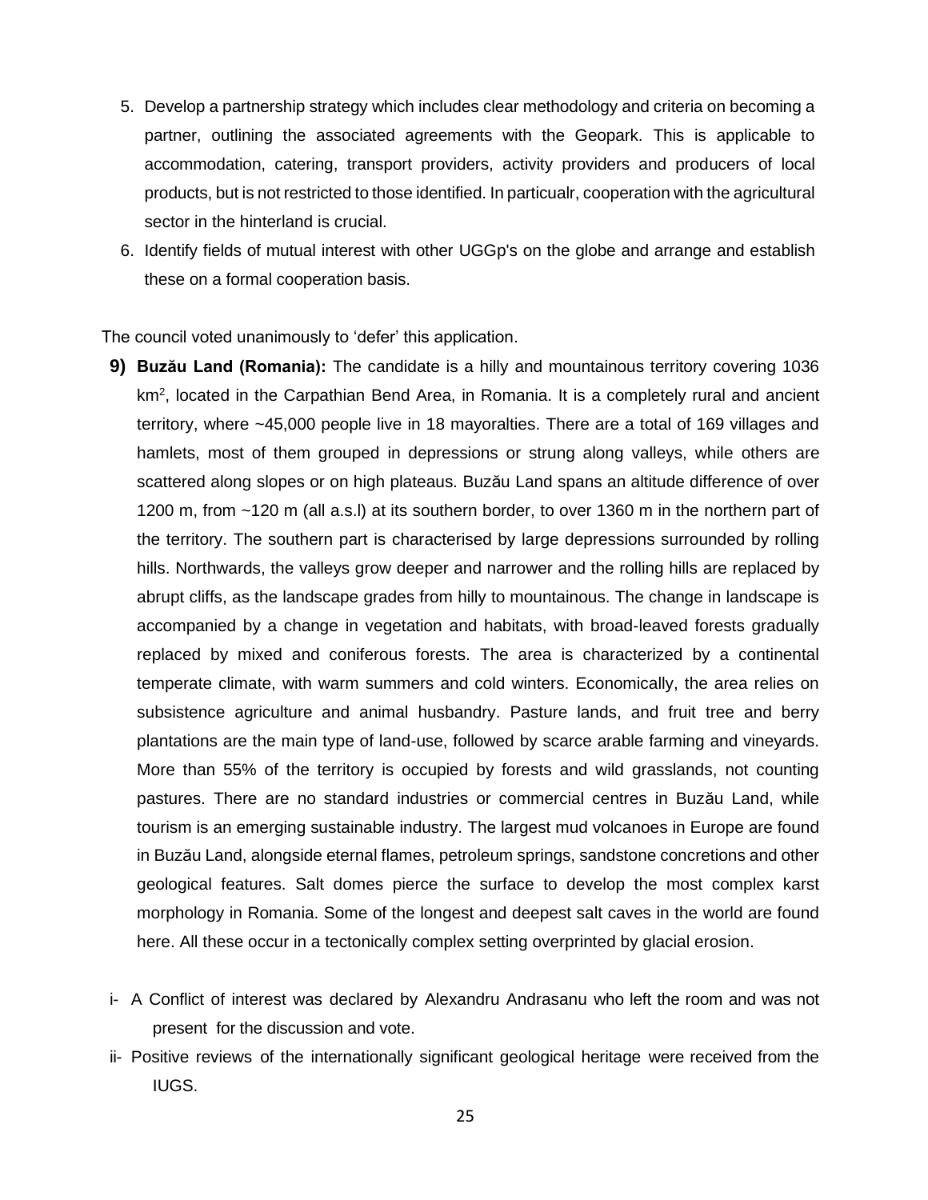5. Develop a partnership strategy which includes clear methodology and criteria on becoming a partner, outlining the associated agreements with the Geopark. This is applicable to accommodation, catering, transport providers, activity providers and producers of local products, but is not restricted to those identified. In particualr, cooperation with the agricultural sector in the hinterland is crucial.
6. Identify fields of mutual interest with other UGGp's on the globe and arrange and establish these on a formal cooperation basis.

The council voted unanimously to 'defer' this application.

9) **Buzău Land (Romania):** The candidate is a hilly and mountainous territory covering 1036 km$^2$, located in the Carpathian Bend Area, in Romania. It is a completely rural and ancient territory, where ~45,000 people live in 18 mayoralties. There are a total of 169 villages and hamlets, most of them grouped in depressions or strung along valleys, while others are scattered along slopes or on high plateaus. Buzău Land spans an altitude difference of over 1200 m, from ~120 m (all a.s.l) at its southern border, to over 1360 m in the northern part of the territory. The southern part is characterised by large depressions surrounded by rolling hills. Northwards, the valleys grow deeper and narrower and the rolling hills are replaced by abrupt cliffs, as the landscape grades from hilly to mountainous. The change in landscape is accompanied by a change in vegetation and habitats, with broad-leaved forests gradually replaced by mixed and coniferous forests. The area is characterized by a continental temperate climate, with warm summers and cold winters. Economically, the area relies on subsistence agriculture and animal husbandry. Pasture lands, and fruit tree and berry plantations are the main type of land-use, followed by scarce arable farming and vineyards. More than 55% of the territory is occupied by forests and wild grasslands, not counting pastures. There are no standard industries or commercial centres in Buzău Land, while tourism is an emerging sustainable industry. The largest mud volcanoes in Europe are found in Buzău Land, alongside eternal flames, petroleum springs, sandstone concretions and other geological features. Salt domes pierce the surface to develop the most complex karst morphology in Romania. Some of the longest and deepest salt caves in the world are found here. All these occur in a tectonically complex setting overprinted by glacial erosion.

i- A Conflict of interest was declared by Alexandru Andrasanu who left the room and was not present for the discussion and vote.

ii- Positive reviews of the internationally significant geological heritage were received from the IUGS.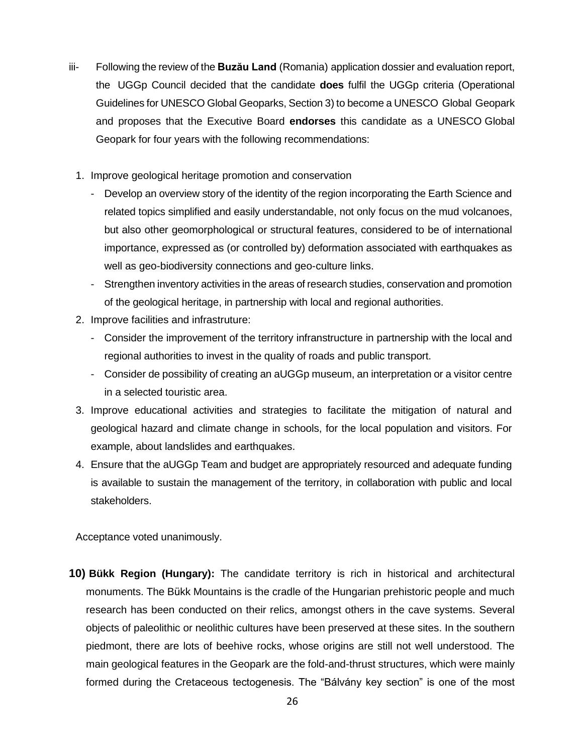iii- Following the review of the **Buzău Land** (Romania) application dossier and evaluation report, the UGGp Council decided that the candidate **does** fulfil the UGGp criteria (Operational Guidelines for UNESCO Global Geoparks, Section 3) to become a UNESCO Global Geopark and proposes that the Executive Board **endorses** this candidate as a UNESCO Global Geopark for four years with the following recommendations:

1. Improve geological heritage promotion and conservation
   - Develop an overview story of the identity of the region incorporating the Earth Science and related topics simplified and easily understandable, not only focus on the mud volcanoes, but also other geomorphological or structural features, considered to be of international importance, expressed as (or controlled by) deformation associated with earthquakes as well as geo-biodiversity connections and geo-culture links.
   - Strengthen inventory activities in the areas of research studies, conservation and promotion of the geological heritage, in partnership with local and regional authorities.
2. Improve facilities and infrastruture:
   - Consider the improvement of the territory infranstructure in partnership with the local and regional authorities to invest in the quality of roads and public transport.
   - Consider de possibility of creating an aUGGp museum, an interpretation or a visitor centre in a selected touristic area.
3. Improve educational activities and strategies to facilitate the mitigation of natural and geological hazard and climate change in schools, for the local population and visitors. For example, about landslides and earthquakes.
4. Ensure that the aUGGp Team and budget are appropriately resourced and adequate funding is available to sustain the management of the territory, in collaboration with public and local stakeholders.

Acceptance voted unanimously.

**10) Bükk Region (Hungary):** The candidate territory is rich in historical and architectural monuments. The Bükk Mountains is the cradle of the Hungarian prehistoric people and much research has been conducted on their relics, amongst others in the cave systems. Several objects of paleolithic or neolithic cultures have been preserved at these sites. In the southern piedmont, there are lots of beehive rocks, whose origins are still not well understood. The main geological features in the Geopark are the fold-and-thrust structures, which were mainly formed during the Cretaceous tectogenesis. The "Bálvány key section" is one of the most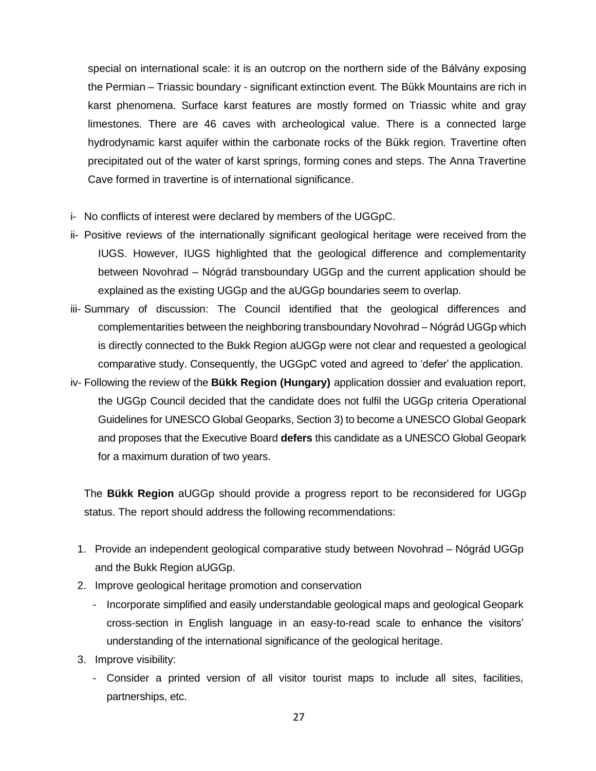special on international scale: it is an outcrop on the northern side of the Bálvány exposing the Permian – Triassic boundary - significant extinction event. The Bükk Mountains are rich in karst phenomena. Surface karst features are mostly formed on Triassic white and gray limestones. There are 46 caves with archeological value. There is a connected large hydrodynamic karst aquifer within the carbonate rocks of the Bükk region. Travertine often precipitated out of the water of karst springs, forming cones and steps. The Anna Travertine Cave formed in travertine is of international significance.

i- No conflicts of interest were declared by members of the UGGpC.

ii- Positive reviews of the internationally significant geological heritage were received from the IUGS. However, IUGS highlighted that the geological difference and complementarity between Novohrad – Nógrád transboundary UGGp and the current application should be explained as the existing UGGp and the aUGGp boundaries seem to overlap.

iii- Summary of discussion: The Council identified that the geological differences and complementarities between the neighboring transboundary Novohrad – Nógrád UGGp which is directly connected to the Bukk Region aUGGp were not clear and requested a geological comparative study. Consequently, the UGGpC voted and agreed to 'defer' the application.

iv- Following the review of the **Bükk Region (Hungary)** application dossier and evaluation report, the UGGp Council decided that the candidate does not fulfil the UGGp criteria Operational Guidelines for UNESCO Global Geoparks, Section 3) to become a UNESCO Global Geopark and proposes that the Executive Board **defers** this candidate as a UNESCO Global Geopark for a maximum duration of two years.

The **Bükk Region** aUGGp should provide a progress report to be reconsidered for UGGp status. The report should address the following recommendations:

1. Provide an independent geological comparative study between Novohrad – Nógrád UGGp and the Bukk Region aUGGp.
2. Improve geological heritage promotion and conservation
   - Incorporate simplified and easily understandable geological maps and geological Geopark cross-section in English language in an easy-to-read scale to enhance the visitors' understanding of the international significance of the geological heritage.
3. Improve visibility:
   - Consider a printed version of all visitor tourist maps to include all sites, facilities, partnerships, etc.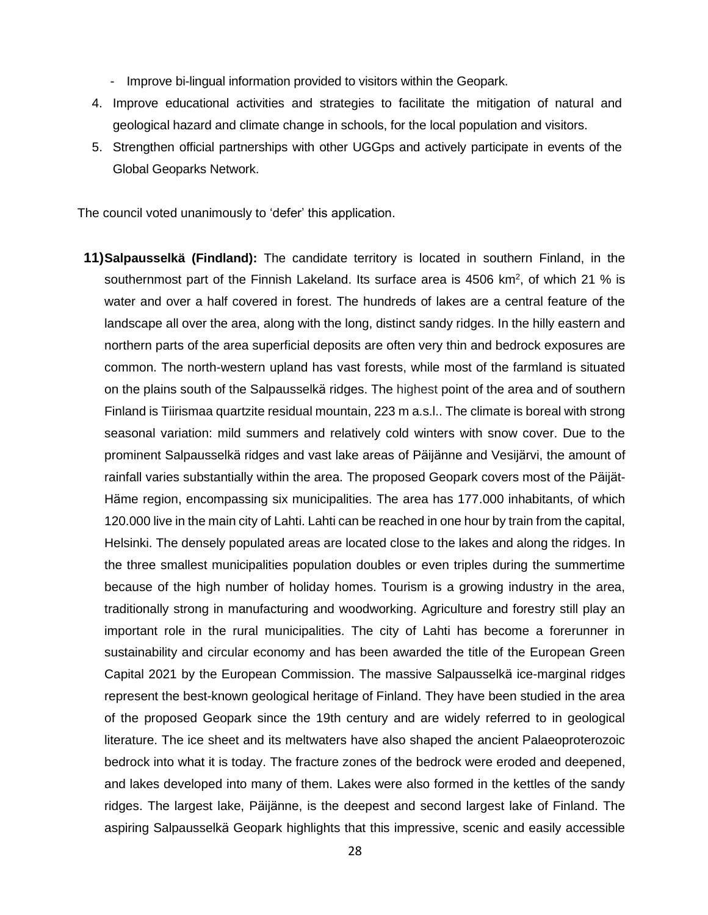- Improve bi-lingual information provided to visitors within the Geopark.

4. Improve educational activities and strategies to facilitate the mitigation of natural and geological hazard and climate change in schools, for the local population and visitors.
5. Strengthen official partnerships with other UGGps and actively participate in events of the Global Geoparks Network.

The council voted unanimously to 'defer' this application.

11) **Salpausselkä (Findland):** The candidate territory is located in southern Finland, in the southernmost part of the Finnish Lakeland. Its surface area is 4506 km$^2$, of which 21 % is water and over a half covered in forest. The hundreds of lakes are a central feature of the landscape all over the area, along with the long, distinct sandy ridges. In the hilly eastern and northern parts of the area superficial deposits are often very thin and bedrock exposures are common. The north-western upland has vast forests, while most of the farmland is situated on the plains south of the Salpausselkä ridges. The highest point of the area and of southern Finland is Tiirismaa quartzite residual mountain, 223 m a.s.l.. The climate is boreal with strong seasonal variation: mild summers and relatively cold winters with snow cover. Due to the prominent Salpausselkä ridges and vast lake areas of Päijänne and Vesijärvi, the amount of rainfall varies substantially within the area. The proposed Geopark covers most of the Päijät-Häme region, encompassing six municipalities. The area has 177.000 inhabitants, of which 120.000 live in the main city of Lahti. Lahti can be reached in one hour by train from the capital, Helsinki. The densely populated areas are located close to the lakes and along the ridges. In the three smallest municipalities population doubles or even triples during the summertime because of the high number of holiday homes. Tourism is a growing industry in the area, traditionally strong in manufacturing and woodworking. Agriculture and forestry still play an important role in the rural municipalities. The city of Lahti has become a forerunner in sustainability and circular economy and has been awarded the title of the European Green Capital 2021 by the European Commission. The massive Salpausselkä ice-marginal ridges represent the best-known geological heritage of Finland. They have been studied in the area of the proposed Geopark since the 19th century and are widely referred to in geological literature. The ice sheet and its meltwaters have also shaped the ancient Palaeoproterozoic bedrock into what it is today. The fracture zones of the bedrock were eroded and deepened, and lakes developed into many of them. Lakes were also formed in the kettles of the sandy ridges. The largest lake, Päijänne, is the deepest and second largest lake of Finland. The aspiring Salpausselkä Geopark highlights that this impressive, scenic and easily accessible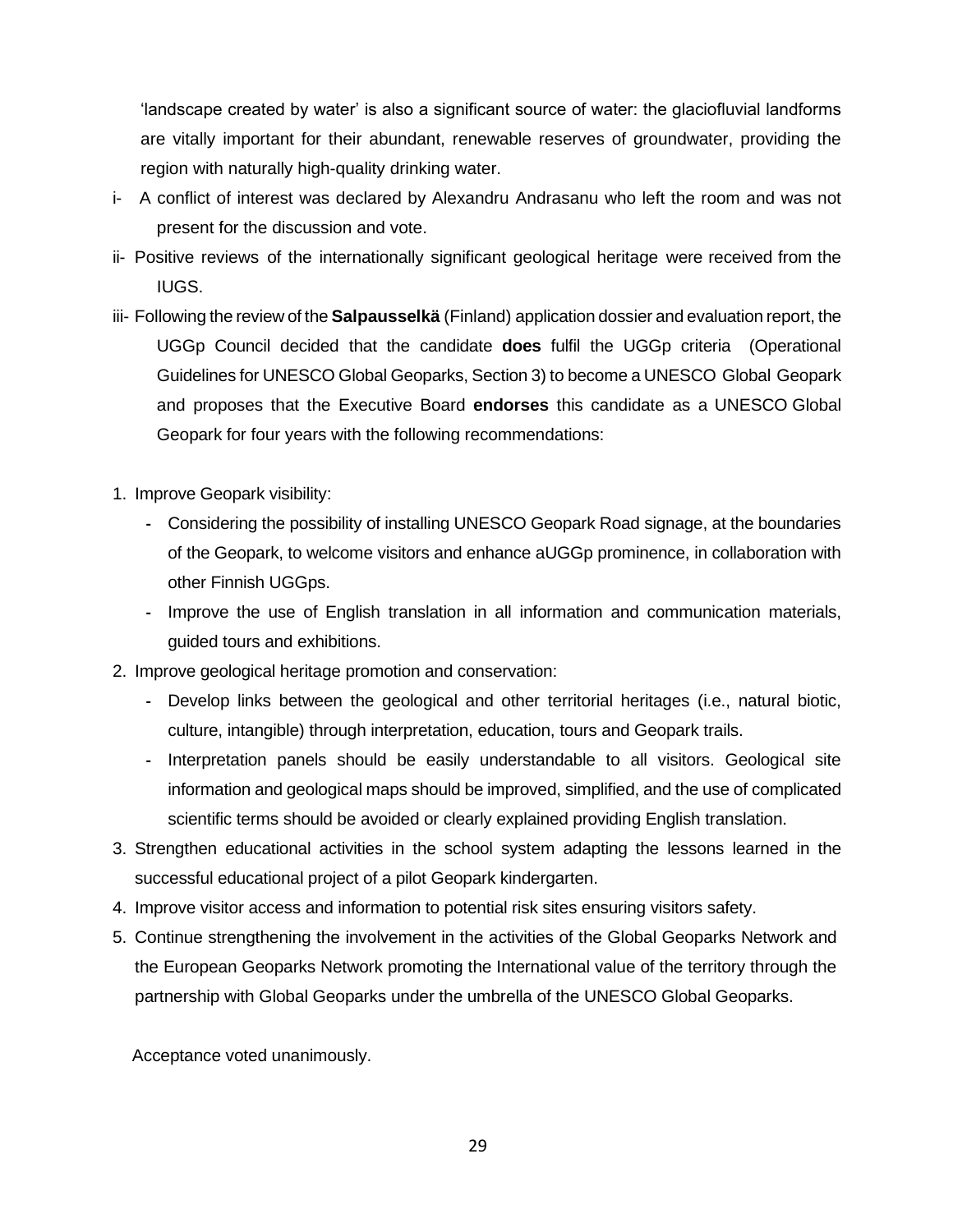'landscape created by water' is also a significant source of water: the glaciofluvial landforms are vitally important for their abundant, renewable reserves of groundwater, providing the region with naturally high-quality drinking water.

i- A conflict of interest was declared by Alexandru Andrasanu who left the room and was not present for the discussion and vote.

ii- Positive reviews of the internationally significant geological heritage were received from the IUGS.

iii- Following the review of the **Salpausselkä** (Finland) application dossier and evaluation report, the UGGp Council decided that the candidate **does** fulfil the UGGp criteria (Operational Guidelines for UNESCO Global Geoparks, Section 3) to become a UNESCO Global Geopark and proposes that the Executive Board **endorses** this candidate as a UNESCO Global Geopark for four years with the following recommendations:

1. Improve Geopark visibility:
   - Considering the possibility of installing UNESCO Geopark Road signage, at the boundaries of the Geopark, to welcome visitors and enhance aUGGp prominence, in collaboration with other Finnish UGGps.
   - Improve the use of English translation in all information and communication materials, guided tours and exhibitions.
2. Improve geological heritage promotion and conservation:
   - Develop links between the geological and other territorial heritages (i.e., natural biotic, culture, intangible) through interpretation, education, tours and Geopark trails.
   - Interpretation panels should be easily understandable to all visitors. Geological site information and geological maps should be improved, simplified, and the use of complicated scientific terms should be avoided or clearly explained providing English translation.
3. Strengthen educational activities in the school system adapting the lessons learned in the successful educational project of a pilot Geopark kindergarten.
4. Improve visitor access and information to potential risk sites ensuring visitors safety.
5. Continue strengthening the involvement in the activities of the Global Geoparks Network and the European Geoparks Network promoting the International value of the territory through the partnership with Global Geoparks under the umbrella of the UNESCO Global Geoparks.

Acceptance voted unanimously.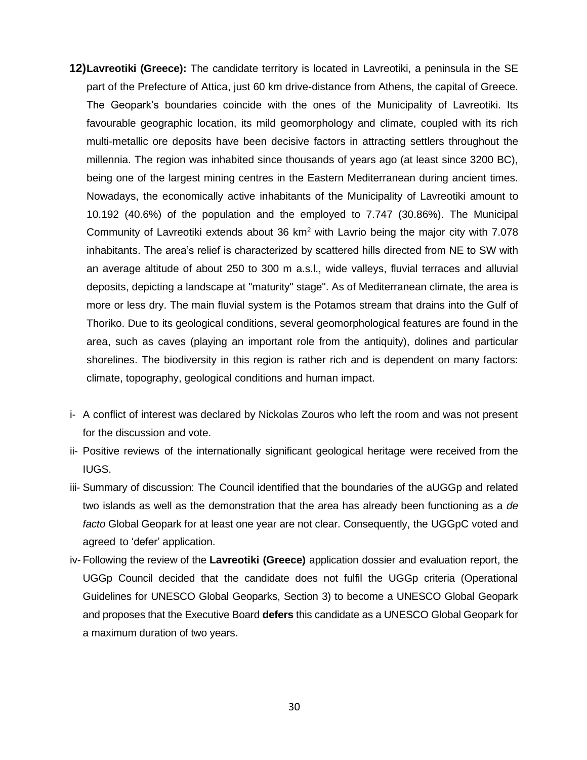**12) Lavreotiki (Greece):** The candidate territory is located in Lavreotiki, a peninsula in the SE part of the Prefecture of Attica, just 60 km drive-distance from Athens, the capital of Greece. The Geopark's boundaries coincide with the ones of the Municipality of Lavreotiki. Its favourable geographic location, its mild geomorphology and climate, coupled with its rich multi-metallic ore deposits have been decisive factors in attracting settlers throughout the millennia. The region was inhabited since thousands of years ago (at least since 3200 BC), being one of the largest mining centres in the Eastern Mediterranean during ancient times. Nowadays, the economically active inhabitants of the Municipality of Lavreotiki amount to 10.192 (40.6%) of the population and the employed to 7.747 (30.86%). The Municipal Community of Lavreotiki extends about 36 km$^2$ with Lavrio being the major city with 7.078 inhabitants. The area's relief is characterized by scattered hills directed from NE to SW with an average altitude of about 250 to 300 m a.s.l., wide valleys, fluvial terraces and alluvial deposits, depicting a landscape at "maturity" stage". As of Mediterranean climate, the area is more or less dry. The main fluvial system is the Potamos stream that drains into the Gulf of Thoriko. Due to its geological conditions, several geomorphological features are found in the area, such as caves (playing an important role from the antiquity), dolines and particular shorelines. The biodiversity in this region is rather rich and is dependent on many factors: climate, topography, geological conditions and human impact.

i- A conflict of interest was declared by Nickolas Zouros who left the room and was not present for the discussion and vote.

ii- Positive reviews of the internationally significant geological heritage were received from the IUGS.

iii- Summary of discussion: The Council identified that the boundaries of the aUGGp and related two islands as well as the demonstration that the area has already been functioning as a *de facto* Global Geopark for at least one year are not clear. Consequently, the UGGpC voted and agreed to 'defer' application.

iv- Following the review of the **Lavreotiki (Greece)** application dossier and evaluation report, the UGGp Council decided that the candidate does not fulfil the UGGp criteria (Operational Guidelines for UNESCO Global Geoparks, Section 3) to become a UNESCO Global Geopark and proposes that the Executive Board **defers** this candidate as a UNESCO Global Geopark for a maximum duration of two years.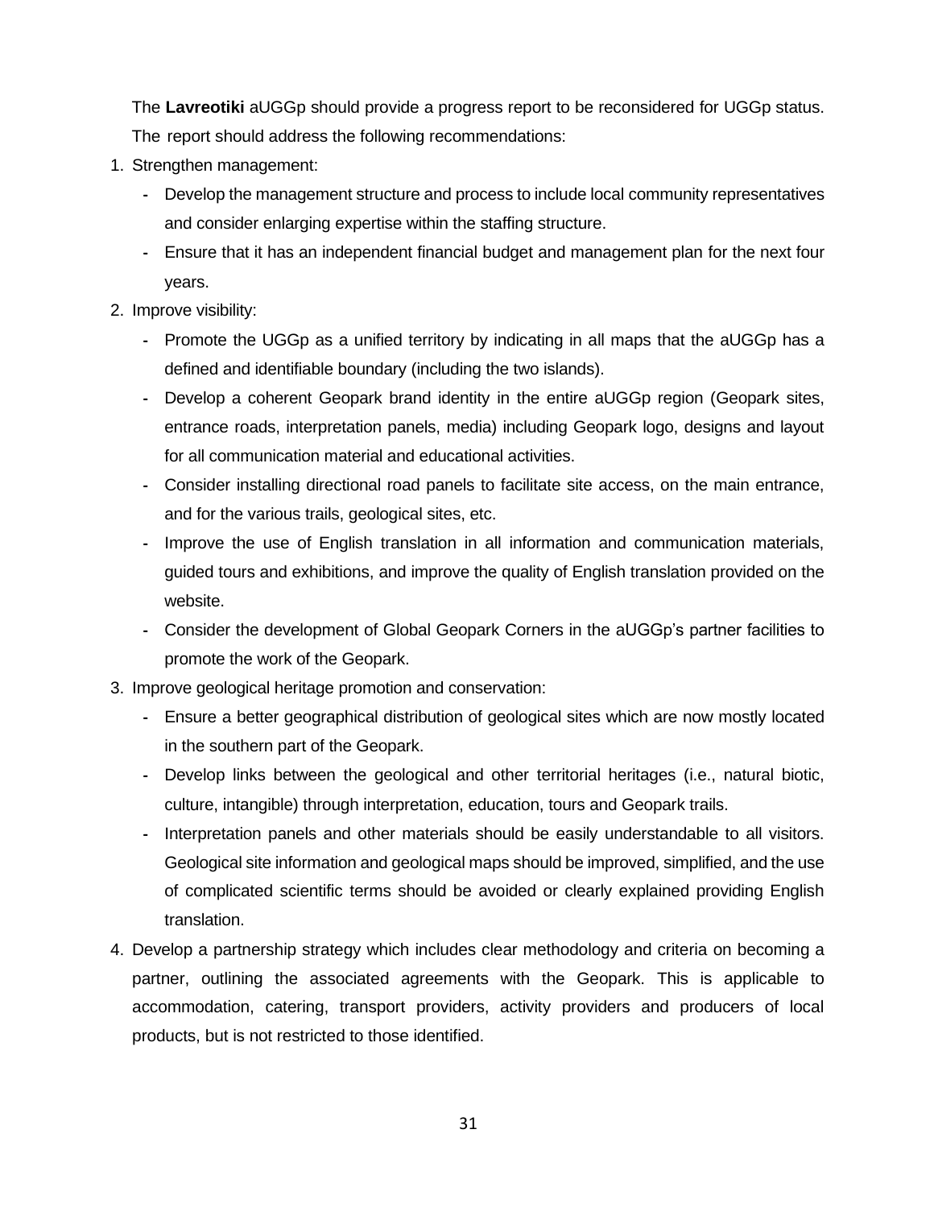The **Lavreotiki** aUGGp should provide a progress report to be reconsidered for UGGp status. The report should address the following recommendations:

1. Strengthen management:
   - Develop the management structure and process to include local community representatives and consider enlarging expertise within the staffing structure.
   - Ensure that it has an independent financial budget and management plan for the next four years.
2. Improve visibility:
   - Promote the UGGp as a unified territory by indicating in all maps that the aUGGp has a defined and identifiable boundary (including the two islands).
   - Develop a coherent Geopark brand identity in the entire aUGGp region (Geopark sites, entrance roads, interpretation panels, media) including Geopark logo, designs and layout for all communication material and educational activities.
   - Consider installing directional road panels to facilitate site access, on the main entrance, and for the various trails, geological sites, etc.
   - Improve the use of English translation in all information and communication materials, guided tours and exhibitions, and improve the quality of English translation provided on the website.
   - Consider the development of Global Geopark Corners in the aUGGp's partner facilities to promote the work of the Geopark.
3. Improve geological heritage promotion and conservation:
   - Ensure a better geographical distribution of geological sites which are now mostly located in the southern part of the Geopark.
   - Develop links between the geological and other territorial heritages (i.e., natural biotic, culture, intangible) through interpretation, education, tours and Geopark trails.
   - Interpretation panels and other materials should be easily understandable to all visitors. Geological site information and geological maps should be improved, simplified, and the use of complicated scientific terms should be avoided or clearly explained providing English translation.
4. Develop a partnership strategy which includes clear methodology and criteria on becoming a partner, outlining the associated agreements with the Geopark. This is applicable to accommodation, catering, transport providers, activity providers and producers of local products, but is not restricted to those identified.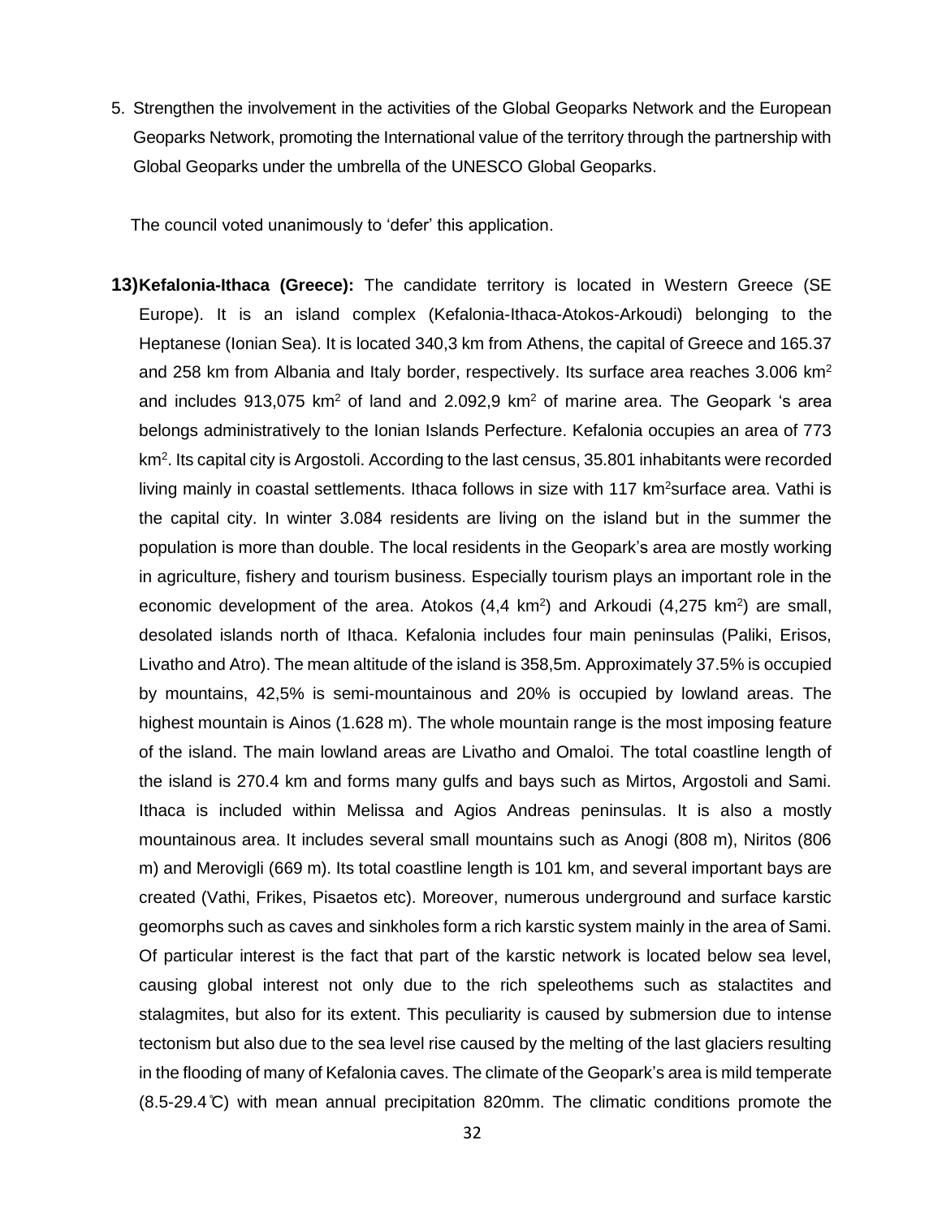5. Strengthen the involvement in the activities of the Global Geoparks Network and the European Geoparks Network, promoting the International value of the territory through the partnership with Global Geoparks under the umbrella of the UNESCO Global Geoparks.

The council voted unanimously to 'defer' this application.

**13)Kefalonia-Ithaca (Greece):** The candidate territory is located in Western Greece (SE Europe). It is an island complex (Kefalonia-Ithaca-Atokos-Arkoudi) belonging to the Heptanese (Ionian Sea). It is located 340,3 km from Athens, the capital of Greece and 165.37 and 258 km from Albania and Italy border, respectively. Its surface area reaches 3.006 km$^2$ and includes 913,075 km$^2$ of land and 2.092,9 km$^2$ of marine area. The Geopark 's area belongs administratively to the Ionian Islands Perfecture. Kefalonia occupies an area of 773 km$^2$. Its capital city is Argostoli. According to the last census, 35.801 inhabitants were recorded living mainly in coastal settlements. Ithaca follows in size with 117 km$^2$surface area. Vathi is the capital city. In winter 3.084 residents are living on the island but in the summer the population is more than double. The local residents in the Geopark's area are mostly working in agriculture, fishery and tourism business. Especially tourism plays an important role in the economic development of the area. Atokos (4,4 km$^2$) and Arkoudi (4,275 km$^2$) are small, desolated islands north of Ithaca. Kefalonia includes four main peninsulas (Paliki, Erisos, Livatho and Atro). The mean altitude of the island is 358,5m. Approximately 37.5% is occupied by mountains, 42,5% is semi-mountainous and 20% is occupied by lowland areas. The highest mountain is Ainos (1.628 m). The whole mountain range is the most imposing feature of the island. The main lowland areas are Livatho and Omaloi. The total coastline length of the island is 270.4 km and forms many gulfs and bays such as Mirtos, Argostoli and Sami. Ithaca is included within Melissa and Agios Andreas peninsulas. It is also a mostly mountainous area. It includes several small mountains such as Anogi (808 m), Niritos (806 m) and Merovigli (669 m). Its total coastline length is 101 km, and several important bays are created (Vathi, Frikes, Pisaetos etc). Moreover, numerous underground and surface karstic geomorphs such as caves and sinkholes form a rich karstic system mainly in the area of Sami. Of particular interest is the fact that part of the karstic network is located below sea level, causing global interest not only due to the rich speleothems such as stalactites and stalagmites, but also for its extent. This peculiarity is caused by submersion due to intense tectonism but also due to the sea level rise caused by the melting of the last glaciers resulting in the flooding of many of Kefalonia caves. The climate of the Geopark's area is mild temperate (8.5-29.4℃) with mean annual precipitation 820mm. The climatic conditions promote the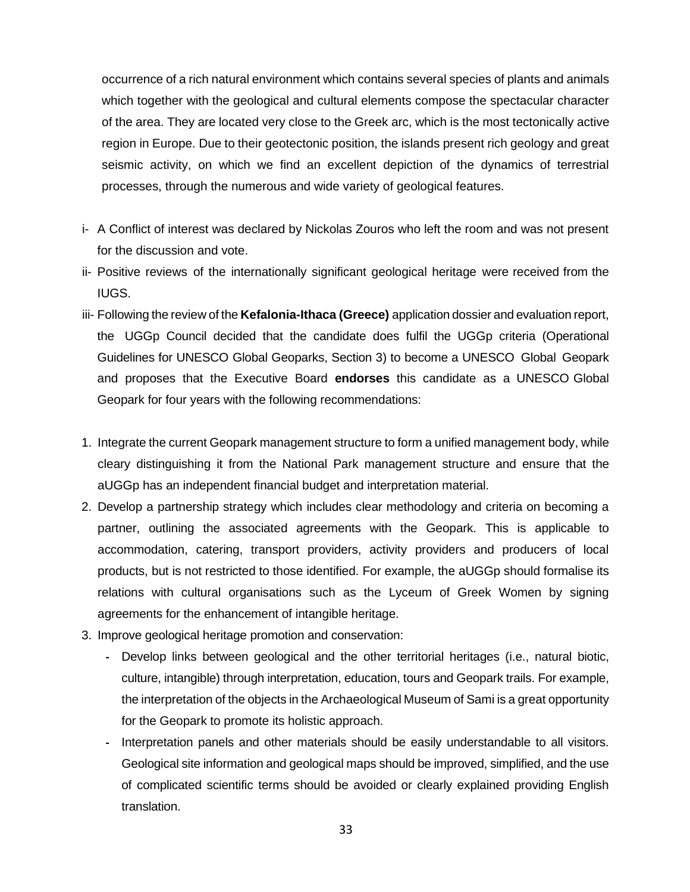occurrence of a rich natural environment which contains several species of plants and animals which together with the geological and cultural elements compose the spectacular character of the area. They are located very close to the Greek arc, which is the most tectonically active region in Europe. Due to their geotectonic position, the islands present rich geology and great seismic activity, on which we find an excellent depiction of the dynamics of terrestrial processes, through the numerous and wide variety of geological features.

i- A Conflict of interest was declared by Nickolas Zouros who left the room and was not present for the discussion and vote.

ii- Positive reviews of the internationally significant geological heritage were received from the IUGS.

iii- Following the review of the **Kefalonia-Ithaca (Greece)** application dossier and evaluation report, the UGGp Council decided that the candidate does fulfil the UGGp criteria (Operational Guidelines for UNESCO Global Geoparks, Section 3) to become a UNESCO Global Geopark and proposes that the Executive Board **endorses** this candidate as a UNESCO Global Geopark for four years with the following recommendations:

1. Integrate the current Geopark management structure to form a unified management body, while cleary distinguishing it from the National Park management structure and ensure that the aUGGp has an independent financial budget and interpretation material.
2. Develop a partnership strategy which includes clear methodology and criteria on becoming a partner, outlining the associated agreements with the Geopark. This is applicable to accommodation, catering, transport providers, activity providers and producers of local products, but is not restricted to those identified. For example, the aUGGp should formalise its relations with cultural organisations such as the Lyceum of Greek Women by signing agreements for the enhancement of intangible heritage.
3. Improve geological heritage promotion and conservation:
   - Develop links between geological and the other territorial heritages (i.e., natural biotic, culture, intangible) through interpretation, education, tours and Geopark trails. For example, the interpretation of the objects in the Archaeological Museum of Sami is a great opportunity for the Geopark to promote its holistic approach.
   - Interpretation panels and other materials should be easily understandable to all visitors. Geological site information and geological maps should be improved, simplified, and the use of complicated scientific terms should be avoided or clearly explained providing English translation.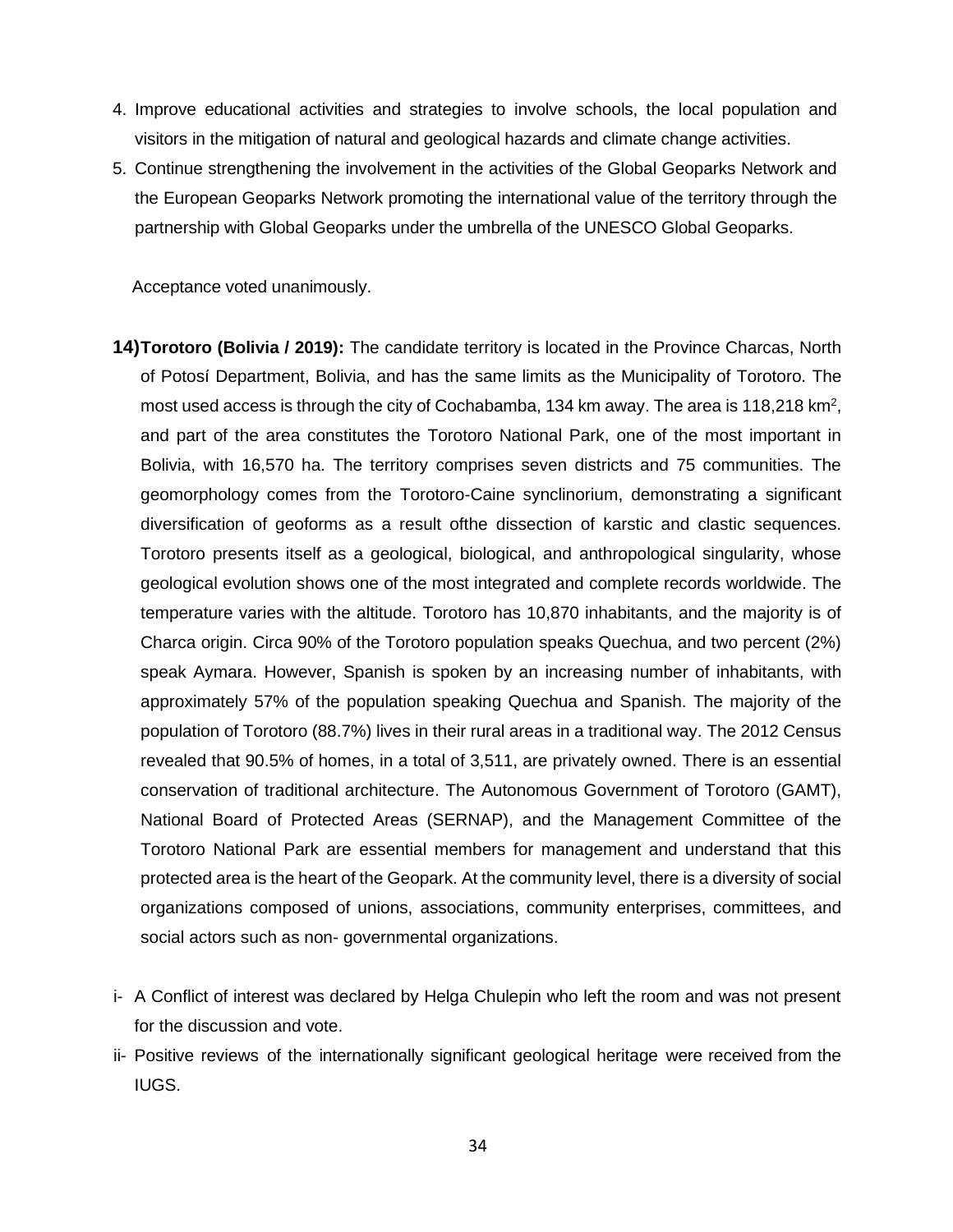4. Improve educational activities and strategies to involve schools, the local population and visitors in the mitigation of natural and geological hazards and climate change activities.
5. Continue strengthening the involvement in the activities of the Global Geoparks Network and the European Geoparks Network promoting the international value of the territory through the partnership with Global Geoparks under the umbrella of the UNESCO Global Geoparks.

Acceptance voted unanimously.

**14) Torotoro (Bolivia / 2019):** The candidate territory is located in the Province Charcas, North of Potosí Department, Bolivia, and has the same limits as the Municipality of Torotoro. The most used access is through the city of Cochabamba, 134 km away. The area is 118,218 $km^2$, and part of the area constitutes the Torotoro National Park, one of the most important in Bolivia, with 16,570 ha. The territory comprises seven districts and 75 communities. The geomorphology comes from the Torotoro-Caine synclinorium, demonstrating a significant diversification of geoforms as a result ofthe dissection of karstic and clastic sequences. Torotoro presents itself as a geological, biological, and anthropological singularity, whose geological evolution shows one of the most integrated and complete records worldwide. The temperature varies with the altitude. Torotoro has 10,870 inhabitants, and the majority is of Charca origin. Circa 90% of the Torotoro population speaks Quechua, and two percent (2%) speak Aymara. However, Spanish is spoken by an increasing number of inhabitants, with approximately 57% of the population speaking Quechua and Spanish. The majority of the population of Torotoro (88.7%) lives in their rural areas in a traditional way. The 2012 Census revealed that 90.5% of homes, in a total of 3,511, are privately owned. There is an essential conservation of traditional architecture. The Autonomous Government of Torotoro (GAMT), National Board of Protected Areas (SERNAP), and the Management Committee of the Torotoro National Park are essential members for management and understand that this protected area is the heart of the Geopark. At the community level, there is a diversity of social organizations composed of unions, associations, community enterprises, committees, and social actors such as non- governmental organizations.

i- A Conflict of interest was declared by Helga Chulepin who left the room and was not present for the discussion and vote.

ii- Positive reviews of the internationally significant geological heritage were received from the IUGS.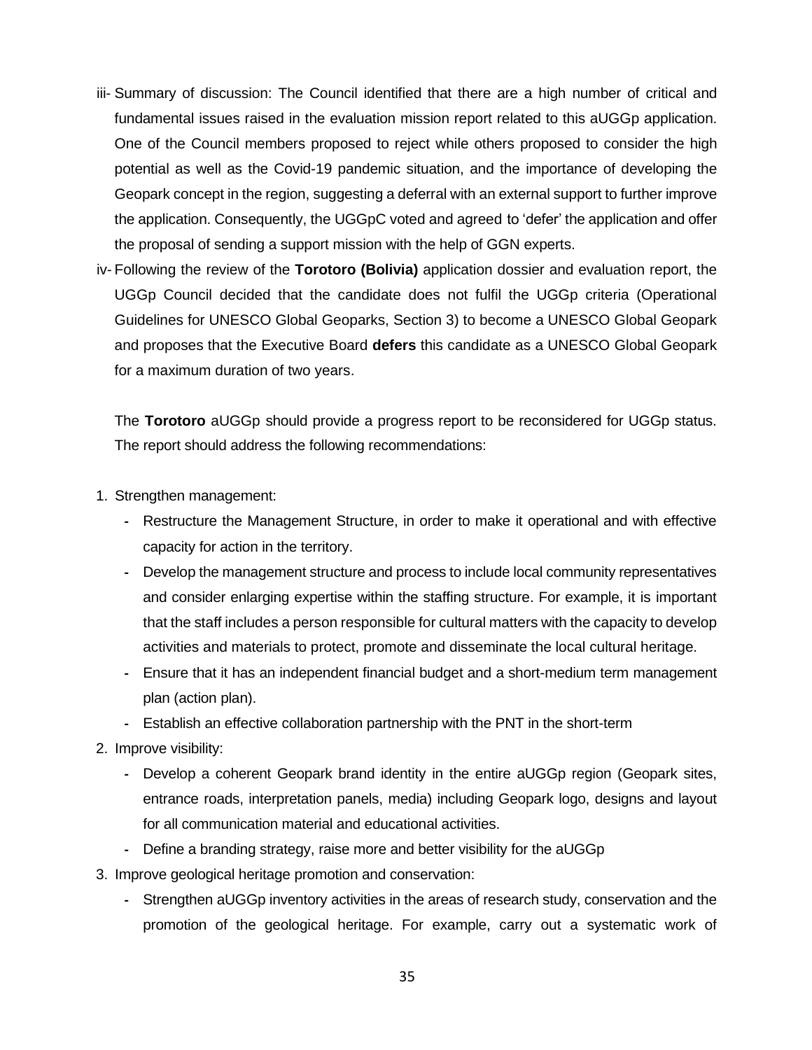iii- Summary of discussion: The Council identified that there are a high number of critical and fundamental issues raised in the evaluation mission report related to this aUGGp application. One of the Council members proposed to reject while others proposed to consider the high potential as well as the Covid-19 pandemic situation, and the importance of developing the Geopark concept in the region, suggesting a deferral with an external support to further improve the application. Consequently, the UGGpC voted and agreed to 'defer' the application and offer the proposal of sending a support mission with the help of GGN experts.

iv- Following the review of the **Torotoro (Bolivia)** application dossier and evaluation report, the UGGp Council decided that the candidate does not fulfil the UGGp criteria (Operational Guidelines for UNESCO Global Geoparks, Section 3) to become a UNESCO Global Geopark and proposes that the Executive Board **defers** this candidate as a UNESCO Global Geopark for a maximum duration of two years.

The **Torotoro** aUGGp should provide a progress report to be reconsidered for UGGp status. The report should address the following recommendations:

1. Strengthen management:
   - Restructure the Management Structure, in order to make it operational and with effective capacity for action in the territory.
   - Develop the management structure and process to include local community representatives and consider enlarging expertise within the staffing structure. For example, it is important that the staff includes a person responsible for cultural matters with the capacity to develop activities and materials to protect, promote and disseminate the local cultural heritage.
   - Ensure that it has an independent financial budget and a short-medium term management plan (action plan).
   - Establish an effective collaboration partnership with the PNT in the short-term
2. Improve visibility:
   - Develop a coherent Geopark brand identity in the entire aUGGp region (Geopark sites, entrance roads, interpretation panels, media) including Geopark logo, designs and layout for all communication material and educational activities.
   - Define a branding strategy, raise more and better visibility for the aUGGp
3. Improve geological heritage promotion and conservation:
   - Strengthen aUGGp inventory activities in the areas of research study, conservation and the promotion of the geological heritage. For example, carry out a systematic work of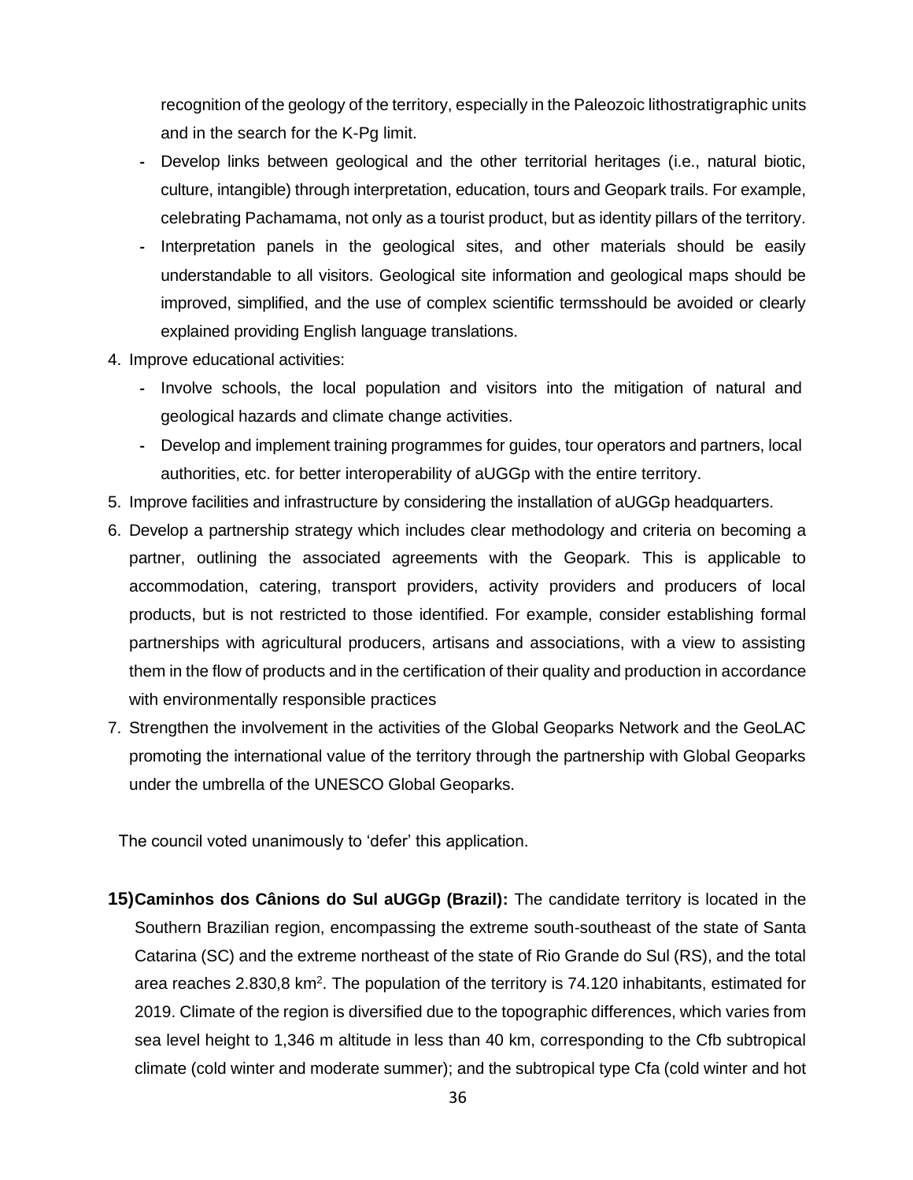recognition of the geology of the territory, especially in the Paleozoic lithostratigraphic units and in the search for the K-Pg limit.

- Develop links between geological and the other territorial heritages (i.e., natural biotic, culture, intangible) through interpretation, education, tours and Geopark trails. For example, celebrating Pachamama, not only as a tourist product, but as identity pillars of the territory.
- Interpretation panels in the geological sites, and other materials should be easily understandable to all visitors. Geological site information and geological maps should be improved, simplified, and the use of complex scientific termsshould be avoided or clearly explained providing English language translations.

4. Improve educational activities:
   - Involve schools, the local population and visitors into the mitigation of natural and geological hazards and climate change activities.
   - Develop and implement training programmes for guides, tour operators and partners, local authorities, etc. for better interoperability of aUGGp with the entire territory.
5. Improve facilities and infrastructure by considering the installation of aUGGp headquarters.
6. Develop a partnership strategy which includes clear methodology and criteria on becoming a partner, outlining the associated agreements with the Geopark. This is applicable to accommodation, catering, transport providers, activity providers and producers of local products, but is not restricted to those identified. For example, consider establishing formal partnerships with agricultural producers, artisans and associations, with a view to assisting them in the flow of products and in the certification of their quality and production in accordance with environmentally responsible practices
7. Strengthen the involvement in the activities of the Global Geoparks Network and the GeoLAC promoting the international value of the territory through the partnership with Global Geoparks under the umbrella of the UNESCO Global Geoparks.

The council voted unanimously to ‘defer’ this application.

**15) Caminhos dos Cânions do Sul aUGGp (Brazil):** The candidate territory is located in the Southern Brazilian region, encompassing the extreme south-southeast of the state of Santa Catarina (SC) and the extreme northeast of the state of Rio Grande do Sul (RS), and the total area reaches 2.830,8 km$^2$. The population of the territory is 74.120 inhabitants, estimated for 2019. Climate of the region is diversified due to the topographic differences, which varies from sea level height to 1,346 m altitude in less than 40 km, corresponding to the Cfb subtropical climate (cold winter and moderate summer); and the subtropical type Cfa (cold winter and hot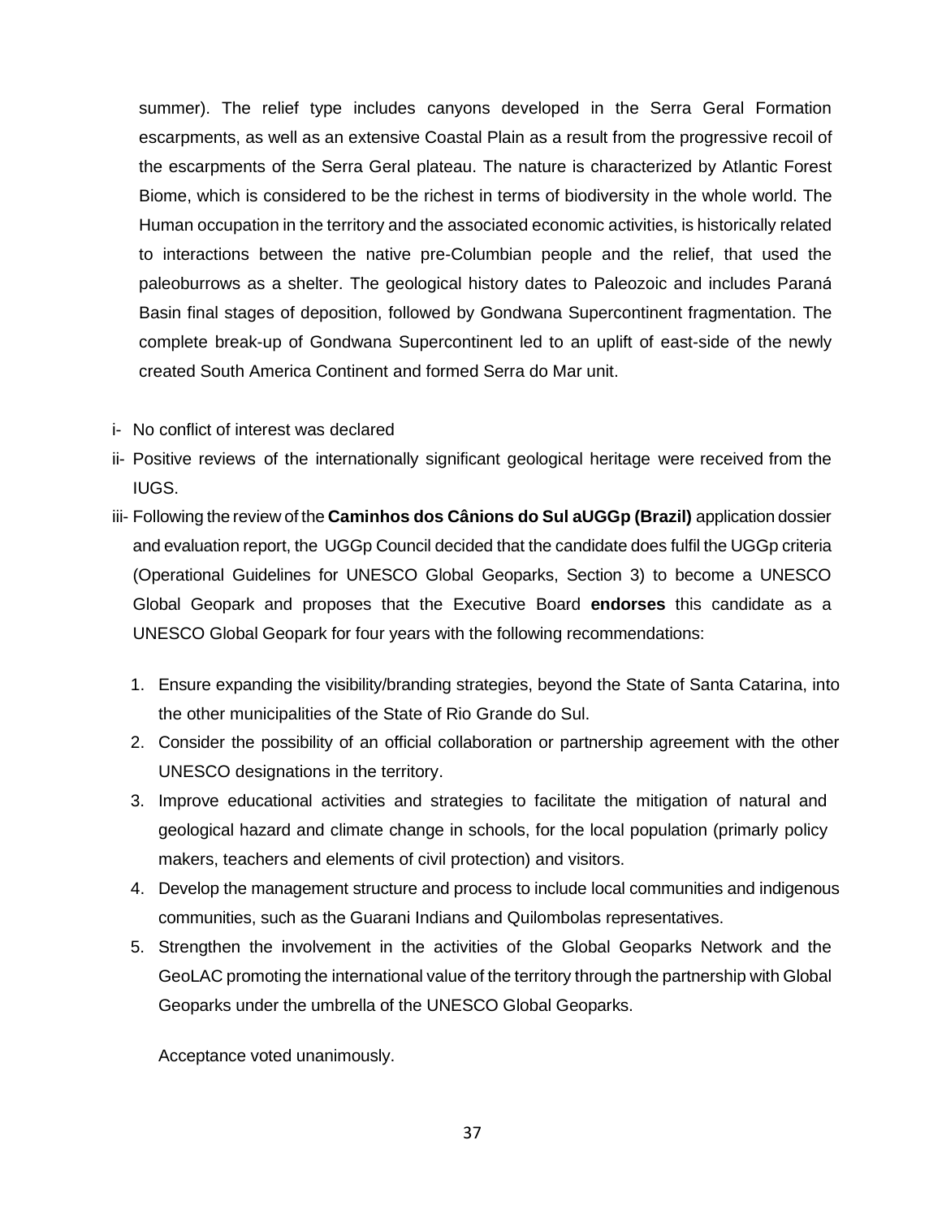summer). The relief type includes canyons developed in the Serra Geral Formation escarpments, as well as an extensive Coastal Plain as a result from the progressive recoil of the escarpments of the Serra Geral plateau. The nature is characterized by Atlantic Forest Biome, which is considered to be the richest in terms of biodiversity in the whole world. The Human occupation in the territory and the associated economic activities, is historically related to interactions between the native pre-Columbian people and the relief, that used the paleoburrows as a shelter. The geological history dates to Paleozoic and includes Paraná Basin final stages of deposition, followed by Gondwana Supercontinent fragmentation. The complete break-up of Gondwana Supercontinent led to an uplift of east-side of the newly created South America Continent and formed Serra do Mar unit.

i- No conflict of interest was declared

ii- Positive reviews of the internationally significant geological heritage were received from the IUGS.

iii- Following the review of the **Caminhos dos Cânions do Sul aUGGp (Brazil)** application dossier and evaluation report, the UGGp Council decided that the candidate does fulfil the UGGp criteria (Operational Guidelines for UNESCO Global Geoparks, Section 3) to become a UNESCO Global Geopark and proposes that the Executive Board **endorses** this candidate as a UNESCO Global Geopark for four years with the following recommendations:

1. Ensure expanding the visibility/branding strategies, beyond the State of Santa Catarina, into the other municipalities of the State of Rio Grande do Sul.
2. Consider the possibility of an official collaboration or partnership agreement with the other UNESCO designations in the territory.
3. Improve educational activities and strategies to facilitate the mitigation of natural and geological hazard and climate change in schools, for the local population (primarly policy makers, teachers and elements of civil protection) and visitors.
4. Develop the management structure and process to include local communities and indigenous communities, such as the Guarani Indians and Quilombolas representatives.
5. Strengthen the involvement in the activities of the Global Geoparks Network and the GeoLAC promoting the international value of the territory through the partnership with Global Geoparks under the umbrella of the UNESCO Global Geoparks.

Acceptance voted unanimously.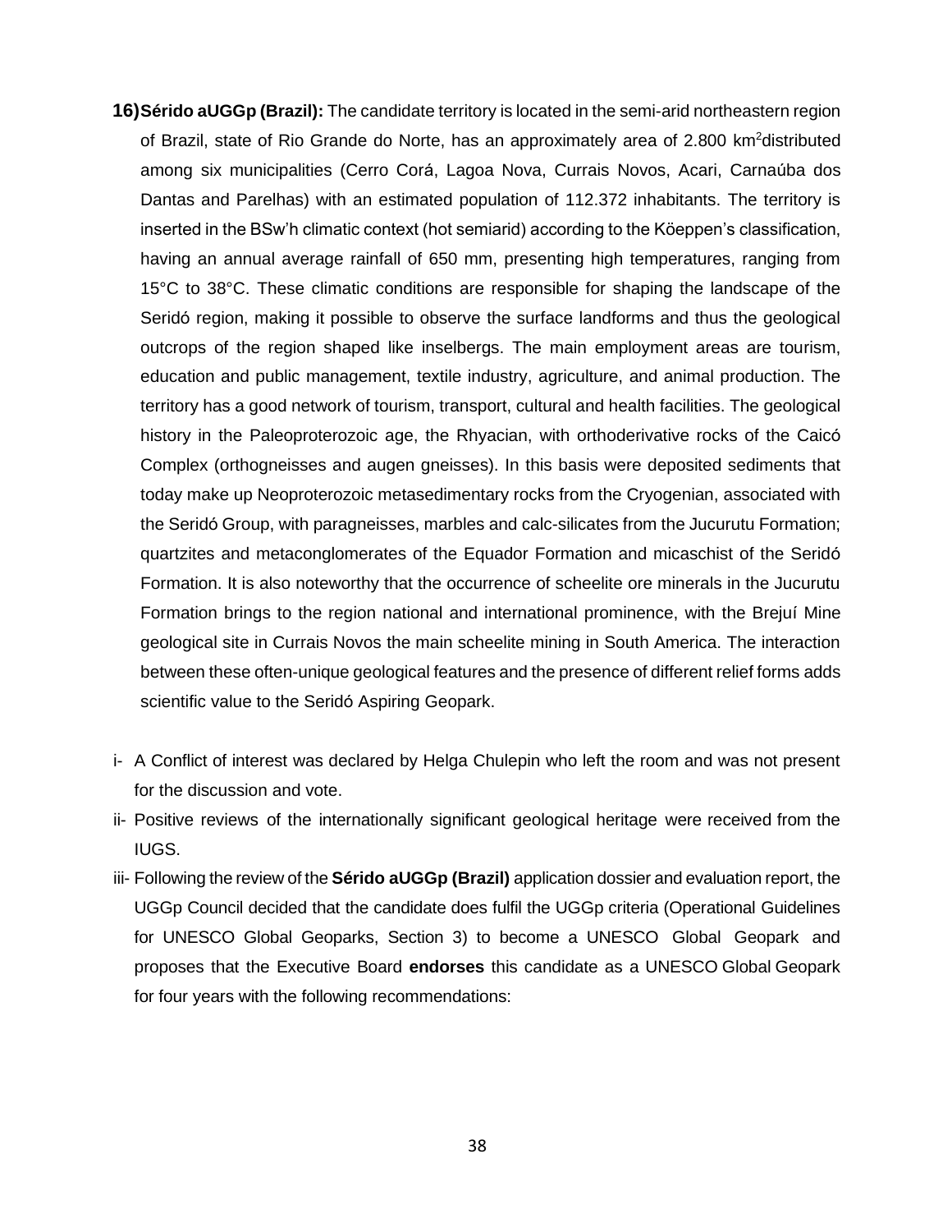**16) Sérido aUGGp (Brazil):** The candidate territory is located in the semi-arid northeastern region of Brazil, state of Rio Grande do Norte, has an approximately area of 2.800 km$^2$distributed among six municipalities (Cerro Corá, Lagoa Nova, Currais Novos, Acari, Carnaúba dos Dantas and Parelhas) with an estimated population of 112.372 inhabitants. The territory is inserted in the BSw'h climatic context (hot semiarid) according to the Köeppen's classification, having an annual average rainfall of 650 mm, presenting high temperatures, ranging from 15°C to 38°C. These climatic conditions are responsible for shaping the landscape of the Seridó region, making it possible to observe the surface landforms and thus the geological outcrops of the region shaped like inselbergs. The main employment areas are tourism, education and public management, textile industry, agriculture, and animal production. The territory has a good network of tourism, transport, cultural and health facilities. The geological history in the Paleoproterozoic age, the Rhyacian, with orthoderivative rocks of the Caicó Complex (orthogneisses and augen gneisses). In this basis were deposited sediments that today make up Neoproterozoic metasedimentary rocks from the Cryogenian, associated with the Seridó Group, with paragneisses, marbles and calc-silicates from the Jucurutu Formation; quartzites and metaconglomerates of the Equador Formation and micaschist of the Seridó Formation. It is also noteworthy that the occurrence of scheelite ore minerals in the Jucurutu Formation brings to the region national and international prominence, with the Brejuí Mine geological site in Currais Novos the main scheelite mining in South America. The interaction between these often-unique geological features and the presence of different relief forms adds scientific value to the Seridó Aspiring Geopark.

i- A Conflict of interest was declared by Helga Chulepin who left the room and was not present for the discussion and vote.

ii- Positive reviews of the internationally significant geological heritage were received from the IUGS.

iii- Following the review of the **Sérido aUGGp (Brazil)** application dossier and evaluation report, the UGGp Council decided that the candidate does fulfil the UGGp criteria (Operational Guidelines for UNESCO Global Geoparks, Section 3) to become a UNESCO Global Geopark and proposes that the Executive Board **endorses** this candidate as a UNESCO Global Geopark for four years with the following recommendations: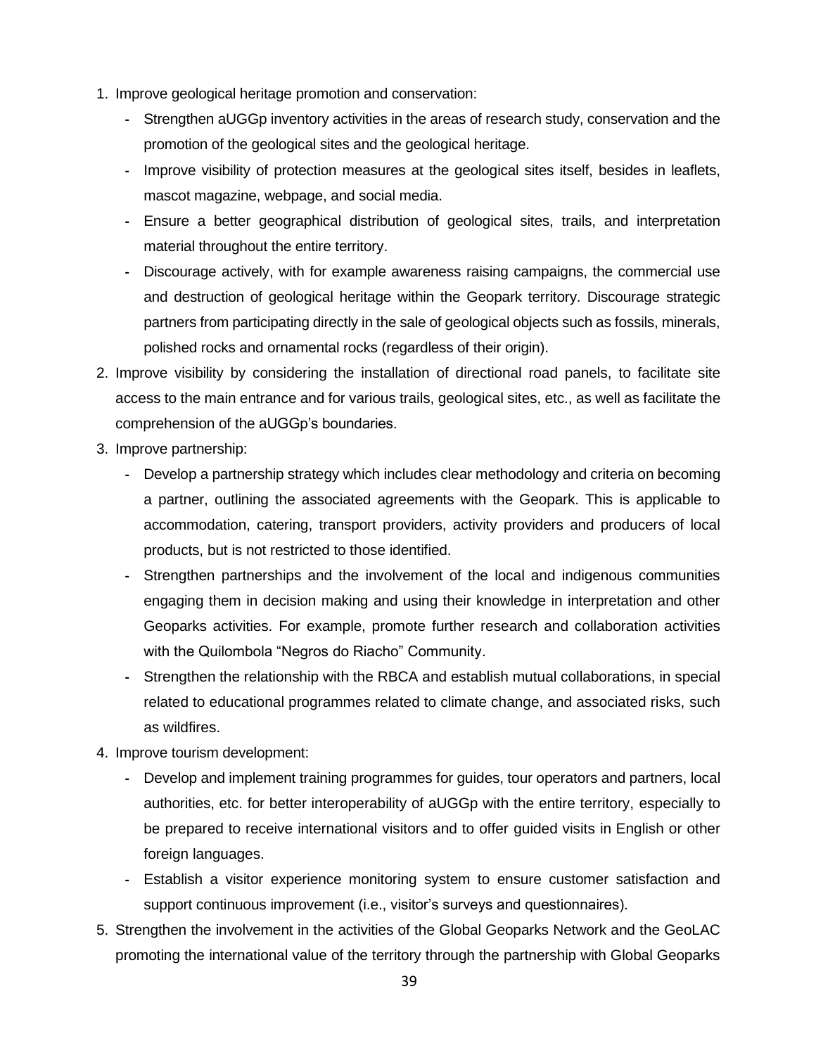1. Improve geological heritage promotion and conservation:
   - Strengthen aUGGp inventory activities in the areas of research study, conservation and the promotion of the geological sites and the geological heritage.
   - Improve visibility of protection measures at the geological sites itself, besides in leaflets, mascot magazine, webpage, and social media.
   - Ensure a better geographical distribution of geological sites, trails, and interpretation material throughout the entire territory.
   - Discourage actively, with for example awareness raising campaigns, the commercial use and destruction of geological heritage within the Geopark territory. Discourage strategic partners from participating directly in the sale of geological objects such as fossils, minerals, polished rocks and ornamental rocks (regardless of their origin).
2. Improve visibility by considering the installation of directional road panels, to facilitate site access to the main entrance and for various trails, geological sites, etc., as well as facilitate the comprehension of the aUGGp's boundaries.
3. Improve partnership:
   - Develop a partnership strategy which includes clear methodology and criteria on becoming a partner, outlining the associated agreements with the Geopark. This is applicable to accommodation, catering, transport providers, activity providers and producers of local products, but is not restricted to those identified.
   - Strengthen partnerships and the involvement of the local and indigenous communities engaging them in decision making and using their knowledge in interpretation and other Geoparks activities. For example, promote further research and collaboration activities with the Quilombola "Negros do Riacho" Community.
   - Strengthen the relationship with the RBCA and establish mutual collaborations, in special related to educational programmes related to climate change, and associated risks, such as wildfires.
4. Improve tourism development:
   - Develop and implement training programmes for guides, tour operators and partners, local authorities, etc. for better interoperability of aUGGp with the entire territory, especially to be prepared to receive international visitors and to offer guided visits in English or other foreign languages.
   - Establish a visitor experience monitoring system to ensure customer satisfaction and support continuous improvement (i.e., visitor's surveys and questionnaires).
5. Strengthen the involvement in the activities of the Global Geoparks Network and the GeoLAC promoting the international value of the territory through the partnership with Global Geoparks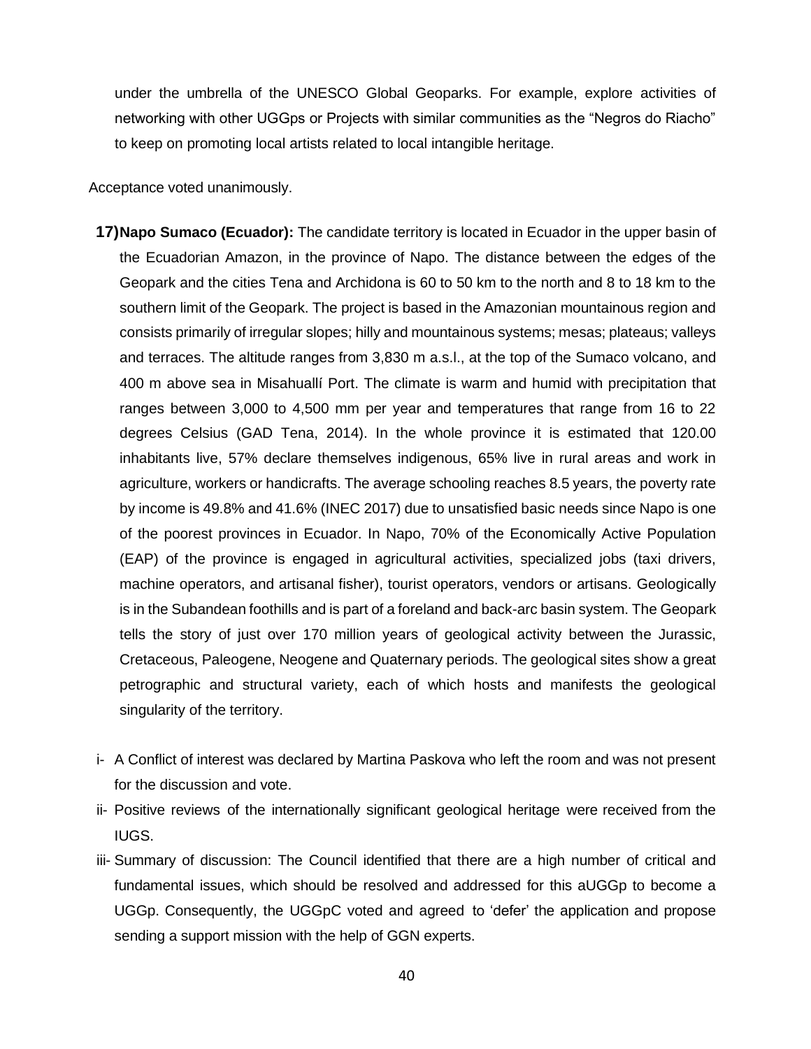under the umbrella of the UNESCO Global Geoparks. For example, explore activities of networking with other UGGps or Projects with similar communities as the “Negros do Riacho” to keep on promoting local artists related to local intangible heritage.

Acceptance voted unanimously.

17) **Napo Sumaco (Ecuador):** The candidate territory is located in Ecuador in the upper basin of the Ecuadorian Amazon, in the province of Napo. The distance between the edges of the Geopark and the cities Tena and Archidona is 60 to 50 km to the north and 8 to 18 km to the southern limit of the Geopark. The project is based in the Amazonian mountainous region and consists primarily of irregular slopes; hilly and mountainous systems; mesas; plateaus; valleys and terraces. The altitude ranges from 3,830 m a.s.l., at the top of the Sumaco volcano, and 400 m above sea in Misahuallí Port. The climate is warm and humid with precipitation that ranges between 3,000 to 4,500 mm per year and temperatures that range from 16 to 22 degrees Celsius (GAD Tena, 2014). In the whole province it is estimated that 120.00 inhabitants live, 57% declare themselves indigenous, 65% live in rural areas and work in agriculture, workers or handicrafts. The average schooling reaches 8.5 years, the poverty rate by income is 49.8% and 41.6% (INEC 2017) due to unsatisfied basic needs since Napo is one of the poorest provinces in Ecuador. In Napo, 70% of the Economically Active Population (EAP) of the province is engaged in agricultural activities, specialized jobs (taxi drivers, machine operators, and artisanal fisher), tourist operators, vendors or artisans. Geologically is in the Subandean foothills and is part of a foreland and back-arc basin system. The Geopark tells the story of just over 170 million years of geological activity between the Jurassic, Cretaceous, Paleogene, Neogene and Quaternary periods. The geological sites show a great petrographic and structural variety, each of which hosts and manifests the geological singularity of the territory.

i- A Conflict of interest was declared by Martina Paskova who left the room and was not present for the discussion and vote.

ii- Positive reviews of the internationally significant geological heritage were received from the IUGS.

iii- Summary of discussion: The Council identified that there are a high number of critical and fundamental issues, which should be resolved and addressed for this aUGGp to become a UGGp. Consequently, the UGGpC voted and agreed to ‘defer’ the application and propose sending a support mission with the help of GGN experts.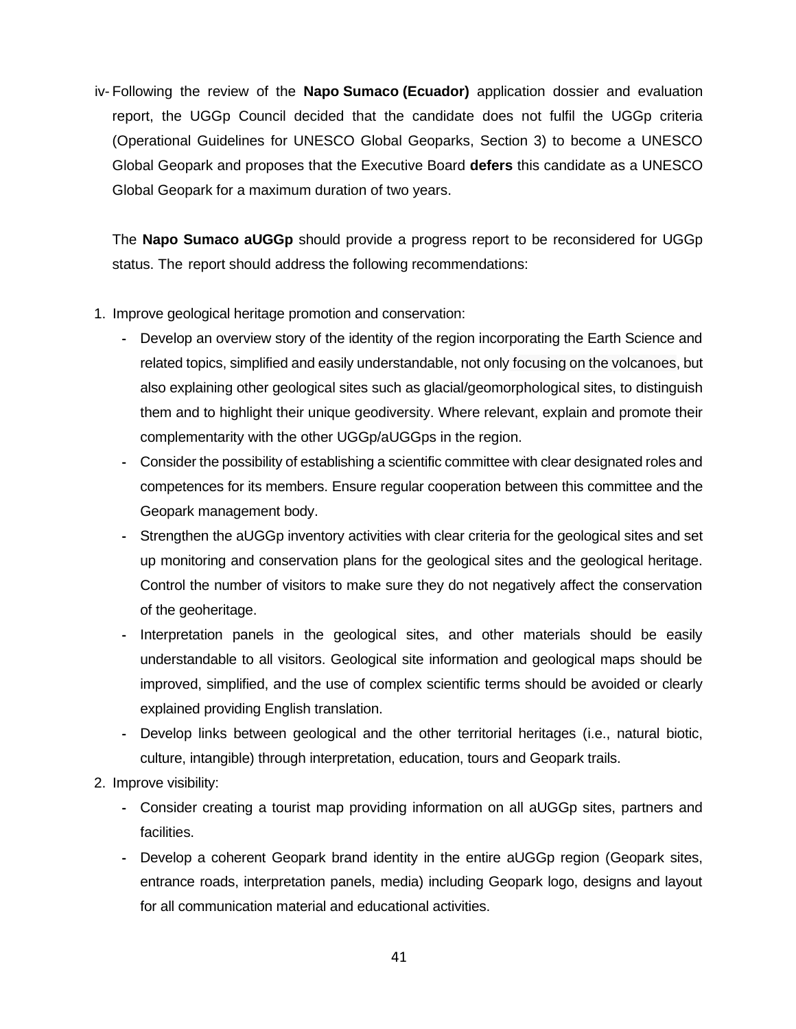iv- Following the review of the **Napo Sumaco (Ecuador)** application dossier and evaluation report, the UGGp Council decided that the candidate does not fulfil the UGGp criteria (Operational Guidelines for UNESCO Global Geoparks, Section 3) to become a UNESCO Global Geopark and proposes that the Executive Board **defers** this candidate as a UNESCO Global Geopark for a maximum duration of two years.

The **Napo Sumaco aUGGp** should provide a progress report to be reconsidered for UGGp status. The report should address the following recommendations:

1. Improve geological heritage promotion and conservation:
    - Develop an overview story of the identity of the region incorporating the Earth Science and related topics, simplified and easily understandable, not only focusing on the volcanoes, but also explaining other geological sites such as glacial/geomorphological sites, to distinguish them and to highlight their unique geodiversity. Where relevant, explain and promote their complementarity with the other UGGp/aUGGps in the region.
    - Consider the possibility of establishing a scientific committee with clear designated roles and competences for its members. Ensure regular cooperation between this committee and the Geopark management body.
    - Strengthen the aUGGp inventory activities with clear criteria for the geological sites and set up monitoring and conservation plans for the geological sites and the geological heritage. Control the number of visitors to make sure they do not negatively affect the conservation of the geoheritage.
    - Interpretation panels in the geological sites, and other materials should be easily understandable to all visitors. Geological site information and geological maps should be improved, simplified, and the use of complex scientific terms should be avoided or clearly explained providing English translation.
    - Develop links between geological and the other territorial heritages (i.e., natural biotic, culture, intangible) through interpretation, education, tours and Geopark trails.
2. Improve visibility:
    - Consider creating a tourist map providing information on all aUGGp sites, partners and facilities.
    - Develop a coherent Geopark brand identity in the entire aUGGp region (Geopark sites, entrance roads, interpretation panels, media) including Geopark logo, designs and layout for all communication material and educational activities.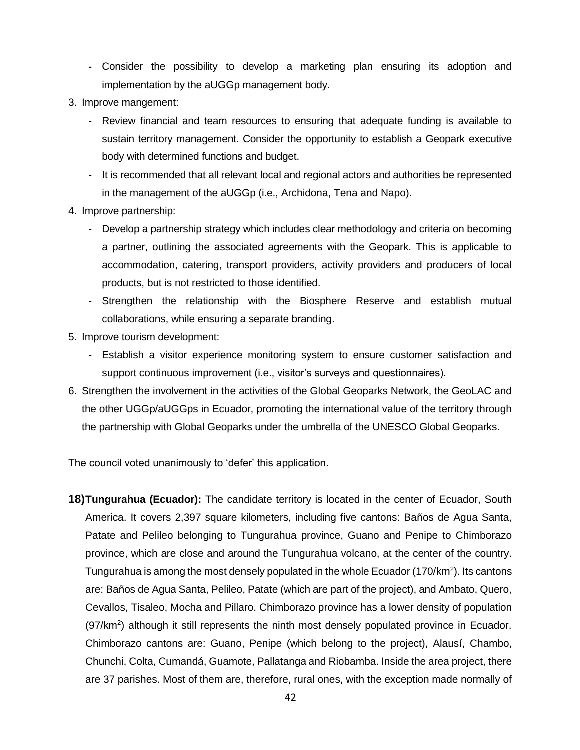- Consider the possibility to develop a marketing plan ensuring its adoption and implementation by the aUGGp management body.

3. Improve mangement:
   - Review financial and team resources to ensuring that adequate funding is available to sustain territory management. Consider the opportunity to establish a Geopark executive body with determined functions and budget.
   - It is recommended that all relevant local and regional actors and authorities be represented in the management of the aUGGp (i.e., Archidona, Tena and Napo).
4. Improve partnership:
   - Develop a partnership strategy which includes clear methodology and criteria on becoming a partner, outlining the associated agreements with the Geopark. This is applicable to accommodation, catering, transport providers, activity providers and producers of local products, but is not restricted to those identified.
   - Strengthen the relationship with the Biosphere Reserve and establish mutual collaborations, while ensuring a separate branding.
5. Improve tourism development:
   - Establish a visitor experience monitoring system to ensure customer satisfaction and support continuous improvement (i.e., visitor's surveys and questionnaires).
6. Strengthen the involvement in the activities of the Global Geoparks Network, the GeoLAC and the other UGGp/aUGGps in Ecuador, promoting the international value of the territory through the partnership with Global Geoparks under the umbrella of the UNESCO Global Geoparks.

The council voted unanimously to 'defer' this application.

**18)Tungurahua (Ecuador):** The candidate territory is located in the center of Ecuador, South America. It covers 2,397 square kilometers, including five cantons: Baños de Agua Santa, Patate and Pelileo belonging to Tungurahua province, Guano and Penipe to Chimborazo province, which are close and around the Tungurahua volcano, at the center of the country. Tungurahua is among the most densely populated in the whole Ecuador (170/km$^2$). Its cantons are: Baños de Agua Santa, Pelileo, Patate (which are part of the project), and Ambato, Quero, Cevallos, Tisaleo, Mocha and Pillaro. Chimborazo province has a lower density of population (97/km$^2$) although it still represents the ninth most densely populated province in Ecuador. Chimborazo cantons are: Guano, Penipe (which belong to the project), Alausí, Chambo, Chunchi, Colta, Cumandá, Guamote, Pallatanga and Riobamba. Inside the area project, there are 37 parishes. Most of them are, therefore, rural ones, with the exception made normally of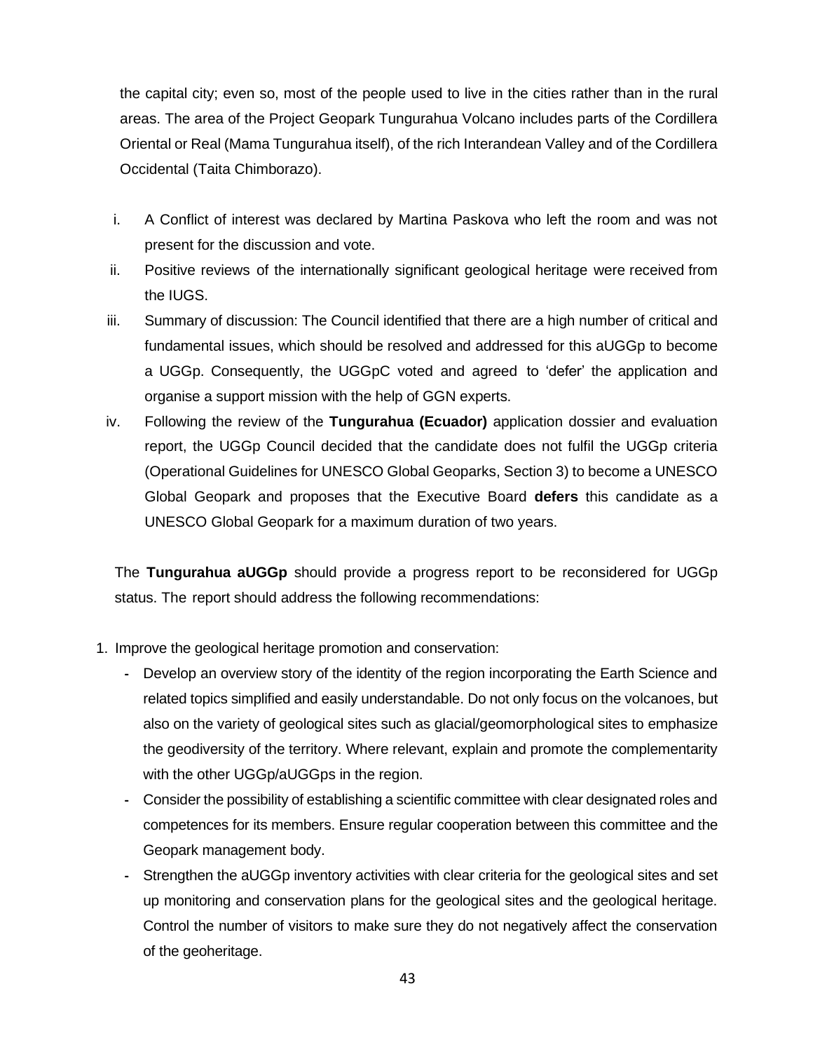the capital city; even so, most of the people used to live in the cities rather than in the rural areas. The area of the Project Geopark Tungurahua Volcano includes parts of the Cordillera Oriental or Real (Mama Tungurahua itself), of the rich Interandean Valley and of the Cordillera Occidental (Taita Chimborazo).

i. A Conflict of interest was declared by Martina Paskova who left the room and was not present for the discussion and vote.
ii. Positive reviews of the internationally significant geological heritage were received from the IUGS.
iii. Summary of discussion: The Council identified that there are a high number of critical and fundamental issues, which should be resolved and addressed for this aUGGp to become a UGGp. Consequently, the UGGpC voted and agreed to 'defer' the application and organise a support mission with the help of GGN experts.
iv. Following the review of the **Tungurahua (Ecuador)** application dossier and evaluation report, the UGGp Council decided that the candidate does not fulfil the UGGp criteria (Operational Guidelines for UNESCO Global Geoparks, Section 3) to become a UNESCO Global Geopark and proposes that the Executive Board **defers** this candidate as a UNESCO Global Geopark for a maximum duration of two years.

The **Tungurahua aUGGp** should provide a progress report to be reconsidered for UGGp status. The report should address the following recommendations:

1. Improve the geological heritage promotion and conservation:
   - Develop an overview story of the identity of the region incorporating the Earth Science and related topics simplified and easily understandable. Do not only focus on the volcanoes, but also on the variety of geological sites such as glacial/geomorphological sites to emphasize the geodiversity of the territory. Where relevant, explain and promote the complementarity with the other UGGp/aUGGps in the region.
   - Consider the possibility of establishing a scientific committee with clear designated roles and competences for its members. Ensure regular cooperation between this committee and the Geopark management body.
   - Strengthen the aUGGp inventory activities with clear criteria for the geological sites and set up monitoring and conservation plans for the geological sites and the geological heritage. Control the number of visitors to make sure they do not negatively affect the conservation of the geoheritage.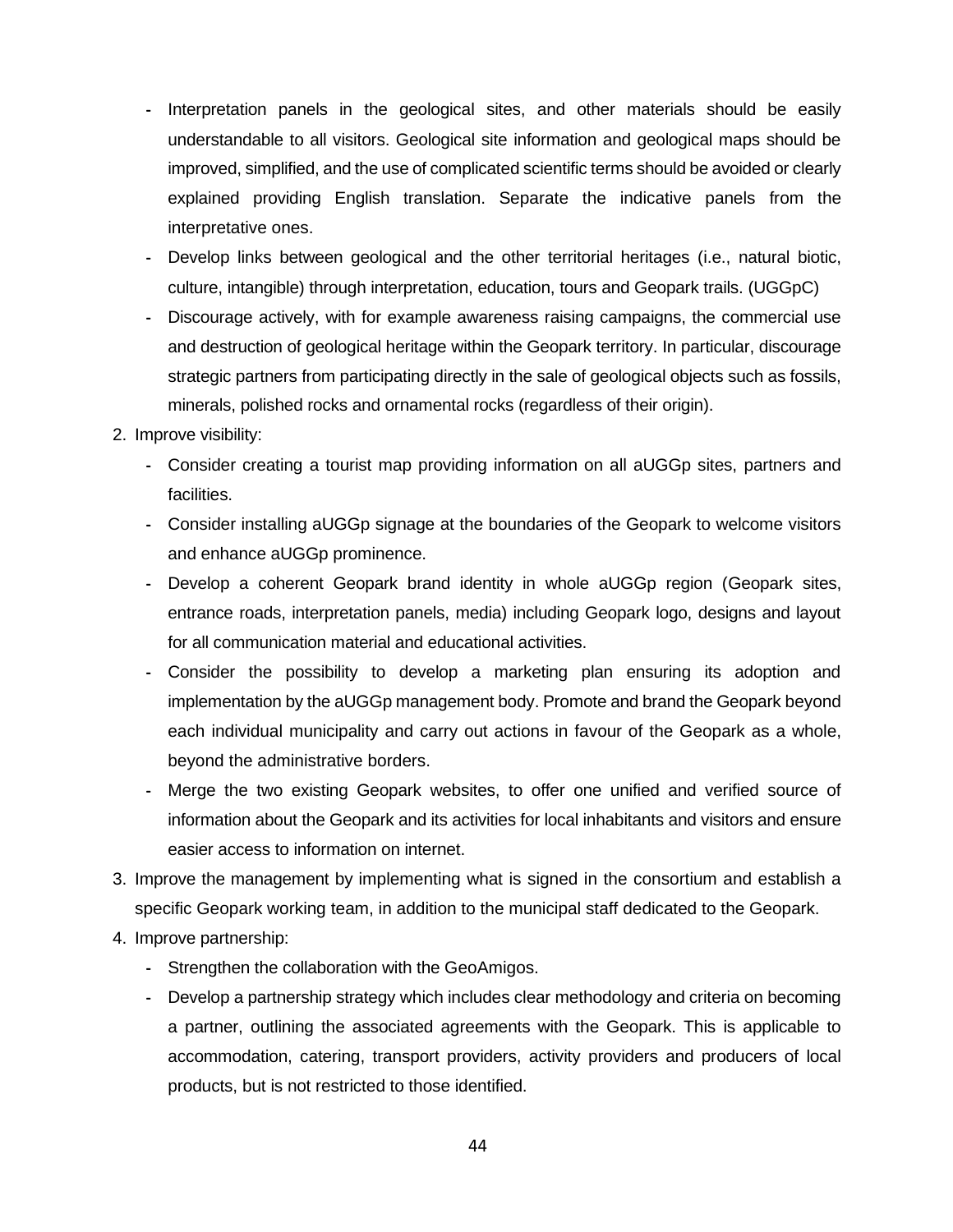- Interpretation panels in the geological sites, and other materials should be easily understandable to all visitors. Geological site information and geological maps should be improved, simplified, and the use of complicated scientific terms should be avoided or clearly explained providing English translation. Separate the indicative panels from the interpretative ones.
- Develop links between geological and the other territorial heritages (i.e., natural biotic, culture, intangible) through interpretation, education, tours and Geopark trails. (UGGpC)
- Discourage actively, with for example awareness raising campaigns, the commercial use and destruction of geological heritage within the Geopark territory. In particular, discourage strategic partners from participating directly in the sale of geological objects such as fossils, minerals, polished rocks and ornamental rocks (regardless of their origin).

2. Improve visibility:
   - Consider creating a tourist map providing information on all aUGGp sites, partners and facilities.
   - Consider installing aUGGp signage at the boundaries of the Geopark to welcome visitors and enhance aUGGp prominence.
   - Develop a coherent Geopark brand identity in whole aUGGp region (Geopark sites, entrance roads, interpretation panels, media) including Geopark logo, designs and layout for all communication material and educational activities.
   - Consider the possibility to develop a marketing plan ensuring its adoption and implementation by the aUGGp management body. Promote and brand the Geopark beyond each individual municipality and carry out actions in favour of the Geopark as a whole, beyond the administrative borders.
   - Merge the two existing Geopark websites, to offer one unified and verified source of information about the Geopark and its activities for local inhabitants and visitors and ensure easier access to information on internet.
3. Improve the management by implementing what is signed in the consortium and establish a specific Geopark working team, in addition to the municipal staff dedicated to the Geopark.
4. Improve partnership:
   - Strengthen the collaboration with the GeoAmigos.
   - Develop a partnership strategy which includes clear methodology and criteria on becoming a partner, outlining the associated agreements with the Geopark. This is applicable to accommodation, catering, transport providers, activity providers and producers of local products, but is not restricted to those identified.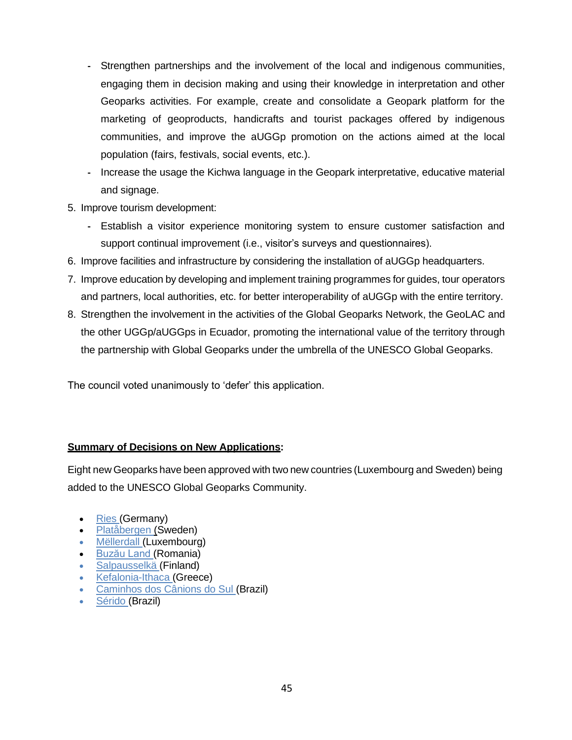- Strengthen partnerships and the involvement of the local and indigenous communities, engaging them in decision making and using their knowledge in interpretation and other Geoparks activities. For example, create and consolidate a Geopark platform for the marketing of geoproducts, handicrafts and tourist packages offered by indigenous communities, and improve the aUGGp promotion on the actions aimed at the local population (fairs, festivals, social events, etc.).
   - Increase the usage the Kichwa language in the Geopark interpretative, educative material and signage.
5. Improve tourism development:
   - Establish a visitor experience monitoring system to ensure customer satisfaction and support continual improvement (i.e., visitor's surveys and questionnaires).
6. Improve facilities and infrastructure by considering the installation of aUGGp headquarters.
7. Improve education by developing and implement training programmes for guides, tour operators and partners, local authorities, etc. for better interoperability of aUGGp with the entire territory.
8. Strengthen the involvement in the activities of the Global Geoparks Network, the GeoLAC and the other UGGp/aUGGps in Ecuador, promoting the international value of the territory through the partnership with Global Geoparks under the umbrella of the UNESCO Global Geoparks.

The council voted unanimously to 'defer' this application.

**Summary of Decisions on New Applications**:

Eight new Geoparks have been approved with two new countries (Luxembourg and Sweden) being added to the UNESCO Global Geoparks Community.

- Ries (Germany)
- Platåbergen (Sweden)
- Mëllerdall (Luxembourg)
- Buzău Land (Romania)
- Salpausselkä (Finland)
- Kefalonia-Ithaca (Greece)
- Caminhos dos Cânions do Sul (Brazil)
- Sérido (Brazil)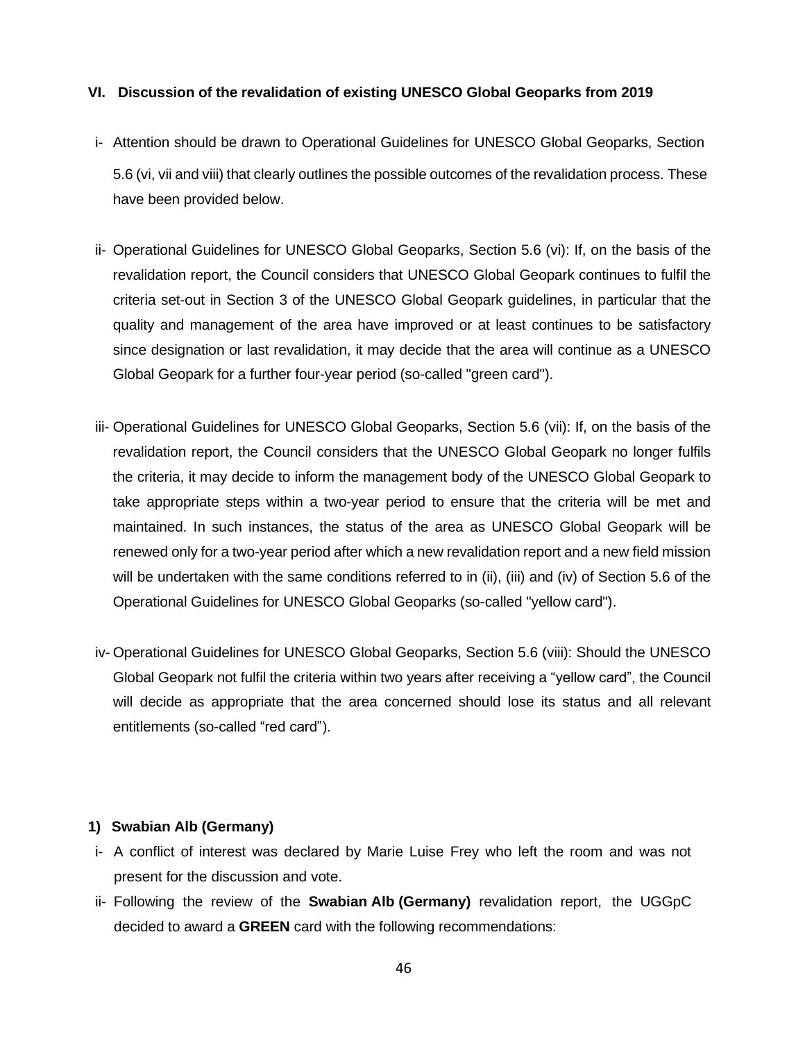## VI. Discussion of the revalidation of existing UNESCO Global Geoparks from 2019

i- Attention should be drawn to Operational Guidelines for UNESCO Global Geoparks, Section 5.6 (vi, vii and viii) that clearly outlines the possible outcomes of the revalidation process. These have been provided below.

ii- Operational Guidelines for UNESCO Global Geoparks, Section 5.6 (vi): If, on the basis of the revalidation report, the Council considers that UNESCO Global Geopark continues to fulfil the criteria set-out in Section 3 of the UNESCO Global Geopark guidelines, in particular that the quality and management of the area have improved or at least continues to be satisfactory since designation or last revalidation, it may decide that the area will continue as a UNESCO Global Geopark for a further four-year period (so-called "green card").

iii- Operational Guidelines for UNESCO Global Geoparks, Section 5.6 (vii): If, on the basis of the revalidation report, the Council considers that the UNESCO Global Geopark no longer fulfils the criteria, it may decide to inform the management body of the UNESCO Global Geopark to take appropriate steps within a two-year period to ensure that the criteria will be met and maintained. In such instances, the status of the area as UNESCO Global Geopark will be renewed only for a two-year period after which a new revalidation report and a new field mission will be undertaken with the same conditions referred to in (ii), (iii) and (iv) of Section 5.6 of the Operational Guidelines for UNESCO Global Geoparks (so-called "yellow card").

iv- Operational Guidelines for UNESCO Global Geoparks, Section 5.6 (viii): Should the UNESCO Global Geopark not fulfil the criteria within two years after receiving a "yellow card", the Council will decide as appropriate that the area concerned should lose its status and all relevant entitlements (so-called "red card").

### 1) Swabian Alb (Germany)

i- A conflict of interest was declared by Marie Luise Frey who left the room and was not present for the discussion and vote.

ii- Following the review of the **Swabian Alb (Germany)** revalidation report, the UGGpC decided to award a **GREEN** card with the following recommendations: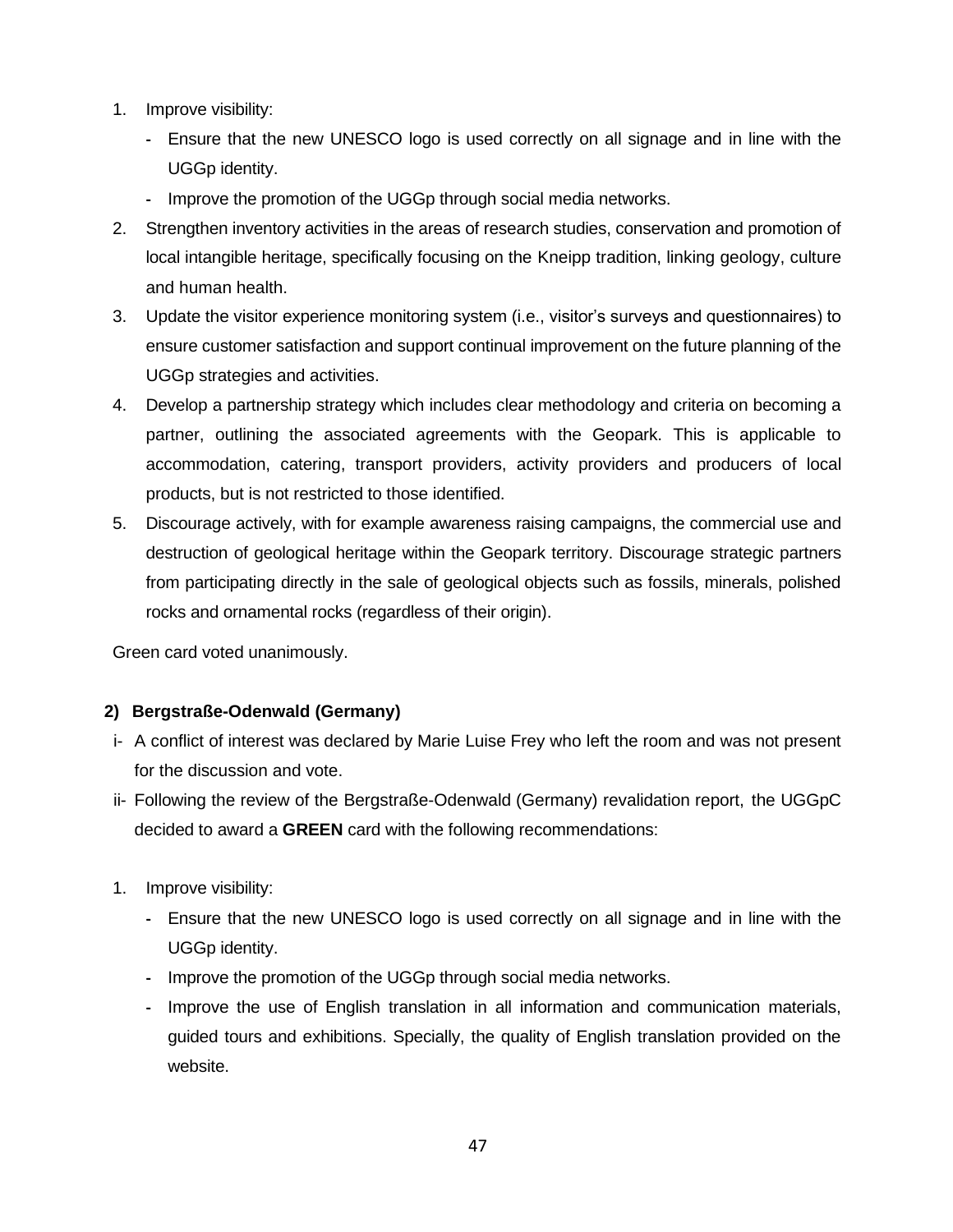1. Improve visibility:
   - Ensure that the new UNESCO logo is used correctly on all signage and in line with the UGGp identity.
   - Improve the promotion of the UGGp through social media networks.
2. Strengthen inventory activities in the areas of research studies, conservation and promotion of local intangible heritage, specifically focusing on the Kneipp tradition, linking geology, culture and human health.
3. Update the visitor experience monitoring system (i.e., visitor's surveys and questionnaires) to ensure customer satisfaction and support continual improvement on the future planning of the UGGp strategies and activities.
4. Develop a partnership strategy which includes clear methodology and criteria on becoming a partner, outlining the associated agreements with the Geopark. This is applicable to accommodation, catering, transport providers, activity providers and producers of local products, but is not restricted to those identified.
5. Discourage actively, with for example awareness raising campaigns, the commercial use and destruction of geological heritage within the Geopark territory. Discourage strategic partners from participating directly in the sale of geological objects such as fossils, minerals, polished rocks and ornamental rocks (regardless of their origin).

Green card voted unanimously.

**2) Bergstraße-Odenwald (Germany)**

i- A conflict of interest was declared by Marie Luise Frey who left the room and was not present for the discussion and vote.

ii- Following the review of the Bergstraße-Odenwald (Germany) revalidation report, the UGGpC decided to award a **GREEN** card with the following recommendations:

1. Improve visibility:
   - Ensure that the new UNESCO logo is used correctly on all signage and in line with the UGGp identity.
   - Improve the promotion of the UGGp through social media networks.
   - Improve the use of English translation in all information and communication materials, guided tours and exhibitions. Specially, the quality of English translation provided on the website.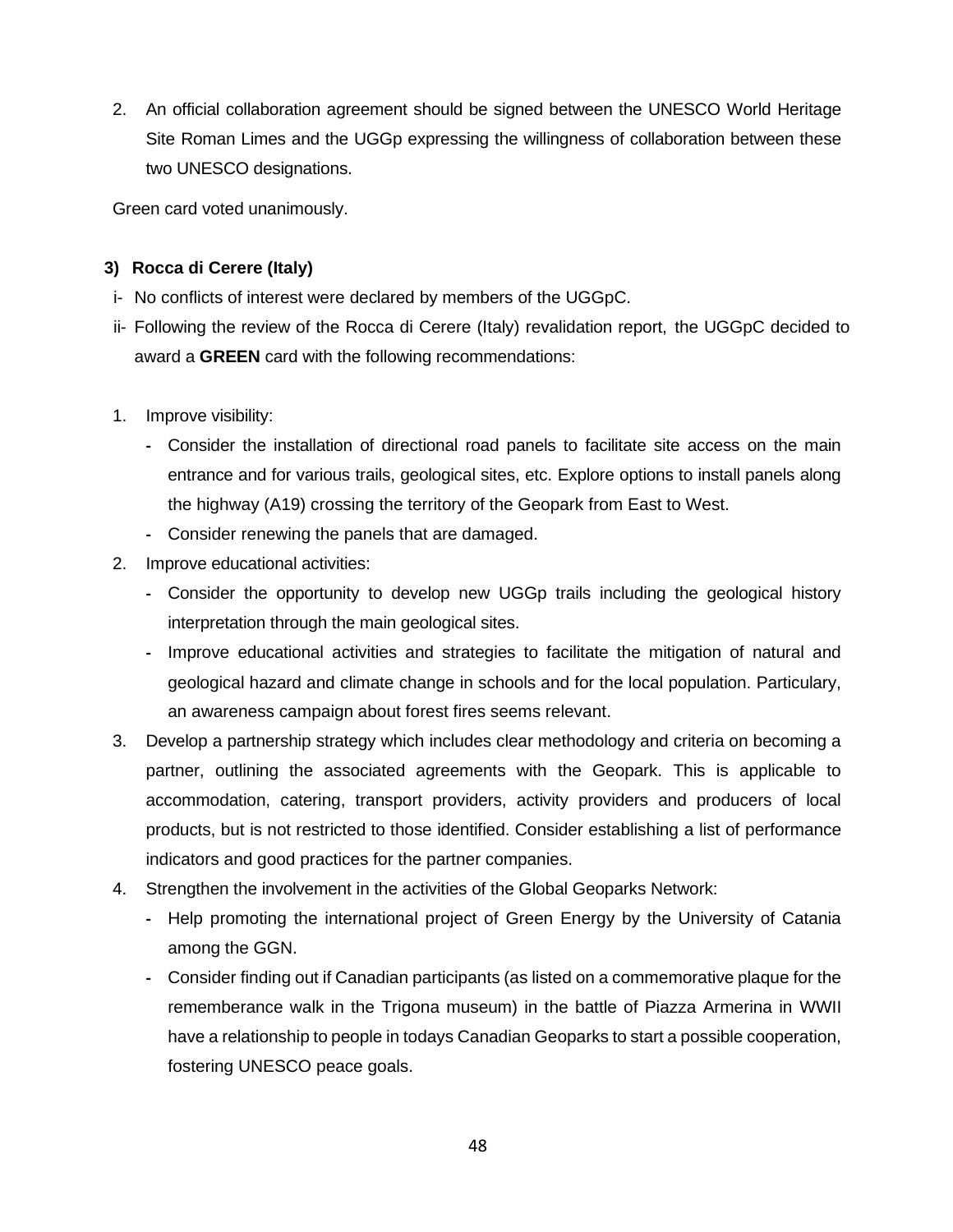2. An official collaboration agreement should be signed between the UNESCO World Heritage Site Roman Limes and the UGGp expressing the willingness of collaboration between these two UNESCO designations.

Green card voted unanimously.

**3) Rocca di Cerere (Italy)**

i- No conflicts of interest were declared by members of the UGGpC.

ii- Following the review of the Rocca di Cerere (Italy) revalidation report, the UGGpC decided to award a **GREEN** card with the following recommendations:

1. Improve visibility:
   - Consider the installation of directional road panels to facilitate site access on the main entrance and for various trails, geological sites, etc. Explore options to install panels along the highway (A19) crossing the territory of the Geopark from East to West.
   - Consider renewing the panels that are damaged.
2. Improve educational activities:
   - Consider the opportunity to develop new UGGp trails including the geological history interpretation through the main geological sites.
   - Improve educational activities and strategies to facilitate the mitigation of natural and geological hazard and climate change in schools and for the local population. Particulary, an awareness campaign about forest fires seems relevant.
3. Develop a partnership strategy which includes clear methodology and criteria on becoming a partner, outlining the associated agreements with the Geopark. This is applicable to accommodation, catering, transport providers, activity providers and producers of local products, but is not restricted to those identified. Consider establishing a list of performance indicators and good practices for the partner companies.
4. Strengthen the involvement in the activities of the Global Geoparks Network:
   - Help promoting the international project of Green Energy by the University of Catania among the GGN.
   - Consider finding out if Canadian participants (as listed on a commemorative plaque for the rememberance walk in the Trigona museum) in the battle of Piazza Armerina in WWII have a relationship to people in todays Canadian Geoparks to start a possible cooperation, fostering UNESCO peace goals.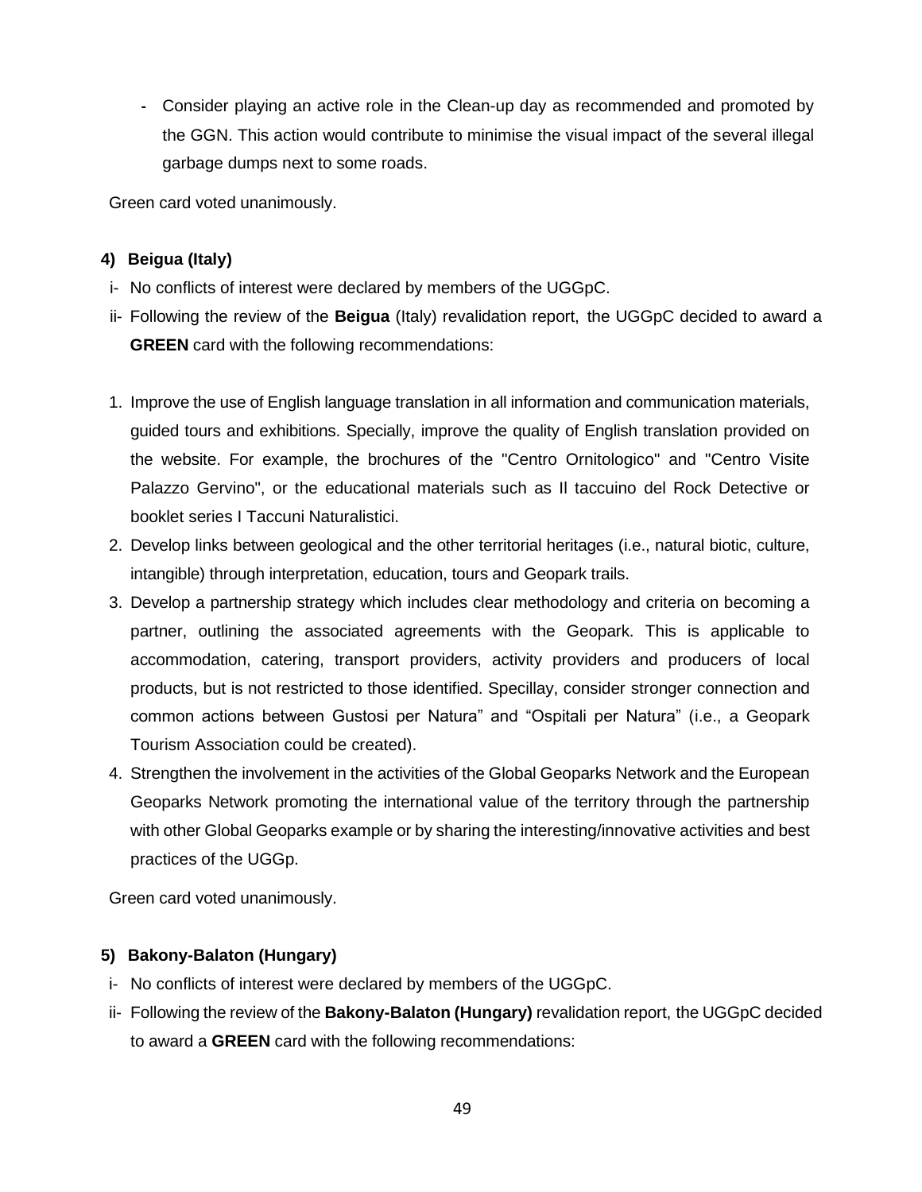- Consider playing an active role in the Clean-up day as recommended and promoted by the GGN. This action would contribute to minimise the visual impact of the several illegal garbage dumps next to some roads.

Green card voted unanimously.

**4) Beigua (Italy)**

i- No conflicts of interest were declared by members of the UGGpC.

ii- Following the review of the **Beigua** (Italy) revalidation report, the UGGpC decided to award a **GREEN** card with the following recommendations:

1. Improve the use of English language translation in all information and communication materials, guided tours and exhibitions. Specially, improve the quality of English translation provided on the website. For example, the brochures of the "Centro Ornitologico" and "Centro Visite Palazzo Gervino", or the educational materials such as Il taccuino del Rock Detective or booklet series I Taccuni Naturalistici.
2. Develop links between geological and the other territorial heritages (i.e., natural biotic, culture, intangible) through interpretation, education, tours and Geopark trails.
3. Develop a partnership strategy which includes clear methodology and criteria on becoming a partner, outlining the associated agreements with the Geopark. This is applicable to accommodation, catering, transport providers, activity providers and producers of local products, but is not restricted to those identified. Specillay, consider stronger connection and common actions between Gustosi per Natura" and "Ospitali per Natura" (i.e., a Geopark Tourism Association could be created).
4. Strengthen the involvement in the activities of the Global Geoparks Network and the European Geoparks Network promoting the international value of the territory through the partnership with other Global Geoparks example or by sharing the interesting/innovative activities and best practices of the UGGp.

Green card voted unanimously.

**5) Bakony-Balaton (Hungary)**

i- No conflicts of interest were declared by members of the UGGpC.

ii- Following the review of the **Bakony-Balaton (Hungary)** revalidation report, the UGGpC decided to award a **GREEN** card with the following recommendations: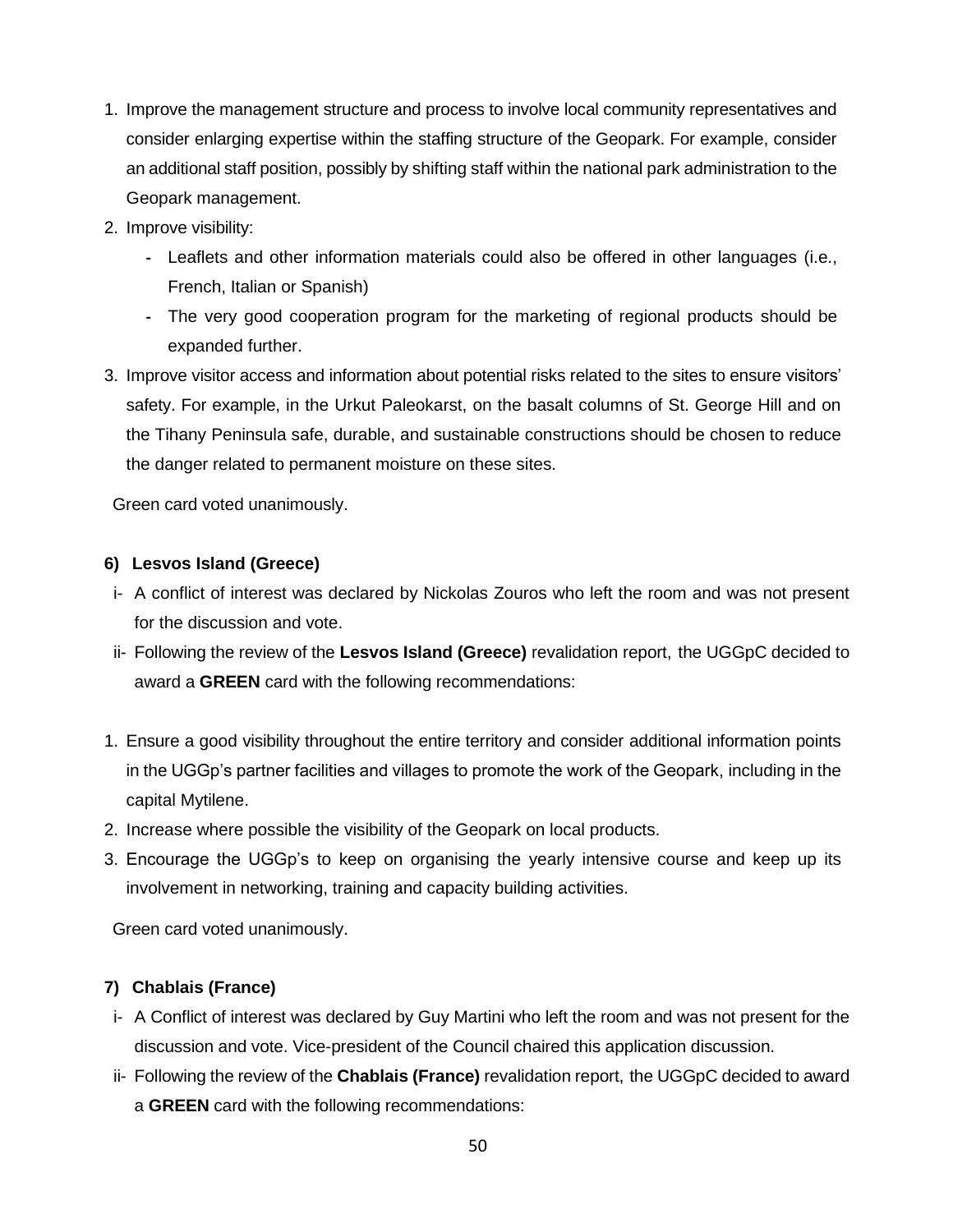1. Improve the management structure and process to involve local community representatives and consider enlarging expertise within the staffing structure of the Geopark. For example, consider an additional staff position, possibly by shifting staff within the national park administration to the Geopark management.
2. Improve visibility:
    - Leaflets and other information materials could also be offered in other languages (i.e., French, Italian or Spanish)
    - The very good cooperation program for the marketing of regional products should be expanded further.
3. Improve visitor access and information about potential risks related to the sites to ensure visitors' safety. For example, in the Urkut Paleokarst, on the basalt columns of St. George Hill and on the Tihany Peninsula safe, durable, and sustainable constructions should be chosen to reduce the danger related to permanent moisture on these sites.

Green card voted unanimously.

**6) Lesvos Island (Greece)**

i- A conflict of interest was declared by Nickolas Zouros who left the room and was not present for the discussion and vote.

ii- Following the review of the **Lesvos Island (Greece)** revalidation report, the UGGpC decided to award a **GREEN** card with the following recommendations:

1. Ensure a good visibility throughout the entire territory and consider additional information points in the UGGp's partner facilities and villages to promote the work of the Geopark, including in the capital Mytilene.
2. Increase where possible the visibility of the Geopark on local products.
3. Encourage the UGGp's to keep on organising the yearly intensive course and keep up its involvement in networking, training and capacity building activities.

Green card voted unanimously.

**7) Chablais (France)**

i- A Conflict of interest was declared by Guy Martini who left the room and was not present for the discussion and vote. Vice-president of the Council chaired this application discussion.

ii- Following the review of the **Chablais (France)** revalidation report, the UGGpC decided to award a **GREEN** card with the following recommendations: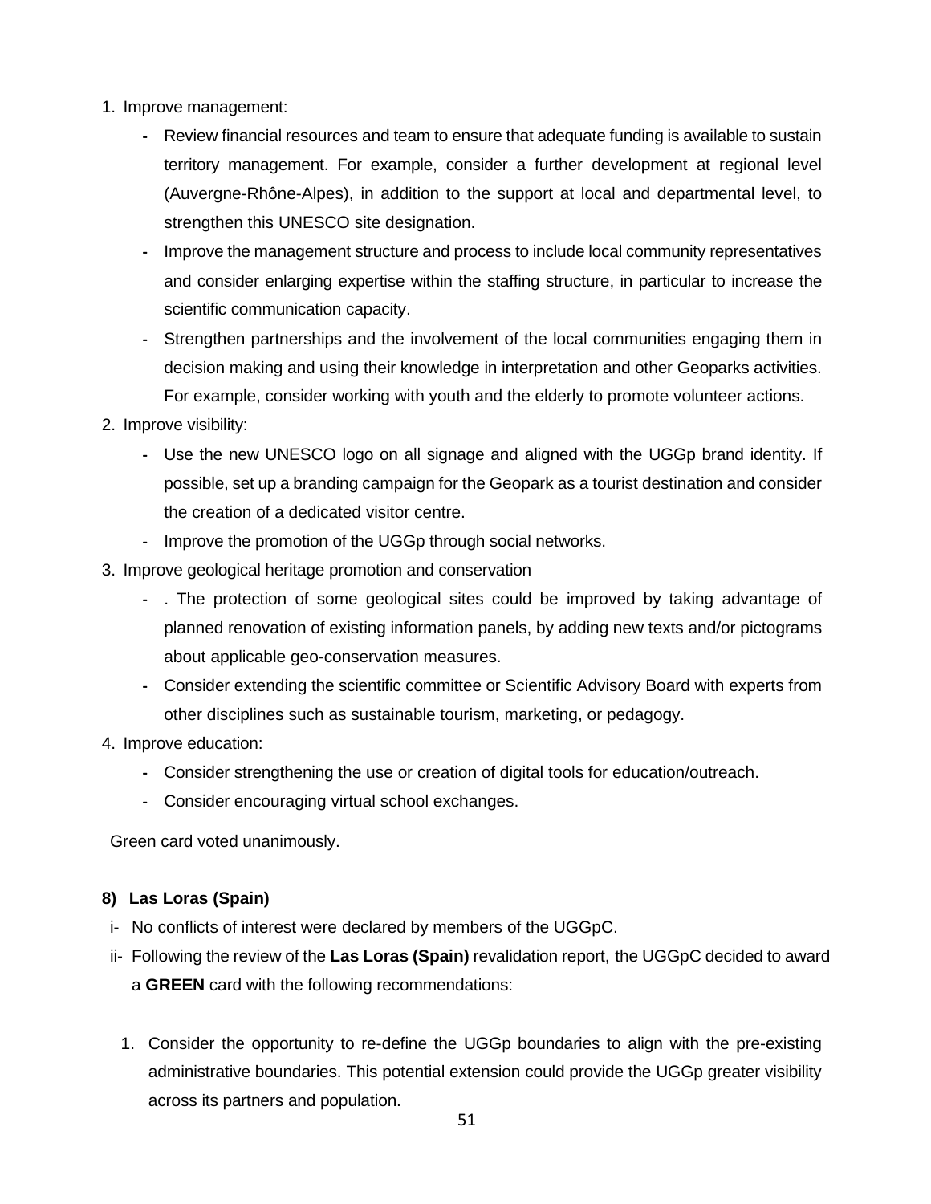1. Improve management:
    - Review financial resources and team to ensure that adequate funding is available to sustain territory management. For example, consider a further development at regional level (Auvergne-Rhône-Alpes), in addition to the support at local and departmental level, to strengthen this UNESCO site designation.
    - Improve the management structure and process to include local community representatives and consider enlarging expertise within the staffing structure, in particular to increase the scientific communication capacity.
    - Strengthen partnerships and the involvement of the local communities engaging them in decision making and using their knowledge in interpretation and other Geoparks activities. For example, consider working with youth and the elderly to promote volunteer actions.
2. Improve visibility:
    - Use the new UNESCO logo on all signage and aligned with the UGGp brand identity. If possible, set up a branding campaign for the Geopark as a tourist destination and consider the creation of a dedicated visitor centre.
    - Improve the promotion of the UGGp through social networks.
3. Improve geological heritage promotion and conservation
    - . The protection of some geological sites could be improved by taking advantage of planned renovation of existing information panels, by adding new texts and/or pictograms about applicable geo-conservation measures.
    - Consider extending the scientific committee or Scientific Advisory Board with experts from other disciplines such as sustainable tourism, marketing, or pedagogy.
4. Improve education:
    - Consider strengthening the use or creation of digital tools for education/outreach.
    - Consider encouraging virtual school exchanges.

Green card voted unanimously.

**8) Las Loras (Spain)**

i- No conflicts of interest were declared by members of the UGGpC.

ii- Following the review of the **Las Loras (Spain)** revalidation report, the UGGpC decided to award a **GREEN** card with the following recommendations:

1. Consider the opportunity to re-define the UGGp boundaries to align with the pre-existing administrative boundaries. This potential extension could provide the UGGp greater visibility across its partners and population.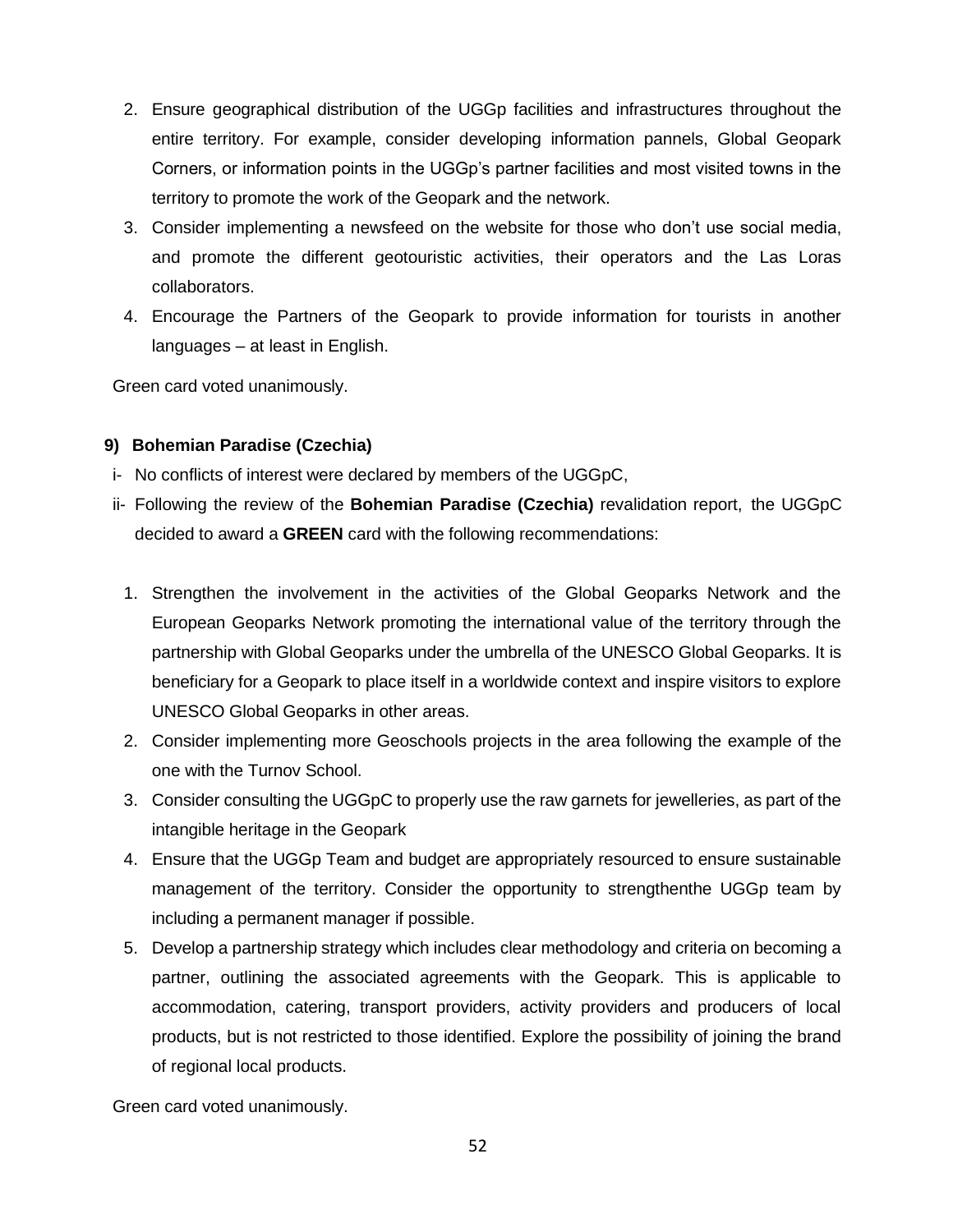2. Ensure geographical distribution of the UGGp facilities and infrastructures throughout the entire territory. For example, consider developing information pannels, Global Geopark Corners, or information points in the UGGp's partner facilities and most visited towns in the territory to promote the work of the Geopark and the network.
3. Consider implementing a newsfeed on the website for those who don't use social media, and promote the different geotouristic activities, their operators and the Las Loras collaborators.
4. Encourage the Partners of the Geopark to provide information for tourists in another languages – at least in English.

Green card voted unanimously.

**9) Bohemian Paradise (Czechia)**

i- No conflicts of interest were declared by members of the UGGpC,

ii- Following the review of the **Bohemian Paradise (Czechia)** revalidation report, the UGGpC decided to award a **GREEN** card with the following recommendations:

1. Strengthen the involvement in the activities of the Global Geoparks Network and the European Geoparks Network promoting the international value of the territory through the partnership with Global Geoparks under the umbrella of the UNESCO Global Geoparks. It is beneficiary for a Geopark to place itself in a worldwide context and inspire visitors to explore UNESCO Global Geoparks in other areas.
2. Consider implementing more Geoschools projects in the area following the example of the one with the Turnov School.
3. Consider consulting the UGGpC to properly use the raw garnets for jewelleries, as part of the intangible heritage in the Geopark
4. Ensure that the UGGp Team and budget are appropriately resourced to ensure sustainable management of the territory. Consider the opportunity to strengthenthe UGGp team by including a permanent manager if possible.
5. Develop a partnership strategy which includes clear methodology and criteria on becoming a partner, outlining the associated agreements with the Geopark. This is applicable to accommodation, catering, transport providers, activity providers and producers of local products, but is not restricted to those identified. Explore the possibility of joining the brand of regional local products.

Green card voted unanimously.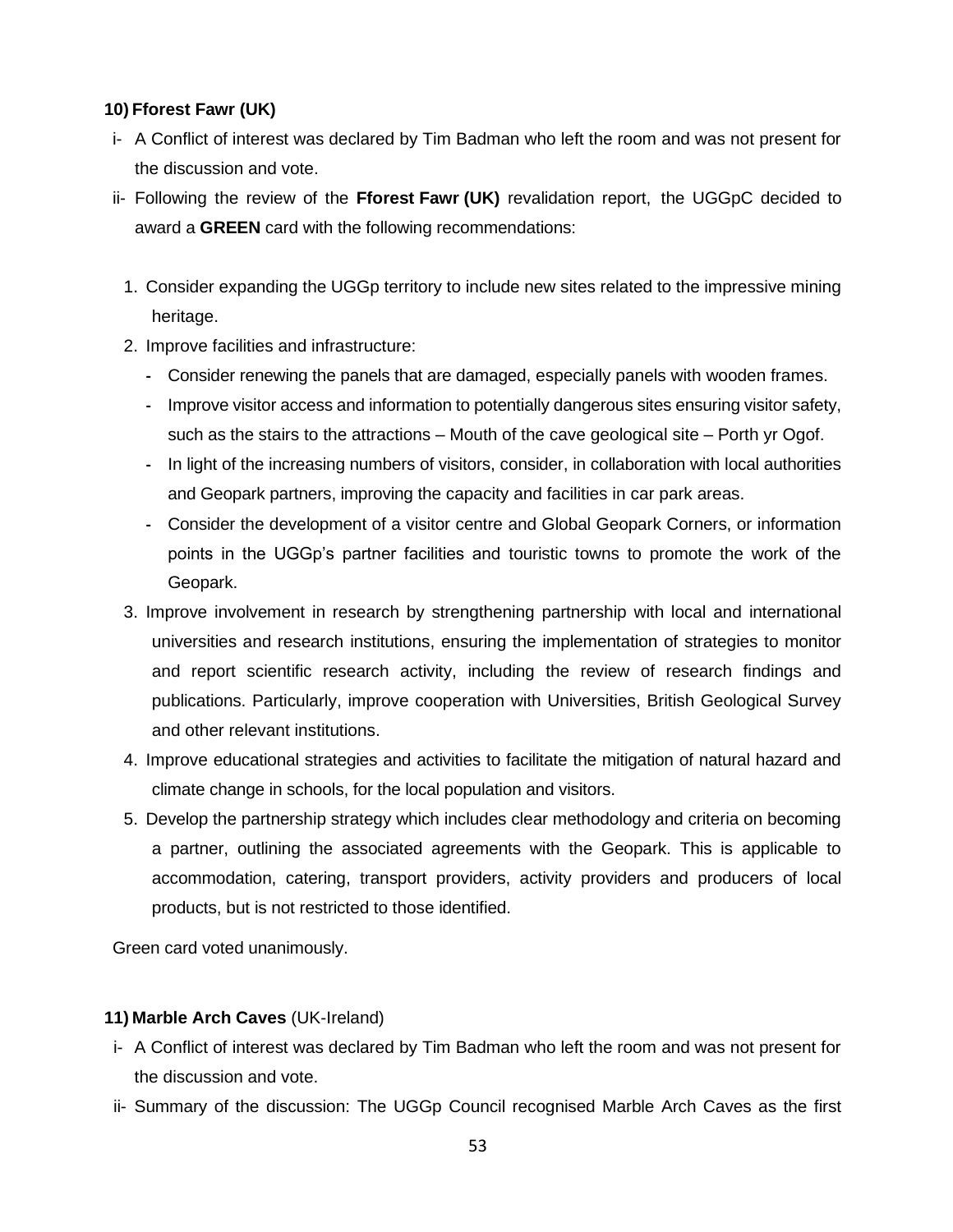**10) Fforest Fawr (UK)**

i- A Conflict of interest was declared by Tim Badman who left the room and was not present for the discussion and vote.

ii- Following the review of the **Fforest Fawr (UK)** revalidation report, the UGGpC decided to award a **GREEN** card with the following recommendations:

1. Consider expanding the UGGp territory to include new sites related to the impressive mining heritage.
2. Improve facilities and infrastructure:
   - Consider renewing the panels that are damaged, especially panels with wooden frames.
   - Improve visitor access and information to potentially dangerous sites ensuring visitor safety, such as the stairs to the attractions – Mouth of the cave geological site – Porth yr Ogof.
   - In light of the increasing numbers of visitors, consider, in collaboration with local authorities and Geopark partners, improving the capacity and facilities in car park areas.
   - Consider the development of a visitor centre and Global Geopark Corners, or information points in the UGGp's partner facilities and touristic towns to promote the work of the Geopark.
3. Improve involvement in research by strengthening partnership with local and international universities and research institutions, ensuring the implementation of strategies to monitor and report scientific research activity, including the review of research findings and publications. Particularly, improve cooperation with Universities, British Geological Survey and other relevant institutions.
4. Improve educational strategies and activities to facilitate the mitigation of natural hazard and climate change in schools, for the local population and visitors.
5. Develop the partnership strategy which includes clear methodology and criteria on becoming a partner, outlining the associated agreements with the Geopark. This is applicable to accommodation, catering, transport providers, activity providers and producers of local products, but is not restricted to those identified.

Green card voted unanimously.

**11) Marble Arch Caves** (UK-Ireland)

i- A Conflict of interest was declared by Tim Badman who left the room and was not present for the discussion and vote.

ii- Summary of the discussion: The UGGp Council recognised Marble Arch Caves as the first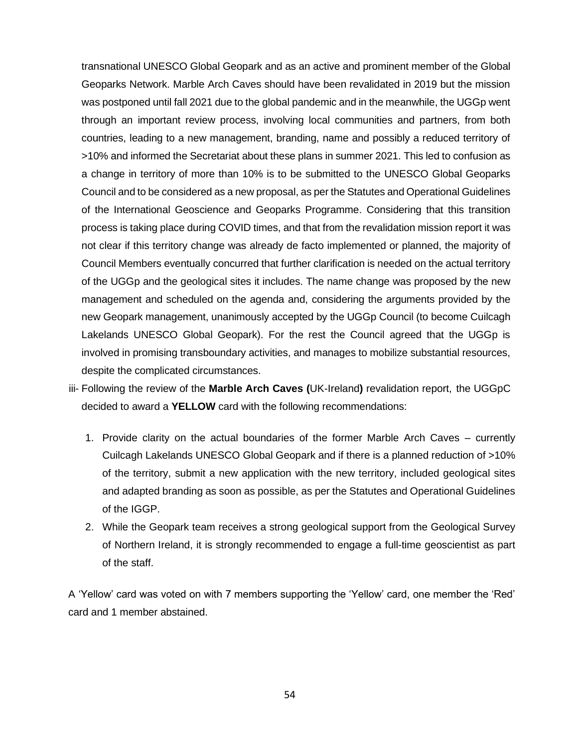transnational UNESCO Global Geopark and as an active and prominent member of the Global Geoparks Network. Marble Arch Caves should have been revalidated in 2019 but the mission was postponed until fall 2021 due to the global pandemic and in the meanwhile, the UGGp went through an important review process, involving local communities and partners, from both countries, leading to a new management, branding, name and possibly a reduced territory of >10% and informed the Secretariat about these plans in summer 2021. This led to confusion as a change in territory of more than 10% is to be submitted to the UNESCO Global Geoparks Council and to be considered as a new proposal, as per the Statutes and Operational Guidelines of the International Geoscience and Geoparks Programme. Considering that this transition process is taking place during COVID times, and that from the revalidation mission report it was not clear if this territory change was already de facto implemented or planned, the majority of Council Members eventually concurred that further clarification is needed on the actual territory of the UGGp and the geological sites it includes. The name change was proposed by the new management and scheduled on the agenda and, considering the arguments provided by the new Geopark management, unanimously accepted by the UGGp Council (to become Cuilcagh Lakelands UNESCO Global Geopark). For the rest the Council agreed that the UGGp is involved in promising transboundary activities, and manages to mobilize substantial resources, despite the complicated circumstances.

iii- Following the review of the **Marble Arch Caves (**UK-Ireland**)** revalidation report, the UGGpC decided to award a **YELLOW** card with the following recommendations:

1. Provide clarity on the actual boundaries of the former Marble Arch Caves – currently Cuilcagh Lakelands UNESCO Global Geopark and if there is a planned reduction of >10% of the territory, submit a new application with the new territory, included geological sites and adapted branding as soon as possible, as per the Statutes and Operational Guidelines of the IGGP.
2. While the Geopark team receives a strong geological support from the Geological Survey of Northern Ireland, it is strongly recommended to engage a full-time geoscientist as part of the staff.

A 'Yellow' card was voted on with 7 members supporting the 'Yellow' card, one member the 'Red' card and 1 member abstained.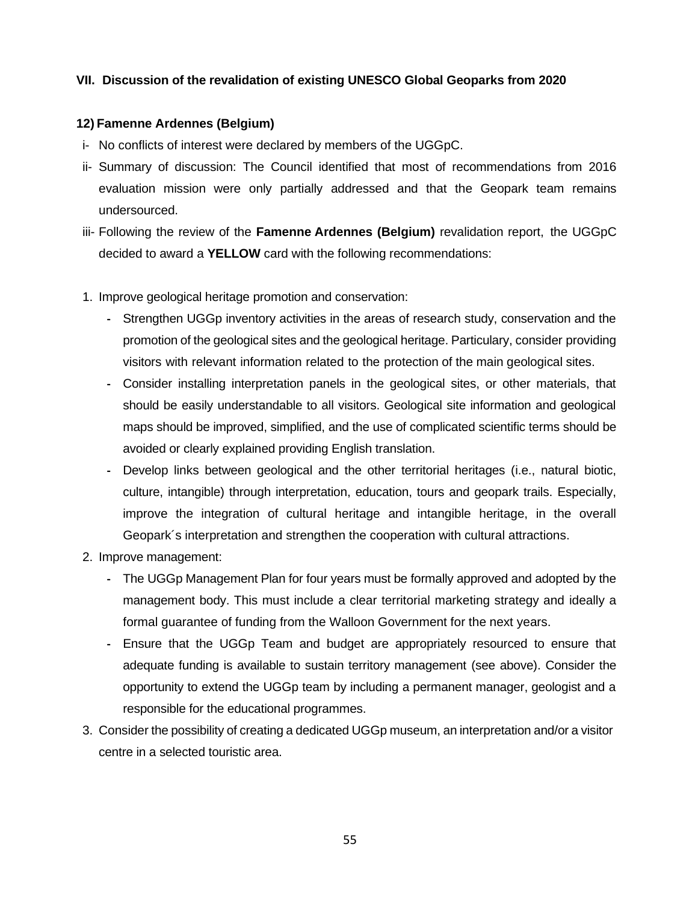## VII. Discussion of the revalidation of existing UNESCO Global Geoparks from 2020

### 12) Famenne Ardennes (Belgium)

- i- No conflicts of interest were declared by members of the UGGpC.
- ii- Summary of discussion: The Council identified that most of recommendations from 2016 evaluation mission were only partially addressed and that the Geopark team remains undersourced.
- iii- Following the review of the **Famenne Ardennes (Belgium)** revalidation report, the UGGpC decided to award a **YELLOW** card with the following recommendations:

1. Improve geological heritage promotion and conservation:
    - Strengthen UGGp inventory activities in the areas of research study, conservation and the promotion of the geological sites and the geological heritage. Particulary, consider providing visitors with relevant information related to the protection of the main geological sites.
    - Consider installing interpretation panels in the geological sites, or other materials, that should be easily understandable to all visitors. Geological site information and geological maps should be improved, simplified, and the use of complicated scientific terms should be avoided or clearly explained providing English translation.
    - Develop links between geological and the other territorial heritages (i.e., natural biotic, culture, intangible) through interpretation, education, tours and geopark trails. Especially, improve the integration of cultural heritage and intangible heritage, in the overall Geopark´s interpretation and strengthen the cooperation with cultural attractions.
2. Improve management:
    - The UGGp Management Plan for four years must be formally approved and adopted by the management body. This must include a clear territorial marketing strategy and ideally a formal guarantee of funding from the Walloon Government for the next years.
    - Ensure that the UGGp Team and budget are appropriately resourced to ensure that adequate funding is available to sustain territory management (see above). Consider the opportunity to extend the UGGp team by including a permanent manager, geologist and a responsible for the educational programmes.
3. Consider the possibility of creating a dedicated UGGp museum, an interpretation and/or a visitor centre in a selected touristic area.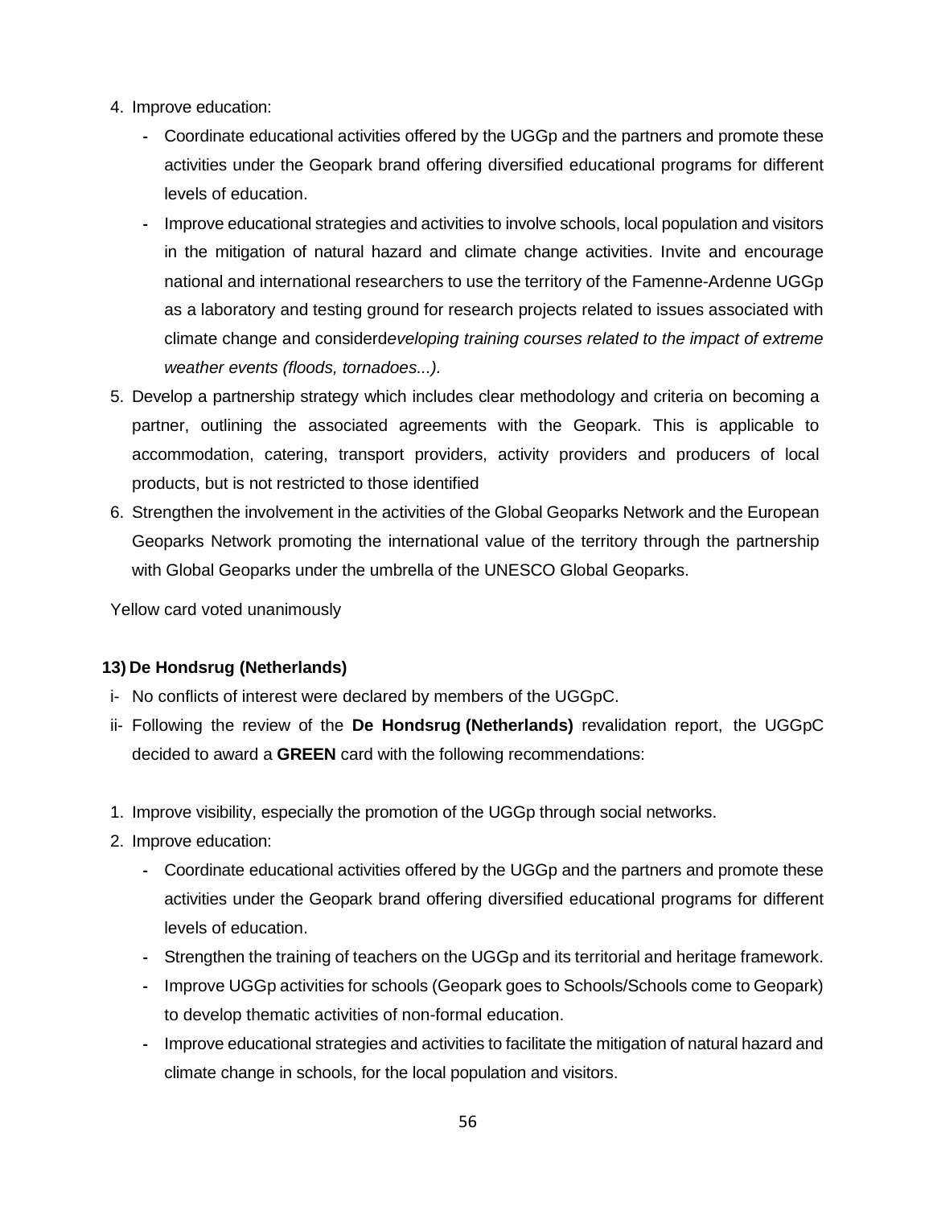4. Improve education:
   - Coordinate educational activities offered by the UGGp and the partners and promote these activities under the Geopark brand offering diversified educational programs for different levels of education.
   - Improve educational strategies and activities to involve schools, local population and visitors in the mitigation of natural hazard and climate change activities. Invite and encourage national and international researchers to use the territory of the Famenne-Ardenne UGGp as a laboratory and testing ground for research projects related to issues associated with climate change and consider*developing training courses related to the impact of extreme weather events (floods, tornadoes...).*
5. Develop a partnership strategy which includes clear methodology and criteria on becoming a partner, outlining the associated agreements with the Geopark. This is applicable to accommodation, catering, transport providers, activity providers and producers of local products, but is not restricted to those identified
6. Strengthen the involvement in the activities of the Global Geoparks Network and the European Geoparks Network promoting the international value of the territory through the partnership with Global Geoparks under the umbrella of the UNESCO Global Geoparks.

Yellow card voted unanimously

### 13) De Hondsrug (Netherlands)

i- No conflicts of interest were declared by members of the UGGpC.

ii- Following the review of the **De Hondsrug (Netherlands)** revalidation report, the UGGpC decided to award a **GREEN** card with the following recommendations:

1. Improve visibility, especially the promotion of the UGGp through social networks.
2. Improve education:
   - Coordinate educational activities offered by the UGGp and the partners and promote these activities under the Geopark brand offering diversified educational programs for different levels of education.
   - Strengthen the training of teachers on the UGGp and its territorial and heritage framework.
   - Improve UGGp activities for schools (Geopark goes to Schools/Schools come to Geopark) to develop thematic activities of non-formal education.
   - Improve educational strategies and activities to facilitate the mitigation of natural hazard and climate change in schools, for the local population and visitors.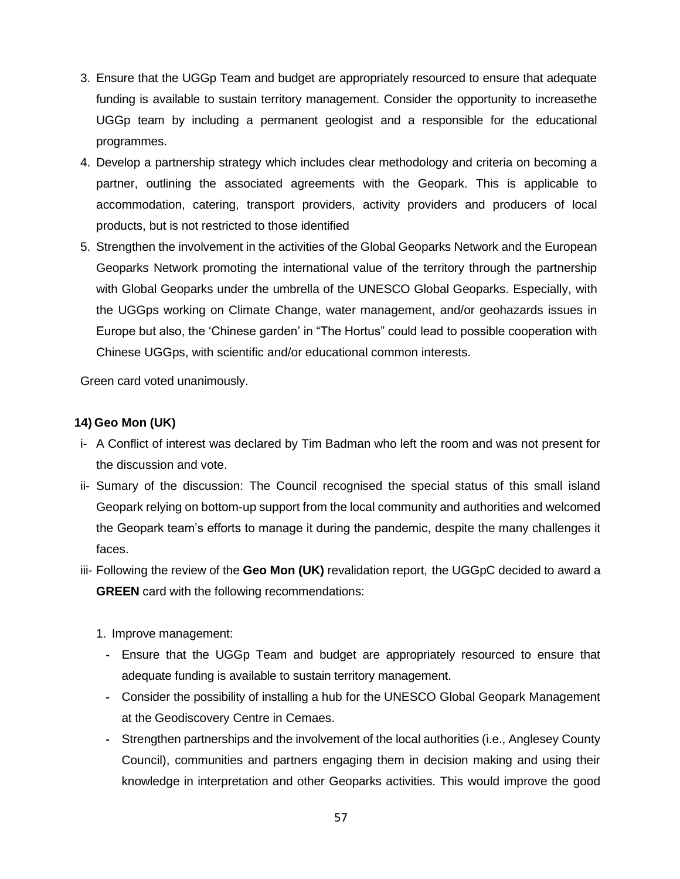3. Ensure that the UGGp Team and budget are appropriately resourced to ensure that adequate funding is available to sustain territory management. Consider the opportunity to increasethe UGGp team by including a permanent geologist and a responsible for the educational programmes.
4. Develop a partnership strategy which includes clear methodology and criteria on becoming a partner, outlining the associated agreements with the Geopark. This is applicable to accommodation, catering, transport providers, activity providers and producers of local products, but is not restricted to those identified
5. Strengthen the involvement in the activities of the Global Geoparks Network and the European Geoparks Network promoting the international value of the territory through the partnership with Global Geoparks under the umbrella of the UNESCO Global Geoparks. Especially, with the UGGps working on Climate Change, water management, and/or geohazards issues in Europe but also, the 'Chinese garden' in "The Hortus" could lead to possible cooperation with Chinese UGGps, with scientific and/or educational common interests.

Green card voted unanimously.

**14) Geo Mon (UK)**

i- A Conflict of interest was declared by Tim Badman who left the room and was not present for the discussion and vote.

ii- Sumary of the discussion: The Council recognised the special status of this small island Geopark relying on bottom-up support from the local community and authorities and welcomed the Geopark team's efforts to manage it during the pandemic, despite the many challenges it faces.

iii- Following the review of the **Geo Mon (UK)** revalidation report, the UGGpC decided to award a **GREEN** card with the following recommendations:

1. Improve management:
   - Ensure that the UGGp Team and budget are appropriately resourced to ensure that adequate funding is available to sustain territory management.
   - Consider the possibility of installing a hub for the UNESCO Global Geopark Management at the Geodiscovery Centre in Cemaes.
   - Strengthen partnerships and the involvement of the local authorities (i.e., Anglesey County Council), communities and partners engaging them in decision making and using their knowledge in interpretation and other Geoparks activities. This would improve the good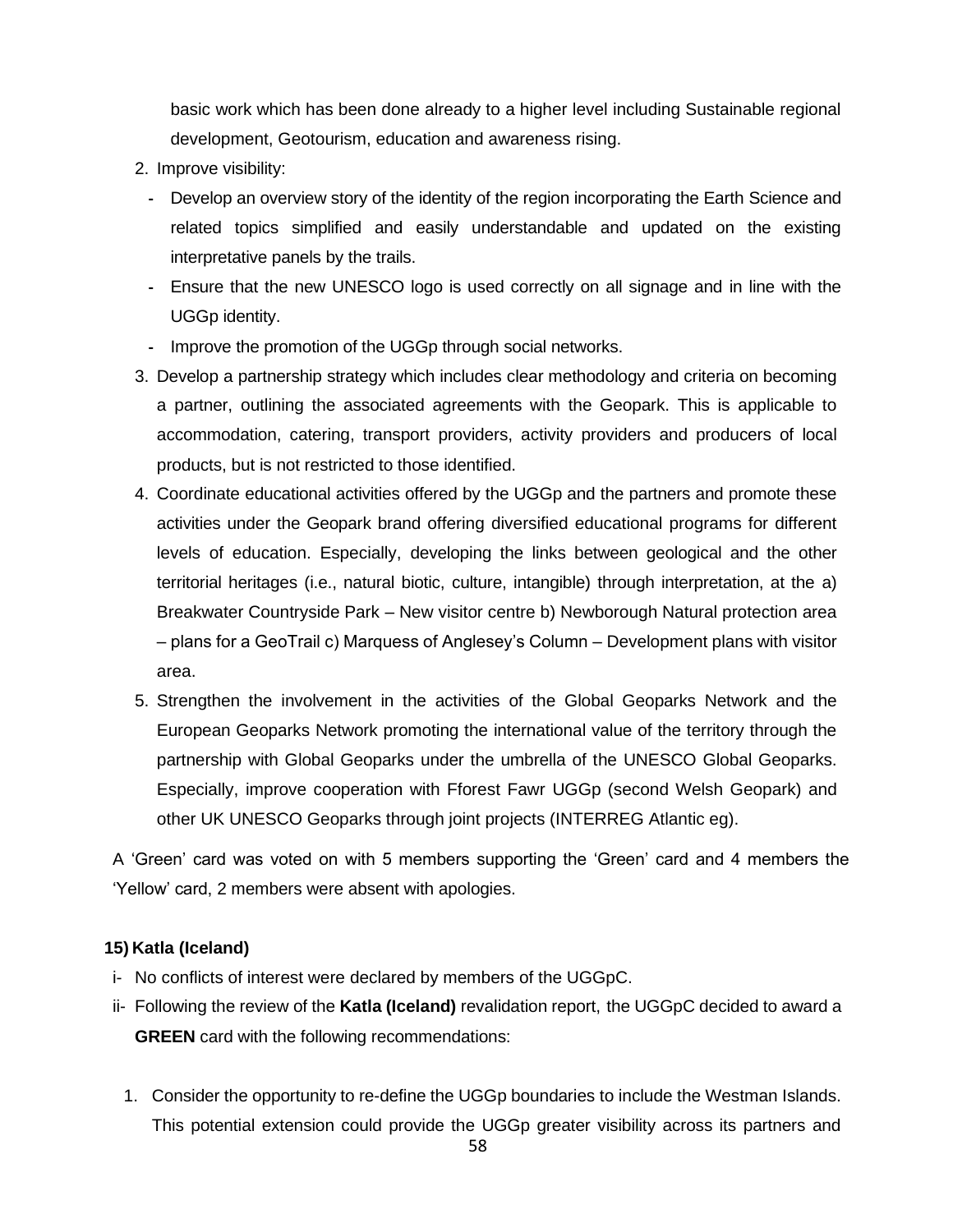basic work which has been done already to a higher level including Sustainable regional development, Geotourism, education and awareness rising.

2. Improve visibility:
   - Develop an overview story of the identity of the region incorporating the Earth Science and related topics simplified and easily understandable and updated on the existing interpretative panels by the trails.
   - Ensure that the new UNESCO logo is used correctly on all signage and in line with the UGGp identity.
   - Improve the promotion of the UGGp through social networks.
3. Develop a partnership strategy which includes clear methodology and criteria on becoming a partner, outlining the associated agreements with the Geopark. This is applicable to accommodation, catering, transport providers, activity providers and producers of local products, but is not restricted to those identified.
4. Coordinate educational activities offered by the UGGp and the partners and promote these activities under the Geopark brand offering diversified educational programs for different levels of education. Especially, developing the links between geological and the other territorial heritages (i.e., natural biotic, culture, intangible) through interpretation, at the a) Breakwater Countryside Park – New visitor centre b) Newborough Natural protection area – plans for a GeoTrail c) Marquess of Anglesey's Column – Development plans with visitor area.
5. Strengthen the involvement in the activities of the Global Geoparks Network and the European Geoparks Network promoting the international value of the territory through the partnership with Global Geoparks under the umbrella of the UNESCO Global Geoparks. Especially, improve cooperation with Fforest Fawr UGGp (second Welsh Geopark) and other UK UNESCO Geoparks through joint projects (INTERREG Atlantic eg).

A 'Green' card was voted on with 5 members supporting the 'Green' card and 4 members the 'Yellow' card, 2 members were absent with apologies.

### 15) Katla (Iceland)

i- No conflicts of interest were declared by members of the UGGpC.

ii- Following the review of the **Katla (Iceland)** revalidation report, the UGGpC decided to award a **GREEN** card with the following recommendations:

1. Consider the opportunity to re-define the UGGp boundaries to include the Westman Islands. This potential extension could provide the UGGp greater visibility across its partners and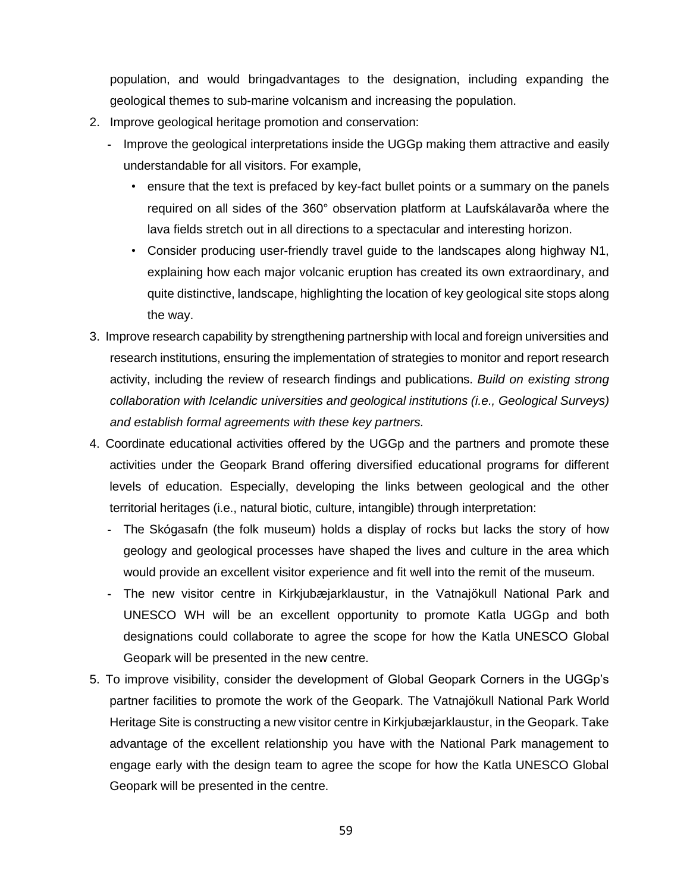population, and would bringadvantages to the designation, including expanding the geological themes to sub-marine volcanism and increasing the population.

2. Improve geological heritage promotion and conservation:
   - Improve the geological interpretations inside the UGGp making them attractive and easily understandable for all visitors. For example,
     - ensure that the text is prefaced by key-fact bullet points or a summary on the panels required on all sides of the 360° observation platform at Laufskálavarða where the lava fields stretch out in all directions to a spectacular and interesting horizon.
     - Consider producing user-friendly travel guide to the landscapes along highway N1, explaining how each major volcanic eruption has created its own extraordinary, and quite distinctive, landscape, highlighting the location of key geological site stops along the way.
3. Improve research capability by strengthening partnership with local and foreign universities and research institutions, ensuring the implementation of strategies to monitor and report research activity, including the review of research findings and publications. *Build on existing strong collaboration with Icelandic universities and geological institutions (i.e., Geological Surveys) and establish formal agreements with these key partners.*
4. Coordinate educational activities offered by the UGGp and the partners and promote these activities under the Geopark Brand offering diversified educational programs for different levels of education. Especially, developing the links between geological and the other territorial heritages (i.e., natural biotic, culture, intangible) through interpretation:
   - The Skógasafn (the folk museum) holds a display of rocks but lacks the story of how geology and geological processes have shaped the lives and culture in the area which would provide an excellent visitor experience and fit well into the remit of the museum.
   - The new visitor centre in Kirkjubæjarklaustur, in the Vatnajökull National Park and UNESCO WH will be an excellent opportunity to promote Katla UGGp and both designations could collaborate to agree the scope for how the Katla UNESCO Global Geopark will be presented in the new centre.
5. To improve visibility, consider the development of Global Geopark Corners in the UGGp's partner facilities to promote the work of the Geopark. The Vatnajökull National Park World Heritage Site is constructing a new visitor centre in Kirkjubæjarklaustur, in the Geopark. Take advantage of the excellent relationship you have with the National Park management to engage early with the design team to agree the scope for how the Katla UNESCO Global Geopark will be presented in the centre.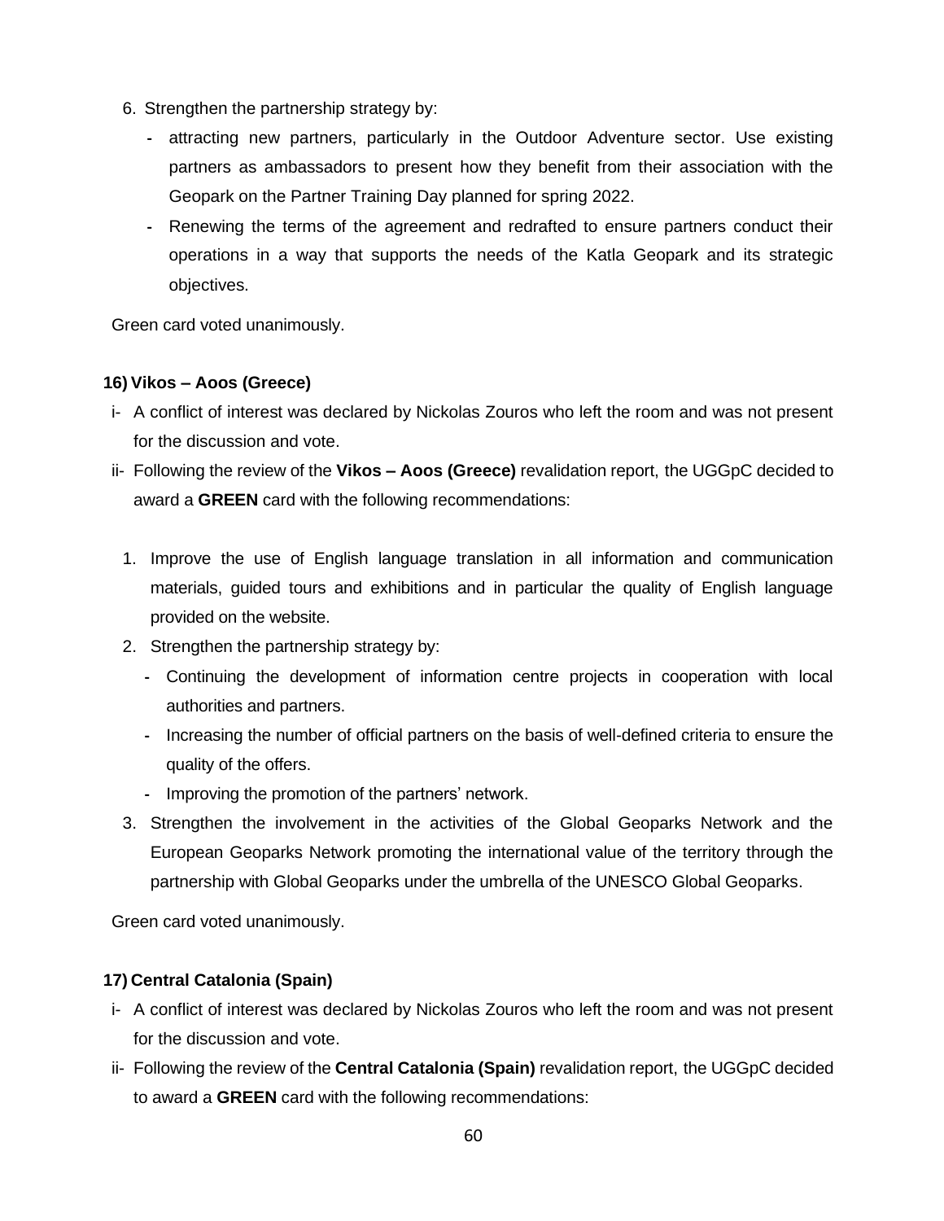6. Strengthen the partnership strategy by:
    - attracting new partners, particularly in the Outdoor Adventure sector. Use existing partners as ambassadors to present how they benefit from their association with the Geopark on the Partner Training Day planned for spring 2022.
    - Renewing the terms of the agreement and redrafted to ensure partners conduct their operations in a way that supports the needs of the Katla Geopark and its strategic objectives.

Green card voted unanimously.

**16) Vikos – Aoos (Greece)**

i- A conflict of interest was declared by Nickolas Zouros who left the room and was not present for the discussion and vote.

ii- Following the review of the **Vikos – Aoos (Greece)** revalidation report, the UGGpC decided to award a **GREEN** card with the following recommendations:

1. Improve the use of English language translation in all information and communication materials, guided tours and exhibitions and in particular the quality of English language provided on the website.
2. Strengthen the partnership strategy by:
    - Continuing the development of information centre projects in cooperation with local authorities and partners.
    - Increasing the number of official partners on the basis of well-defined criteria to ensure the quality of the offers.
    - Improving the promotion of the partners' network.
3. Strengthen the involvement in the activities of the Global Geoparks Network and the European Geoparks Network promoting the international value of the territory through the partnership with Global Geoparks under the umbrella of the UNESCO Global Geoparks.

Green card voted unanimously.

**17) Central Catalonia (Spain)**

i- A conflict of interest was declared by Nickolas Zouros who left the room and was not present for the discussion and vote.

ii- Following the review of the **Central Catalonia (Spain)** revalidation report, the UGGpC decided to award a **GREEN** card with the following recommendations: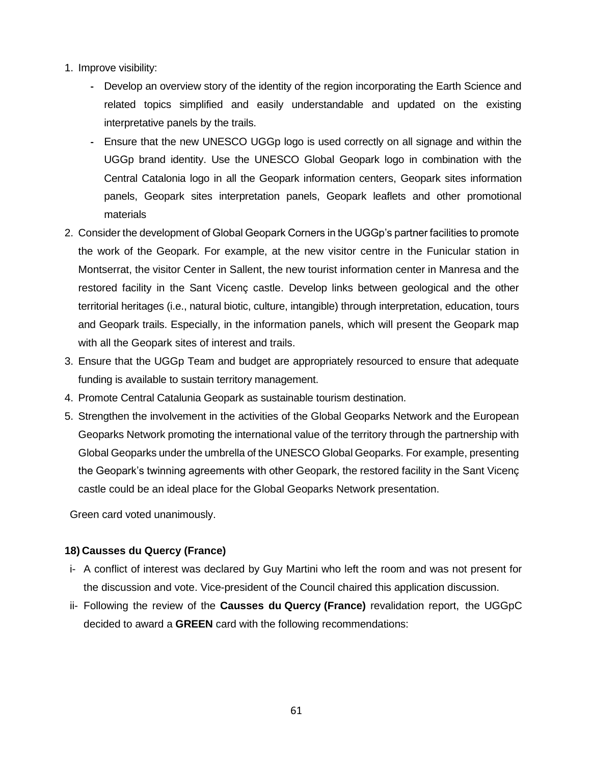1. Improve visibility:
   - Develop an overview story of the identity of the region incorporating the Earth Science and related topics simplified and easily understandable and updated on the existing interpretative panels by the trails.
   - Ensure that the new UNESCO UGGp logo is used correctly on all signage and within the UGGp brand identity. Use the UNESCO Global Geopark logo in combination with the Central Catalonia logo in all the Geopark information centers, Geopark sites information panels, Geopark sites interpretation panels, Geopark leaflets and other promotional materials
2. Consider the development of Global Geopark Corners in the UGGp's partner facilities to promote the work of the Geopark. For example, at the new visitor centre in the Funicular station in Montserrat, the visitor Center in Sallent, the new tourist information center in Manresa and the restored facility in the Sant Vicenç castle. Develop links between geological and the other territorial heritages (i.e., natural biotic, culture, intangible) through interpretation, education, tours and Geopark trails. Especially, in the information panels, which will present the Geopark map with all the Geopark sites of interest and trails.
3. Ensure that the UGGp Team and budget are appropriately resourced to ensure that adequate funding is available to sustain territory management.
4. Promote Central Catalunia Geopark as sustainable tourism destination.
5. Strengthen the involvement in the activities of the Global Geoparks Network and the European Geoparks Network promoting the international value of the territory through the partnership with Global Geoparks under the umbrella of the UNESCO Global Geoparks. For example, presenting the Geopark's twinning agreements with other Geopark, the restored facility in the Sant Vicenç castle could be an ideal place for the Global Geoparks Network presentation.

Green card voted unanimously.

### 18) Causses du Quercy (France)

i- A conflict of interest was declared by Guy Martini who left the room and was not present for the discussion and vote. Vice-president of the Council chaired this application discussion.

ii- Following the review of the **Causses du Quercy (France)** revalidation report, the UGGpC decided to award a **GREEN** card with the following recommendations: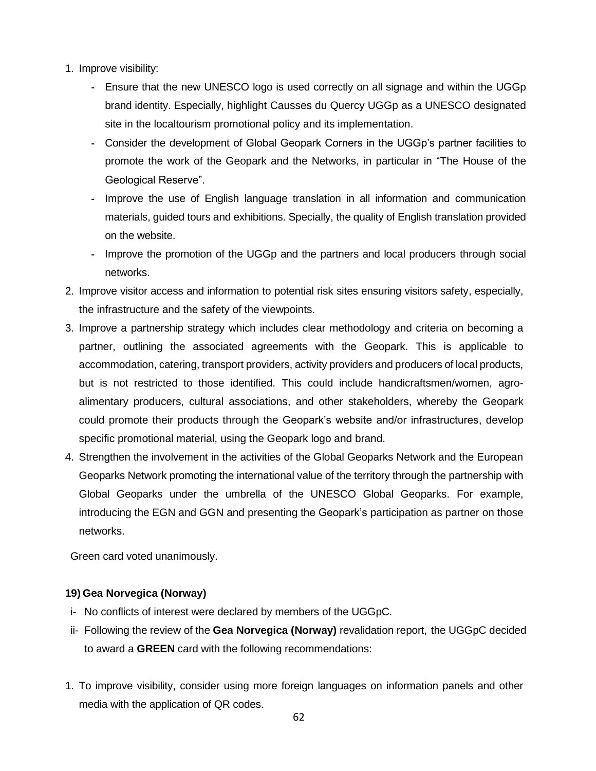1. Improve visibility:
   - Ensure that the new UNESCO logo is used correctly on all signage and within the UGGp brand identity. Especially, highlight Causses du Quercy UGGp as a UNESCO designated site in the localtourism promotional policy and its implementation.
   - Consider the development of Global Geopark Corners in the UGGp's partner facilities to promote the work of the Geopark and the Networks, in particular in "The House of the Geological Reserve".
   - Improve the use of English language translation in all information and communication materials, guided tours and exhibitions. Specially, the quality of English translation provided on the website.
   - Improve the promotion of the UGGp and the partners and local producers through social networks.
2. Improve visitor access and information to potential risk sites ensuring visitors safety, especially, the infrastructure and the safety of the viewpoints.
3. Improve a partnership strategy which includes clear methodology and criteria on becoming a partner, outlining the associated agreements with the Geopark. This is applicable to accommodation, catering, transport providers, activity providers and producers of local products, but is not restricted to those identified. This could include handicraftsmen/women, agro-alimentary producers, cultural associations, and other stakeholders, whereby the Geopark could promote their products through the Geopark's website and/or infrastructures, develop specific promotional material, using the Geopark logo and brand.
4. Strengthen the involvement in the activities of the Global Geoparks Network and the European Geoparks Network promoting the international value of the territory through the partnership with Global Geoparks under the umbrella of the UNESCO Global Geoparks. For example, introducing the EGN and GGN and presenting the Geopark's participation as partner on those networks.

Green card voted unanimously.

**19) Gea Norvegica (Norway)**

i- No conflicts of interest were declared by members of the UGGpC.

ii- Following the review of the **Gea Norvegica (Norway)** revalidation report, the UGGpC decided to award a **GREEN** card with the following recommendations:

1. To improve visibility, consider using more foreign languages on information panels and other media with the application of QR codes.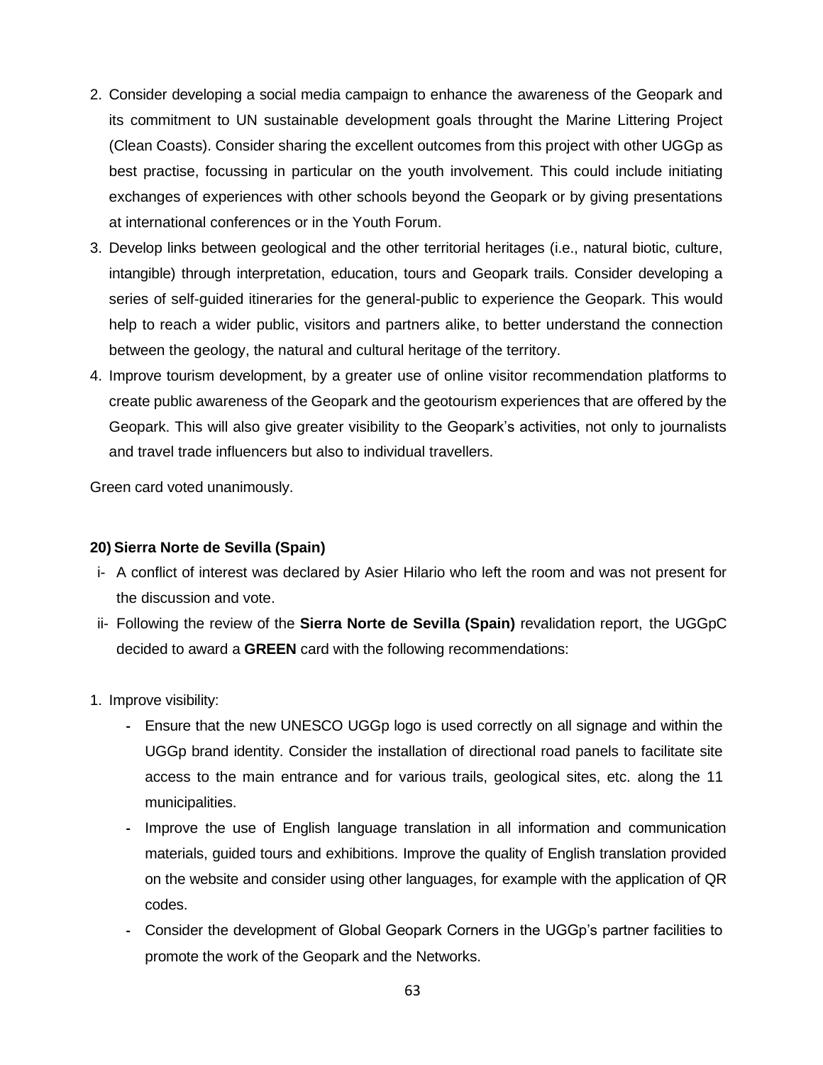2. Consider developing a social media campaign to enhance the awareness of the Geopark and its commitment to UN sustainable development goals throught the Marine Littering Project (Clean Coasts). Consider sharing the excellent outcomes from this project with other UGGp as best practise, focussing in particular on the youth involvement. This could include initiating exchanges of experiences with other schools beyond the Geopark or by giving presentations at international conferences or in the Youth Forum.
3. Develop links between geological and the other territorial heritages (i.e., natural biotic, culture, intangible) through interpretation, education, tours and Geopark trails. Consider developing a series of self-guided itineraries for the general-public to experience the Geopark. This would help to reach a wider public, visitors and partners alike, to better understand the connection between the geology, the natural and cultural heritage of the territory.
4. Improve tourism development, by a greater use of online visitor recommendation platforms to create public awareness of the Geopark and the geotourism experiences that are offered by the Geopark. This will also give greater visibility to the Geopark's activities, not only to journalists and travel trade influencers but also to individual travellers.

Green card voted unanimously.

**20) Sierra Norte de Sevilla (Spain)**

i- A conflict of interest was declared by Asier Hilario who left the room and was not present for the discussion and vote.

ii- Following the review of the **Sierra Norte de Sevilla (Spain)** revalidation report, the UGGpC decided to award a **GREEN** card with the following recommendations:

1. Improve visibility:
   - Ensure that the new UNESCO UGGp logo is used correctly on all signage and within the UGGp brand identity. Consider the installation of directional road panels to facilitate site access to the main entrance and for various trails, geological sites, etc. along the 11 municipalities.
   - Improve the use of English language translation in all information and communication materials, guided tours and exhibitions. Improve the quality of English translation provided on the website and consider using other languages, for example with the application of QR codes.
   - Consider the development of Global Geopark Corners in the UGGp's partner facilities to promote the work of the Geopark and the Networks.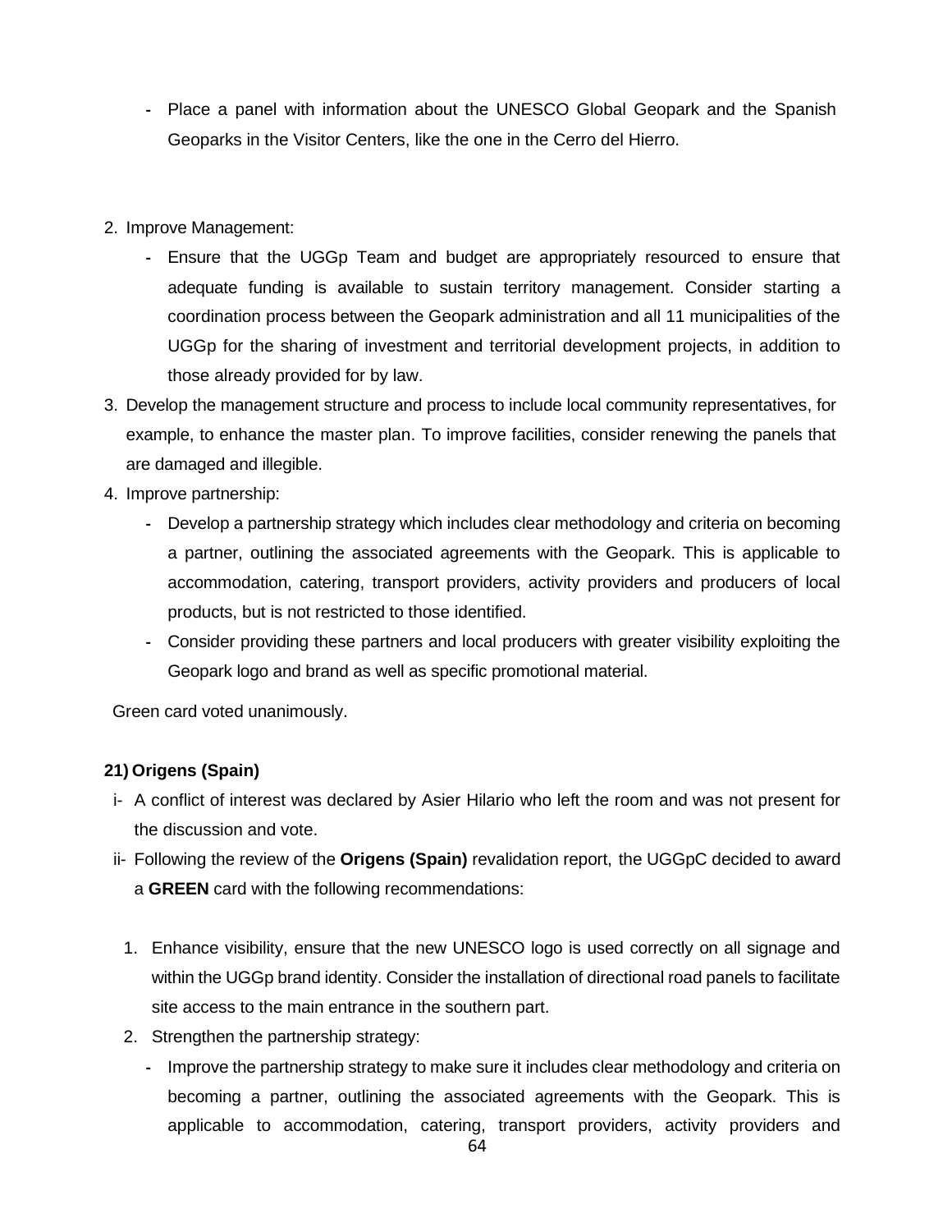- Place a panel with information about the UNESCO Global Geopark and the Spanish Geoparks in the Visitor Centers, like the one in the Cerro del Hierro.

2. Improve Management:
   - Ensure that the UGGp Team and budget are appropriately resourced to ensure that adequate funding is available to sustain territory management. Consider starting a coordination process between the Geopark administration and all 11 municipalities of the UGGp for the sharing of investment and territorial development projects, in addition to those already provided for by law.
3. Develop the management structure and process to include local community representatives, for example, to enhance the master plan. To improve facilities, consider renewing the panels that are damaged and illegible.
4. Improve partnership:
   - Develop a partnership strategy which includes clear methodology and criteria on becoming a partner, outlining the associated agreements with the Geopark. This is applicable to accommodation, catering, transport providers, activity providers and producers of local products, but is not restricted to those identified.
   - Consider providing these partners and local producers with greater visibility exploiting the Geopark logo and brand as well as specific promotional material.

Green card voted unanimously.

**21) Origens (Spain)**

i- A conflict of interest was declared by Asier Hilario who left the room and was not present for the discussion and vote.

ii- Following the review of the **Origens (Spain)** revalidation report, the UGGpC decided to award a **GREEN** card with the following recommendations:

1. Enhance visibility, ensure that the new UNESCO logo is used correctly on all signage and within the UGGp brand identity. Consider the installation of directional road panels to facilitate site access to the main entrance in the southern part.
2. Strengthen the partnership strategy:
   - Improve the partnership strategy to make sure it includes clear methodology and criteria on becoming a partner, outlining the associated agreements with the Geopark. This is applicable to accommodation, catering, transport providers, activity providers and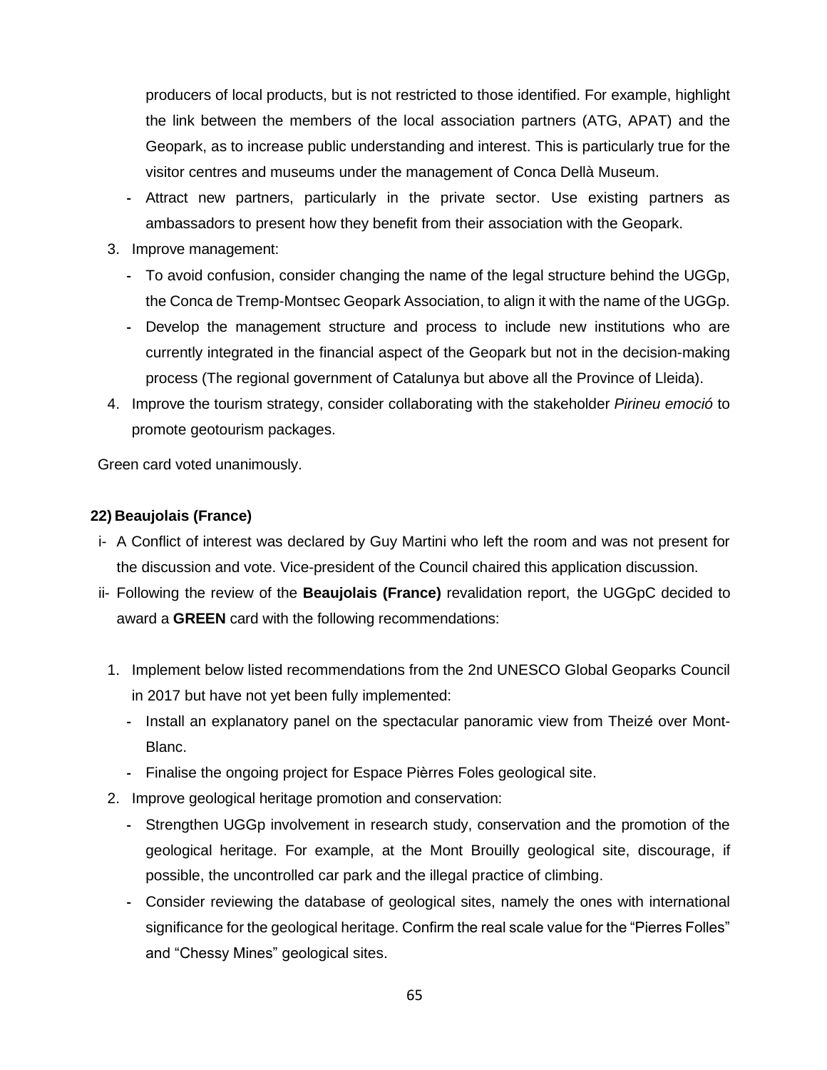producers of local products, but is not restricted to those identified. For example, highlight the link between the members of the local association partners (ATG, APAT) and the Geopark, as to increase public understanding and interest. This is particularly true for the visitor centres and museums under the management of Conca Dellà Museum.
  - Attract new partners, particularly in the private sector. Use existing partners as ambassadors to present how they benefit from their association with the Geopark.
3. Improve management:
   - To avoid confusion, consider changing the name of the legal structure behind the UGGp, the Conca de Tremp-Montsec Geopark Association, to align it with the name of the UGGp.
   - Develop the management structure and process to include new institutions who are currently integrated in the financial aspect of the Geopark but not in the decision-making process (The regional government of Catalunya but above all the Province of Lleida).
4. Improve the tourism strategy, consider collaborating with the stakeholder *Pirineu emoció* to promote geotourism packages.

Green card voted unanimously.

**22) Beaujolais (France)**

i- A Conflict of interest was declared by Guy Martini who left the room and was not present for the discussion and vote. Vice-president of the Council chaired this application discussion.

ii- Following the review of the **Beaujolais (France)** revalidation report, the UGGpC decided to award a **GREEN** card with the following recommendations:

1. Implement below listed recommendations from the 2nd UNESCO Global Geoparks Council in 2017 but have not yet been fully implemented:
   - Install an explanatory panel on the spectacular panoramic view from Theizé over Mont-Blanc.
   - Finalise the ongoing project for Espace Pièrres Foles geological site.
2. Improve geological heritage promotion and conservation:
   - Strengthen UGGp involvement in research study, conservation and the promotion of the geological heritage. For example, at the Mont Brouilly geological site, discourage, if possible, the uncontrolled car park and the illegal practice of climbing.
   - Consider reviewing the database of geological sites, namely the ones with international significance for the geological heritage. Confirm the real scale value for the "Pierres Folles" and "Chessy Mines" geological sites.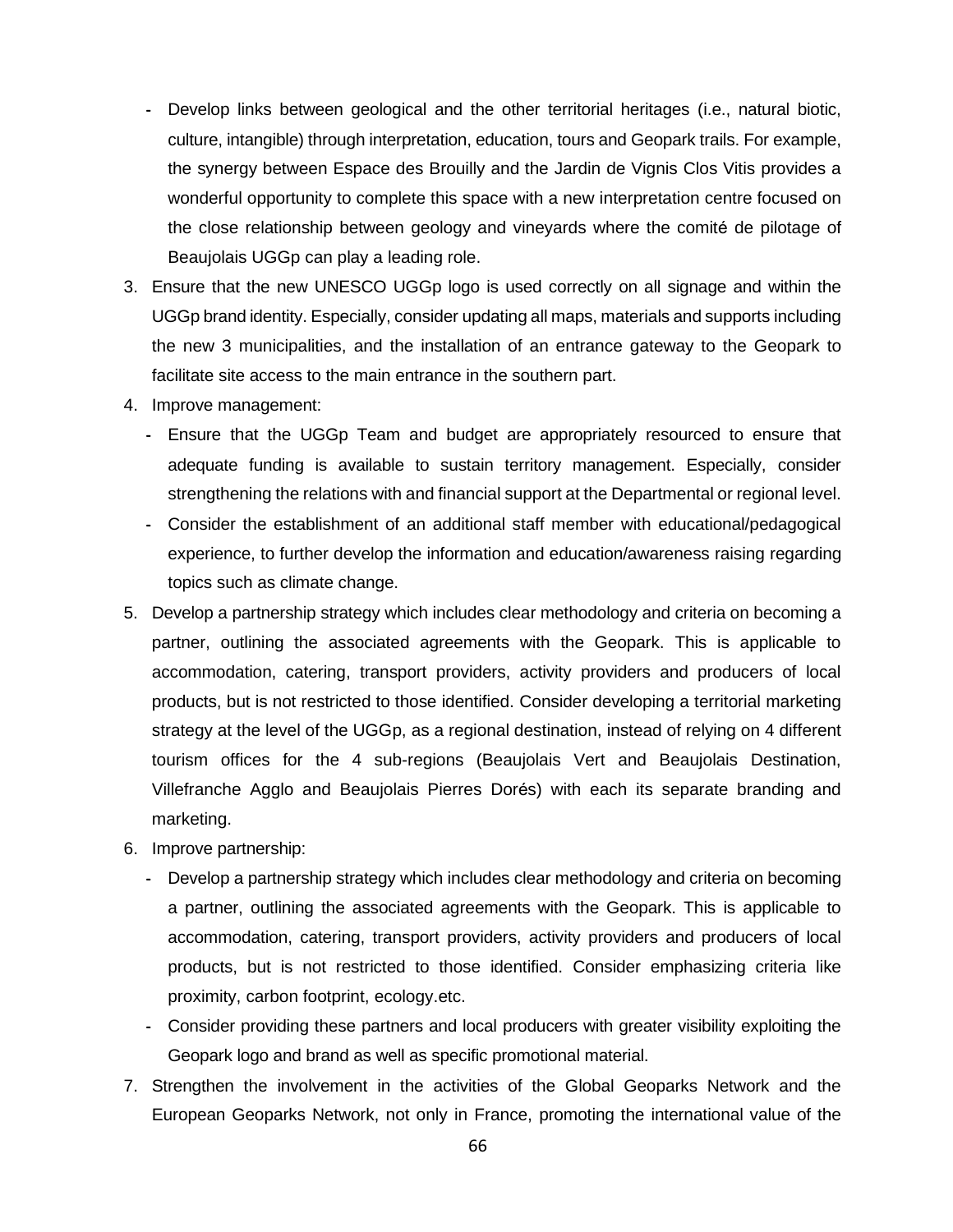- Develop links between geological and the other territorial heritages (i.e., natural biotic, culture, intangible) through interpretation, education, tours and Geopark trails. For example, the synergy between Espace des Brouilly and the Jardin de Vignis Clos Vitis provides a wonderful opportunity to complete this space with a new interpretation centre focused on the close relationship between geology and vineyards where the comité de pilotage of Beaujolais UGGp can play a leading role.

3. Ensure that the new UNESCO UGGp logo is used correctly on all signage and within the UGGp brand identity. Especially, consider updating all maps, materials and supports including the new 3 municipalities, and the installation of an entrance gateway to the Geopark to facilitate site access to the main entrance in the southern part.
4. Improve management:
   - Ensure that the UGGp Team and budget are appropriately resourced to ensure that adequate funding is available to sustain territory management. Especially, consider strengthening the relations with and financial support at the Departmental or regional level.
   - Consider the establishment of an additional staff member with educational/pedagogical experience, to further develop the information and education/awareness raising regarding topics such as climate change.
5. Develop a partnership strategy which includes clear methodology and criteria on becoming a partner, outlining the associated agreements with the Geopark. This is applicable to accommodation, catering, transport providers, activity providers and producers of local products, but is not restricted to those identified. Consider developing a territorial marketing strategy at the level of the UGGp, as a regional destination, instead of relying on 4 different tourism offices for the 4 sub-regions (Beaujolais Vert and Beaujolais Destination, Villefranche Agglo and Beaujolais Pierres Dorés) with each its separate branding and marketing.
6. Improve partnership:
   - Develop a partnership strategy which includes clear methodology and criteria on becoming a partner, outlining the associated agreements with the Geopark. This is applicable to accommodation, catering, transport providers, activity providers and producers of local products, but is not restricted to those identified. Consider emphasizing criteria like proximity, carbon footprint, ecology.etc.
   - Consider providing these partners and local producers with greater visibility exploiting the Geopark logo and brand as well as specific promotional material.
7. Strengthen the involvement in the activities of the Global Geoparks Network and the European Geoparks Network, not only in France, promoting the international value of the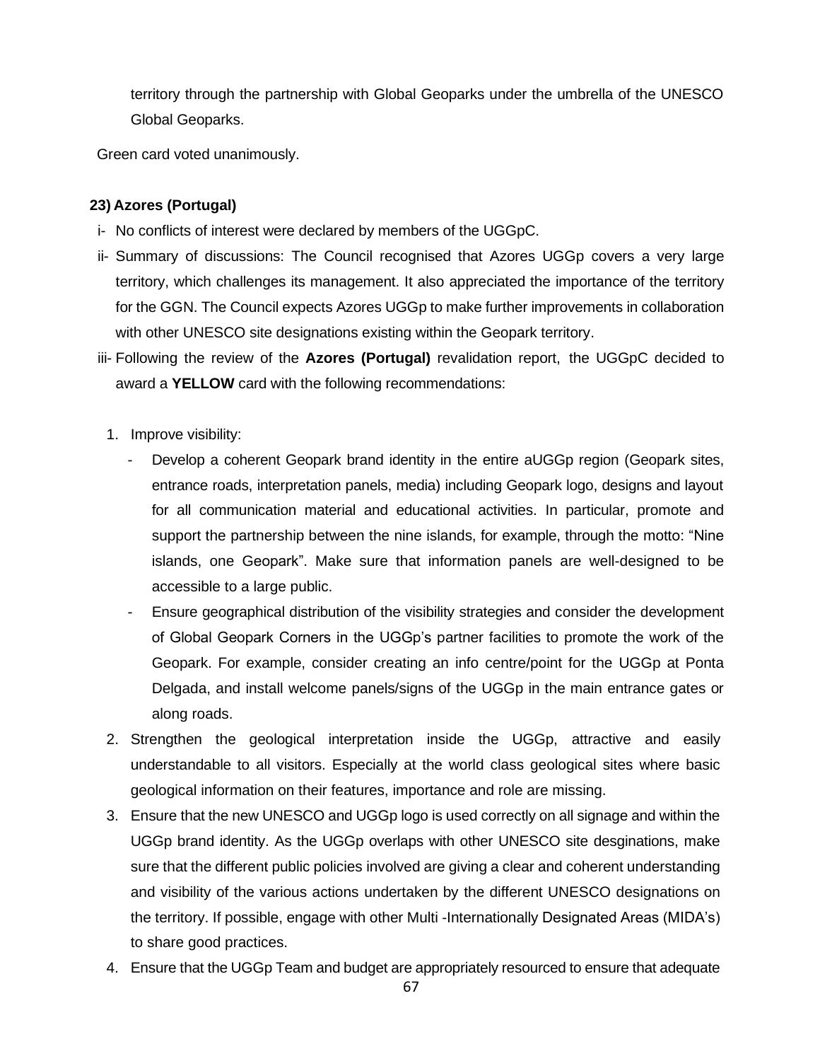territory through the partnership with Global Geoparks under the umbrella of the UNESCO Global Geoparks.

Green card voted unanimously.

**23) Azores (Portugal)**

i- No conflicts of interest were declared by members of the UGGpC.

ii- Summary of discussions: The Council recognised that Azores UGGp covers a very large territory, which challenges its management. It also appreciated the importance of the territory for the GGN. The Council expects Azores UGGp to make further improvements in collaboration with other UNESCO site designations existing within the Geopark territory.

iii- Following the review of the **Azores (Portugal)** revalidation report, the UGGpC decided to award a **YELLOW** card with the following recommendations:

1. Improve visibility:
   - Develop a coherent Geopark brand identity in the entire aUGGp region (Geopark sites, entrance roads, interpretation panels, media) including Geopark logo, designs and layout for all communication material and educational activities. In particular, promote and support the partnership between the nine islands, for example, through the motto: "Nine islands, one Geopark". Make sure that information panels are well-designed to be accessible to a large public.
   - Ensure geographical distribution of the visibility strategies and consider the development of Global Geopark Corners in the UGGp's partner facilities to promote the work of the Geopark. For example, consider creating an info centre/point for the UGGp at Ponta Delgada, and install welcome panels/signs of the UGGp in the main entrance gates or along roads.
2. Strengthen the geological interpretation inside the UGGp, attractive and easily understandable to all visitors. Especially at the world class geological sites where basic geological information on their features, importance and role are missing.
3. Ensure that the new UNESCO and UGGp logo is used correctly on all signage and within the UGGp brand identity. As the UGGp overlaps with other UNESCO site desginations, make sure that the different public policies involved are giving a clear and coherent understanding and visibility of the various actions undertaken by the different UNESCO designations on the territory. If possible, engage with other Multi -Internationally Designated Areas (MIDA's) to share good practices.
4. Ensure that the UGGp Team and budget are appropriately resourced to ensure that adequate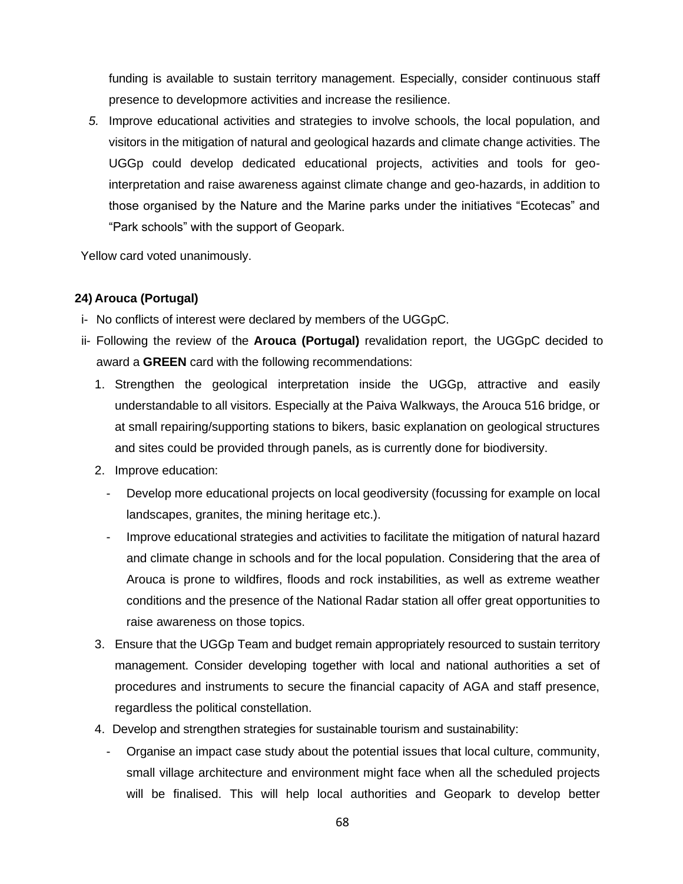funding is available to sustain territory management. Especially, consider continuous staff presence to developmore activities and increase the resilience.

5. Improve educational activities and strategies to involve schools, the local population, and visitors in the mitigation of natural and geological hazards and climate change activities. The UGGp could develop dedicated educational projects, activities and tools for geo-interpretation and raise awareness against climate change and geo-hazards, in addition to those organised by the Nature and the Marine parks under the initiatives “Ecotecas” and “Park schools” with the support of Geopark.

Yellow card voted unanimously.

**24) Arouca (Portugal)**

i- No conflicts of interest were declared by members of the UGGpC.

ii- Following the review of the **Arouca (Portugal)** revalidation report, the UGGpC decided to award a **GREEN** card with the following recommendations:

1. Strengthen the geological interpretation inside the UGGp, attractive and easily understandable to all visitors. Especially at the Paiva Walkways, the Arouca 516 bridge, or at small repairing/supporting stations to bikers, basic explanation on geological structures and sites could be provided through panels, as is currently done for biodiversity.
2. Improve education:
   - Develop more educational projects on local geodiversity (focussing for example on local landscapes, granites, the mining heritage etc.).
   - Improve educational strategies and activities to facilitate the mitigation of natural hazard and climate change in schools and for the local population. Considering that the area of Arouca is prone to wildfires, floods and rock instabilities, as well as extreme weather conditions and the presence of the National Radar station all offer great opportunities to raise awareness on those topics.
3. Ensure that the UGGp Team and budget remain appropriately resourced to sustain territory management. Consider developing together with local and national authorities a set of procedures and instruments to secure the financial capacity of AGA and staff presence, regardless the political constellation.
4. Develop and strengthen strategies for sustainable tourism and sustainability:
   - Organise an impact case study about the potential issues that local culture, community, small village architecture and environment might face when all the scheduled projects will be finalised. This will help local authorities and Geopark to develop better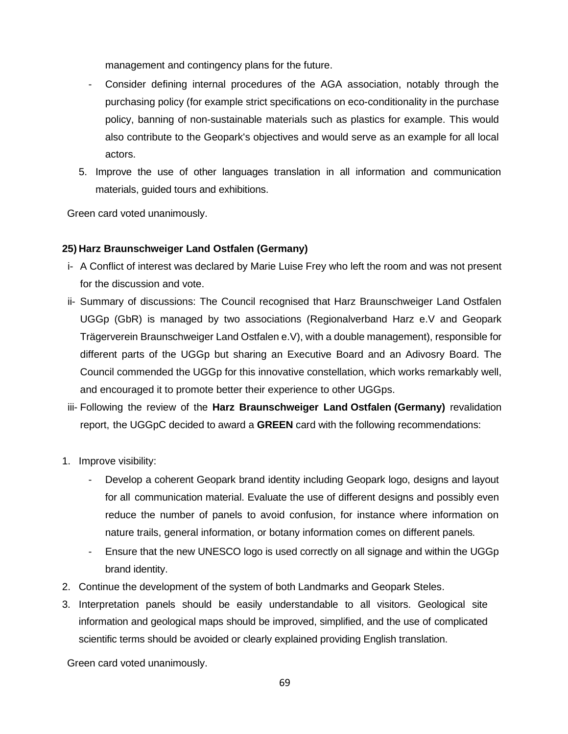management and contingency plans for the future.

- Consider defining internal procedures of the AGA association, notably through the purchasing policy (for example strict specifications on eco-conditionality in the purchase policy, banning of non-sustainable materials such as plastics for example. This would also contribute to the Geopark's objectives and would serve as an example for all local actors.

5. Improve the use of other languages translation in all information and communication materials, guided tours and exhibitions.

Green card voted unanimously.

**25) Harz Braunschweiger Land Ostfalen (Germany)**

i- A Conflict of interest was declared by Marie Luise Frey who left the room and was not present for the discussion and vote.

ii- Summary of discussions: The Council recognised that Harz Braunschweiger Land Ostfalen UGGp (GbR) is managed by two associations (Regionalverband Harz e.V and Geopark Trägerverein Braunschweiger Land Ostfalen e.V), with a double management), responsible for different parts of the UGGp but sharing an Executive Board and an Adivosry Board. The Council commended the UGGp for this innovative constellation, which works remarkably well, and encouraged it to promote better their experience to other UGGps.

iii- Following the review of the **Harz Braunschweiger Land Ostfalen (Germany)** revalidation report, the UGGpC decided to award a **GREEN** card with the following recommendations:

1. Improve visibility:
   - Develop a coherent Geopark brand identity including Geopark logo, designs and layout for all communication material. Evaluate the use of different designs and possibly even reduce the number of panels to avoid confusion, for instance where information on nature trails, general information, or botany information comes on different panels.
   - Ensure that the new UNESCO logo is used correctly on all signage and within the UGGp brand identity.
2. Continue the development of the system of both Landmarks and Geopark Steles.
3. Interpretation panels should be easily understandable to all visitors. Geological site information and geological maps should be improved, simplified, and the use of complicated scientific terms should be avoided or clearly explained providing English translation.

Green card voted unanimously.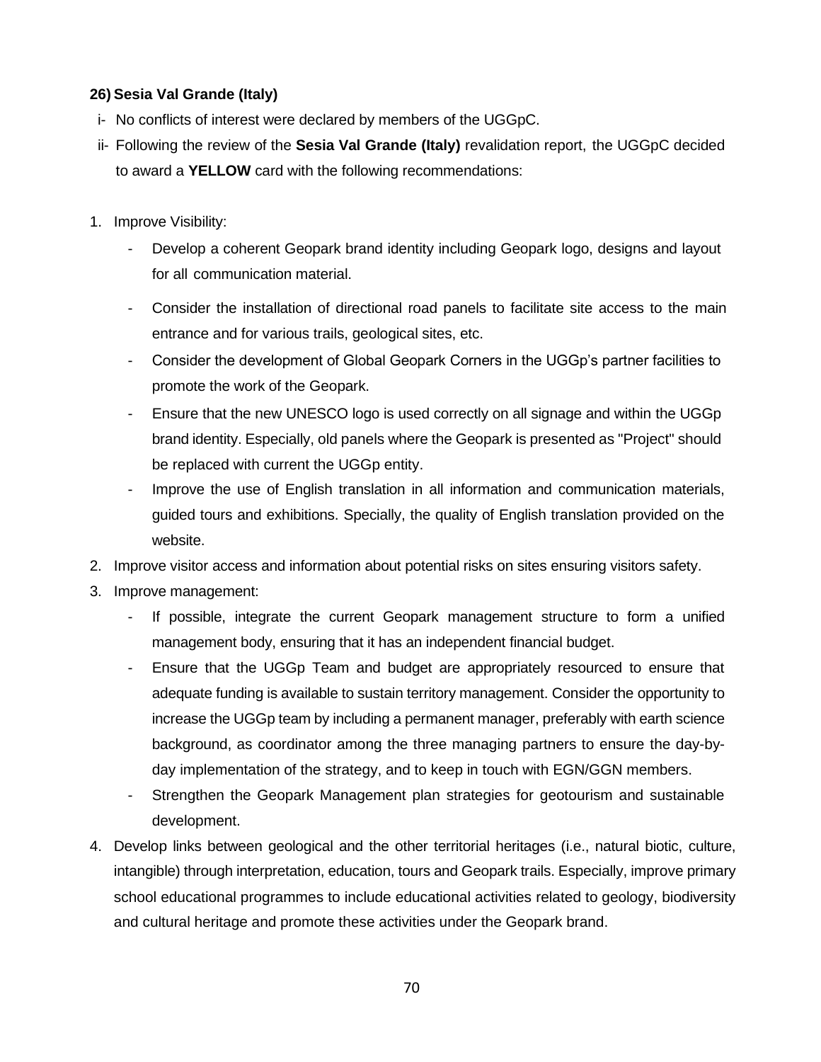**26) Sesia Val Grande (Italy)**

i- No conflicts of interest were declared by members of the UGGpC.

ii- Following the review of the **Sesia Val Grande (Italy)** revalidation report, the UGGpC decided to award a **YELLOW** card with the following recommendations:

1. Improve Visibility:
   - Develop a coherent Geopark brand identity including Geopark logo, designs and layout for all communication material.
   - Consider the installation of directional road panels to facilitate site access to the main entrance and for various trails, geological sites, etc.
   - Consider the development of Global Geopark Corners in the UGGp's partner facilities to promote the work of the Geopark.
   - Ensure that the new UNESCO logo is used correctly on all signage and within the UGGp brand identity. Especially, old panels where the Geopark is presented as "Project" should be replaced with current the UGGp entity.
   - Improve the use of English translation in all information and communication materials, guided tours and exhibitions. Specially, the quality of English translation provided on the website.
2. Improve visitor access and information about potential risks on sites ensuring visitors safety.
3. Improve management:
   - If possible, integrate the current Geopark management structure to form a unified management body, ensuring that it has an independent financial budget.
   - Ensure that the UGGp Team and budget are appropriately resourced to ensure that adequate funding is available to sustain territory management. Consider the opportunity to increase the UGGp team by including a permanent manager, preferably with earth science background, as coordinator among the three managing partners to ensure the day-by-day implementation of the strategy, and to keep in touch with EGN/GGN members.
   - Strengthen the Geopark Management plan strategies for geotourism and sustainable development.
4. Develop links between geological and the other territorial heritages (i.e., natural biotic, culture, intangible) through interpretation, education, tours and Geopark trails. Especially, improve primary school educational programmes to include educational activities related to geology, biodiversity and cultural heritage and promote these activities under the Geopark brand.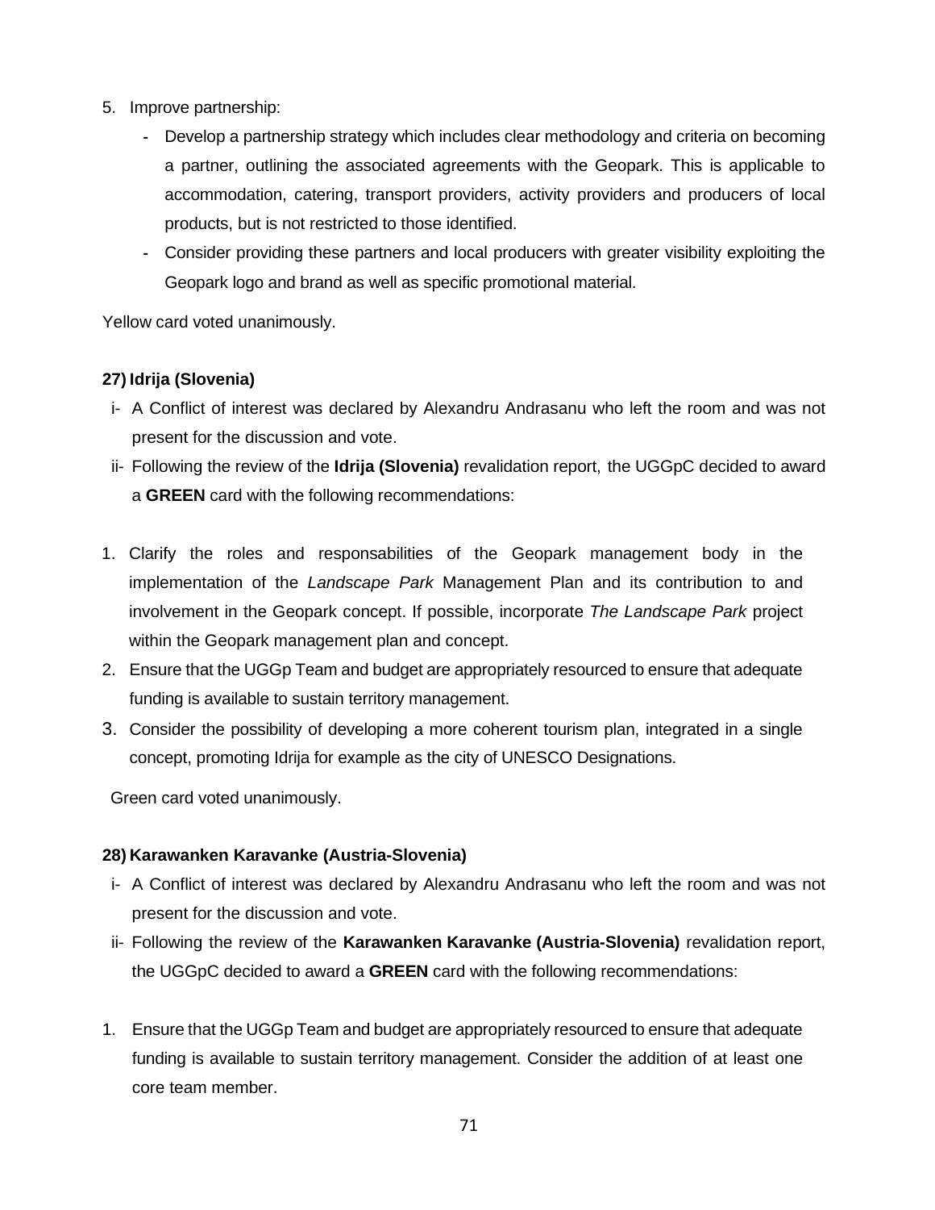5. Improve partnership:
    - Develop a partnership strategy which includes clear methodology and criteria on becoming a partner, outlining the associated agreements with the Geopark. This is applicable to accommodation, catering, transport providers, activity providers and producers of local products, but is not restricted to those identified.
    - Consider providing these partners and local producers with greater visibility exploiting the Geopark logo and brand as well as specific promotional material.

Yellow card voted unanimously.

**27) Idrija (Slovenia)**

i- A Conflict of interest was declared by Alexandru Andrasanu who left the room and was not present for the discussion and vote.

ii- Following the review of the **Idrija (Slovenia)** revalidation report, the UGGpC decided to award a **GREEN** card with the following recommendations:

1. Clarify the roles and responsabilities of the Geopark management body in the implementation of the *Landscape Park* Management Plan and its contribution to and involvement in the Geopark concept. If possible, incorporate *The Landscape Park* project within the Geopark management plan and concept.
2. Ensure that the UGGp Team and budget are appropriately resourced to ensure that adequate funding is available to sustain territory management.
3. Consider the possibility of developing a more coherent tourism plan, integrated in a single concept, promoting Idrija for example as the city of UNESCO Designations.

Green card voted unanimously.

**28) Karawanken Karavanke (Austria-Slovenia)**

i- A Conflict of interest was declared by Alexandru Andrasanu who left the room and was not present for the discussion and vote.

ii- Following the review of the **Karawanken Karavanke (Austria-Slovenia)** revalidation report, the UGGpC decided to award a **GREEN** card with the following recommendations:

1. Ensure that the UGGp Team and budget are appropriately resourced to ensure that adequate funding is available to sustain territory management. Consider the addition of at least one core team member.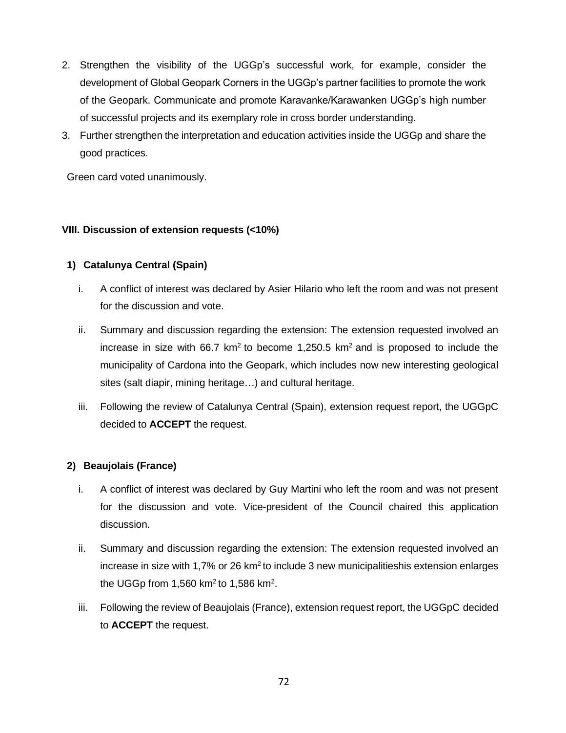2. Strengthen the visibility of the UGGp's successful work, for example, consider the development of Global Geopark Corners in the UGGp's partner facilities to promote the work of the Geopark. Communicate and promote Karavanke/Karawanken UGGp's high number of successful projects and its exemplary role in cross border understanding.
3. Further strengthen the interpretation and education activities inside the UGGp and share the good practices.

Green card voted unanimously.

### VIII. Discussion of extension requests (<10%)

#### 1) Catalunya Central (Spain)

i. A conflict of interest was declared by Asier Hilario who left the room and was not present for the discussion and vote.

ii. Summary and discussion regarding the extension: The extension requested involved an increase in size with 66.7 $km^2$ to become 1,250.5 $km^2$ and is proposed to include the municipality of Cardona into the Geopark, which includes now new interesting geological sites (salt diapir, mining heritage…) and cultural heritage.

iii. Following the review of Catalunya Central (Spain), extension request report, the UGGpC decided to **ACCEPT** the request.

#### 2) Beaujolais (France)

i. A conflict of interest was declared by Guy Martini who left the room and was not present for the discussion and vote. Vice-president of the Council chaired this application discussion.

ii. Summary and discussion regarding the extension: The extension requested involved an increase in size with 1,7% or 26 $km^2$ to include 3 new municipalitieshis extension enlarges the UGGp from 1,560 $km^2$ to 1,586 $km^2$.

iii. Following the review of Beaujolais (France), extension request report, the UGGpC decided to **ACCEPT** the request.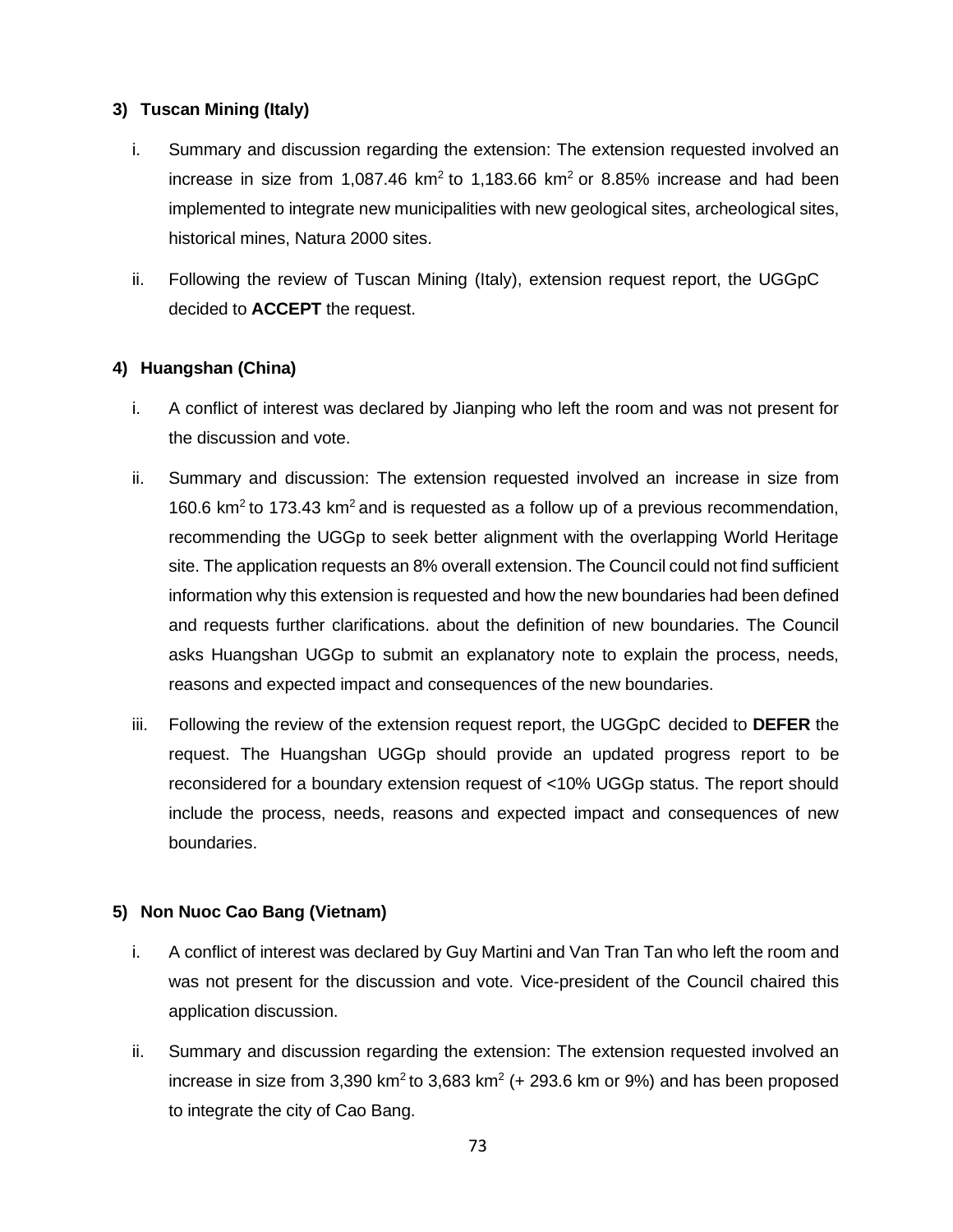**3) Tuscan Mining (Italy)**

i. Summary and discussion regarding the extension: The extension requested involved an increase in size from 1,087.46 $km^2$ to 1,183.66 $km^2$ or 8.85% increase and had been implemented to integrate new municipalities with new geological sites, archeological sites, historical mines, Natura 2000 sites.

ii. Following the review of Tuscan Mining (Italy), extension request report, the UGGpC decided to **ACCEPT** the request.

**4) Huangshan (China)**

i. A conflict of interest was declared by Jianping who left the room and was not present for the discussion and vote.

ii. Summary and discussion: The extension requested involved an increase in size from 160.6 $km^2$ to 173.43 $km^2$ and is requested as a follow up of a previous recommendation, recommending the UGGp to seek better alignment with the overlapping World Heritage site. The application requests an 8% overall extension. The Council could not find sufficient information why this extension is requested and how the new boundaries had been defined and requests further clarifications. about the definition of new boundaries. The Council asks Huangshan UGGp to submit an explanatory note to explain the process, needs, reasons and expected impact and consequences of the new boundaries.

iii. Following the review of the extension request report, the UGGpC decided to **DEFER** the request. The Huangshan UGGp should provide an updated progress report to be reconsidered for a boundary extension request of <10% UGGp status. The report should include the process, needs, reasons and expected impact and consequences of new boundaries.

**5) Non Nuoc Cao Bang (Vietnam)**

i. A conflict of interest was declared by Guy Martini and Van Tran Tan who left the room and was not present for the discussion and vote. Vice-president of the Council chaired this application discussion.

ii. Summary and discussion regarding the extension: The extension requested involved an increase in size from 3,390 $km^2$ to 3,683 $km^2$ (+ 293.6 km or 9%) and has been proposed to integrate the city of Cao Bang.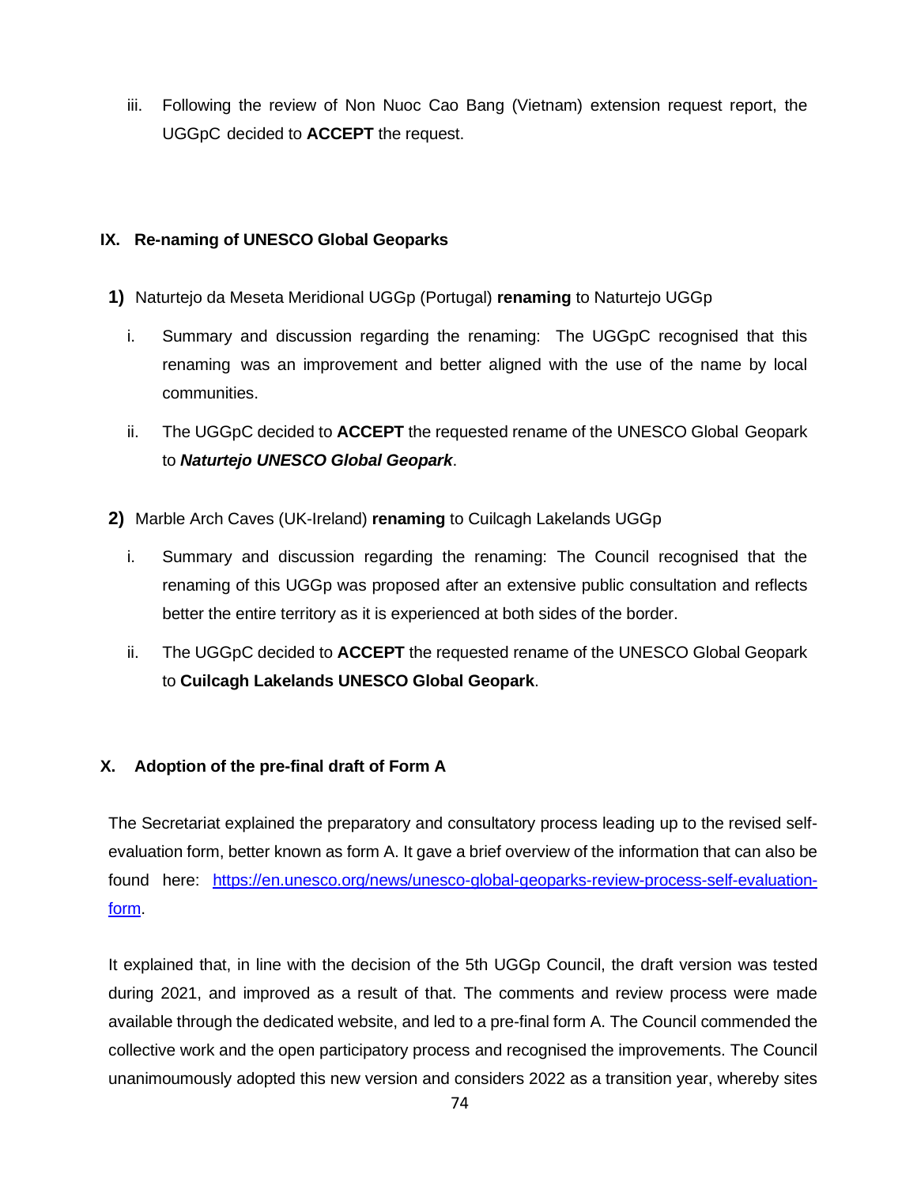iii. Following the review of Non Nuoc Cao Bang (Vietnam) extension request report, the UGGpC decided to **ACCEPT** the request.

## IX. Re-naming of UNESCO Global Geoparks

**1)** Naturtejo da Meseta Meridional UGGp (Portugal) **renaming** to Naturtejo UGGp

i. Summary and discussion regarding the renaming: The UGGpC recognised that this renaming was an improvement and better aligned with the use of the name by local communities.

ii. The UGGpC decided to **ACCEPT** the requested rename of the UNESCO Global Geopark to ***Naturtejo UNESCO Global Geopark***.

**2)** Marble Arch Caves (UK-Ireland) **renaming** to Cuilcagh Lakelands UGGp

i. Summary and discussion regarding the renaming: The Council recognised that the renaming of this UGGp was proposed after an extensive public consultation and reflects better the entire territory as it is experienced at both sides of the border.

ii. The UGGpC decided to **ACCEPT** the requested rename of the UNESCO Global Geopark to **Cuilcagh Lakelands UNESCO Global Geopark**.

## X. Adoption of the pre-final draft of Form A

The Secretariat explained the preparatory and consultatory process leading up to the revised self-evaluation form, better known as form A. It gave a brief overview of the information that can also be found here: https://en.unesco.org/news/unesco-global-geoparks-review-process-self-evaluation-form.

It explained that, in line with the decision of the 5th UGGp Council, the draft version was tested during 2021, and improved as a result of that. The comments and review process were made available through the dedicated website, and led to a pre-final form A. The Council commended the collective work and the open participatory process and recognised the improvements. The Council unanimoumously adopted this new version and considers 2022 as a transition year, whereby sites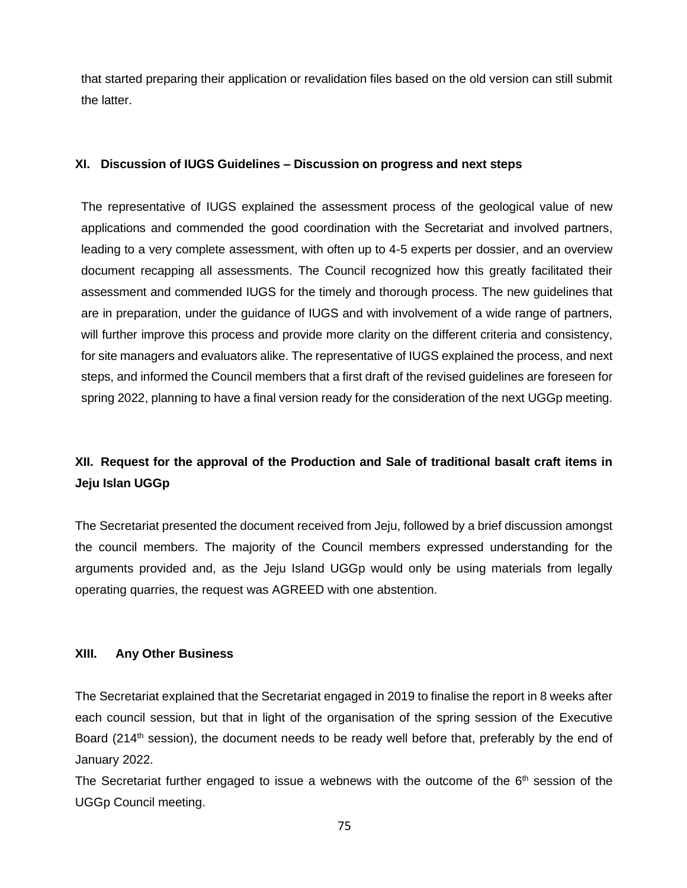that started preparing their application or revalidation files based on the old version can still submit the latter.

## XI. Discussion of IUGS Guidelines – Discussion on progress and next steps

The representative of IUGS explained the assessment process of the geological value of new applications and commended the good coordination with the Secretariat and involved partners, leading to a very complete assessment, with often up to 4-5 experts per dossier, and an overview document recapping all assessments. The Council recognized how this greatly facilitated their assessment and commended IUGS for the timely and thorough process. The new guidelines that are in preparation, under the guidance of IUGS and with involvement of a wide range of partners, will further improve this process and provide more clarity on the different criteria and consistency, for site managers and evaluators alike. The representative of IUGS explained the process, and next steps, and informed the Council members that a first draft of the revised guidelines are foreseen for spring 2022, planning to have a final version ready for the consideration of the next UGGp meeting.

## XII. Request for the approval of the Production and Sale of traditional basalt craft items in Jeju Islan UGGp

The Secretariat presented the document received from Jeju, followed by a brief discussion amongst the council members. The majority of the Council members expressed understanding for the arguments provided and, as the Jeju Island UGGp would only be using materials from legally operating quarries, the request was AGREED with one abstention.

## XIII. Any Other Business

The Secretariat explained that the Secretariat engaged in 2019 to finalise the report in 8 weeks after each council session, but that in light of the organisation of the spring session of the Executive Board (214th session), the document needs to be ready well before that, preferably by the end of January 2022.

The Secretariat further engaged to issue a webnews with the outcome of the 6th session of the UGGp Council meeting.